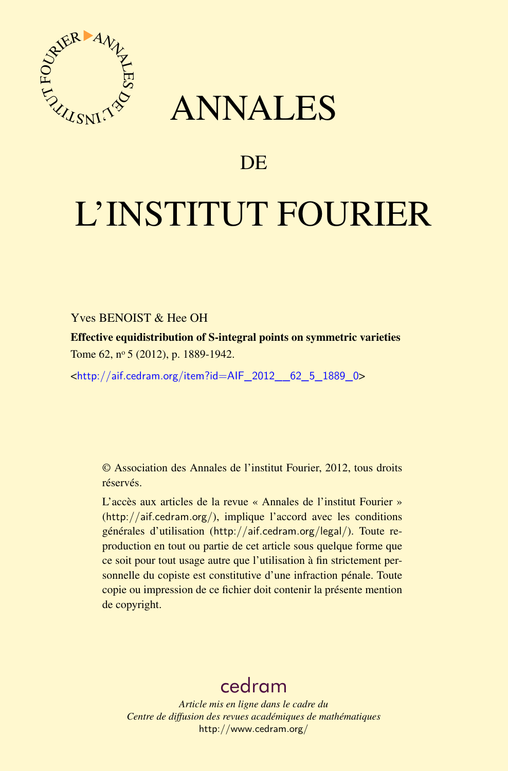# ANNALES

## DE

# L'INSTITUT FOURIER

Yves BENOIST & Hee OH

**Effective equidistribution of S-integral points on symmetric varieties**

Tome 62, n$^{o}$ 5 (2012), p. 1889-1942.

<http://aif.cedram.org/item?id=AIF_2012__62_5_1889_0>

© Association des Annales de l'institut Fourier, 2012, tous droits réservés.

L'accès aux articles de la revue « Annales de l'institut Fourier » (http://aif.cedram.org/), implique l'accord avec les conditions générales d'utilisation (http://aif.cedram.org/legal/). Toute reproduction en tout ou partie de cet article sous quelque forme que ce soit pour tout usage autre que l'utilisation à fin strictement personnelle du copiste est constitutive d'une infraction pénale. Toute copie ou impression de ce fichier doit contenir la présente mention de copyright.

cedram

*Article mis en ligne dans le cadre du*
*Centre de diffusion des revues académiques de mathématiques*
http://www.cedram.org/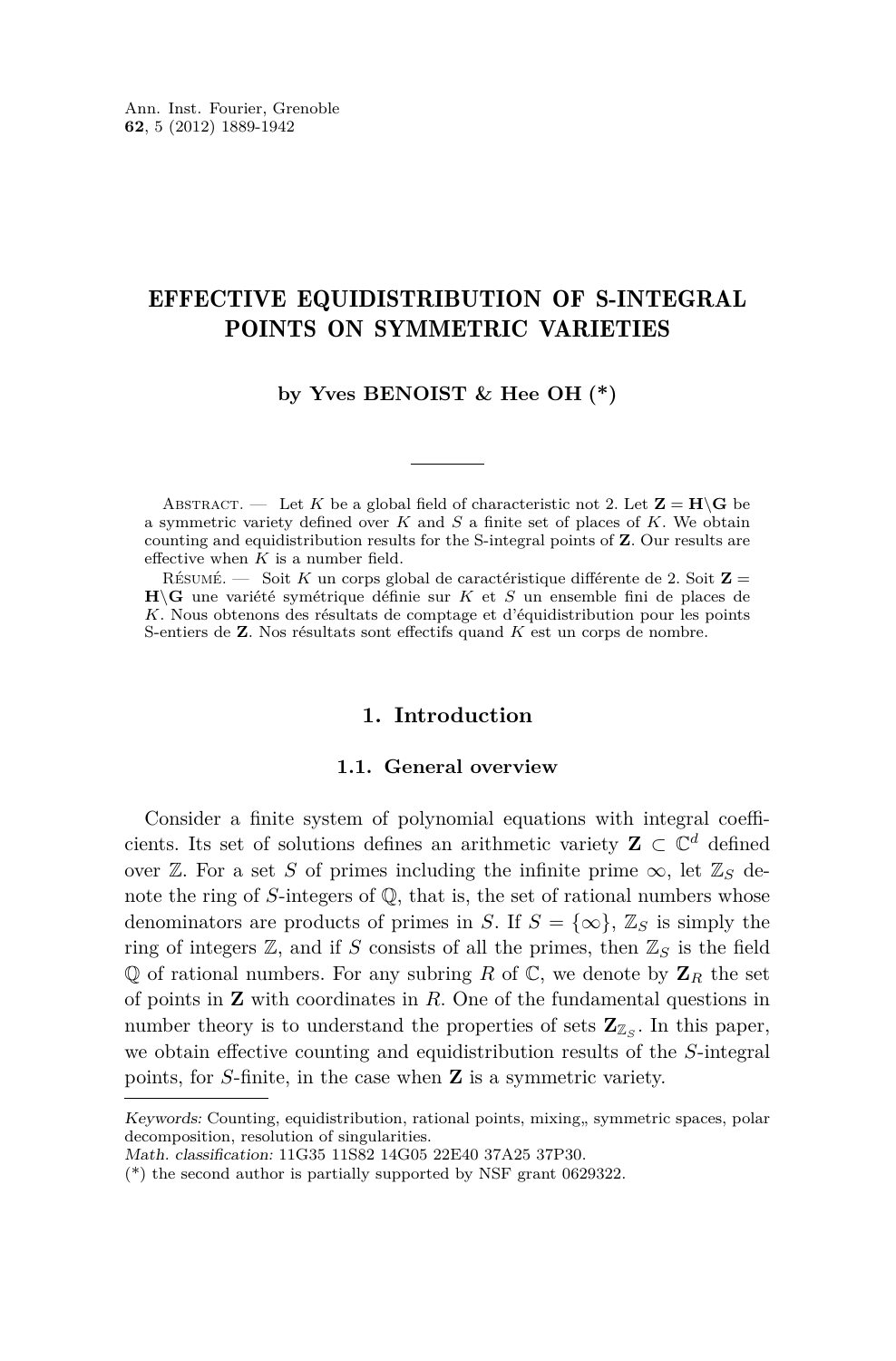# EFFECTIVE EQUIDISTRIBUTION OF S-INTEGRAL POINTS ON SYMMETRIC VARIETIES

**by Yves BENOIST & Hee OH (\*)**

Abstract. — Let $K$ be a global field of characteristic not 2. Let $\mathbf{Z} = \mathbf{H}\backslash\mathbf{G}$ be a symmetric variety defined over $K$ and $S$ a finite set of places of $K$. We obtain counting and equidistribution results for the S-integral points of $\mathbf{Z}$. Our results are effective when $K$ is a number field.

Résumé. — Soit $K$ un corps global de caractéristique différente de 2. Soit $\mathbf{Z} = \mathbf{H}\backslash\mathbf{G}$ une variété symétrique définie sur $K$ et $S$ un ensemble fini de places de $K$. Nous obtenons des résultats de comptage et d'équidistribution pour les points S-entiers de $\mathbf{Z}$. Nos résultats sont effectifs quand $K$ est un corps de nombre.

## 1. Introduction

### 1.1. General overview

Consider a finite system of polynomial equations with integral coefficients. Its set of solutions defines an arithmetic variety $\mathbf{Z} \subset \mathbb{C}^d$ defined over $\mathbb{Z}$. For a set $S$ of primes including the infinite prime $\infty$, let $\mathbb{Z}_S$ denote the ring of $S$-integers of $\mathbb{Q}$, that is, the set of rational numbers whose denominators are products of primes in $S$. If $S = \{\infty\}$, $\mathbb{Z}_S$ is simply the ring of integers $\mathbb{Z}$, and if $S$ consists of all the primes, then $\mathbb{Z}_S$ is the field $\mathbb{Q}$ of rational numbers. For any subring $R$ of $\mathbb{C}$, we denote by $\mathbf{Z}_R$ the set of points in $\mathbf{Z}$ with coordinates in $R$. One of the fundamental questions in number theory is to understand the properties of sets $\mathbf{Z}_{\mathbb{Z}_S}$. In this paper, we obtain effective counting and equidistribution results of the $S$-integral points, for $S$-finite, in the case when $\mathbf{Z}$ is a symmetric variety.

---

*Keywords:* Counting, equidistribution, rational points, mixing,, symmetric spaces, polar decomposition, resolution of singularities.
*Math. classification:* 11G35 11S82 14G05 22E40 37A25 37P30.
(\*) the second author is partially supported by NSF grant 0629322.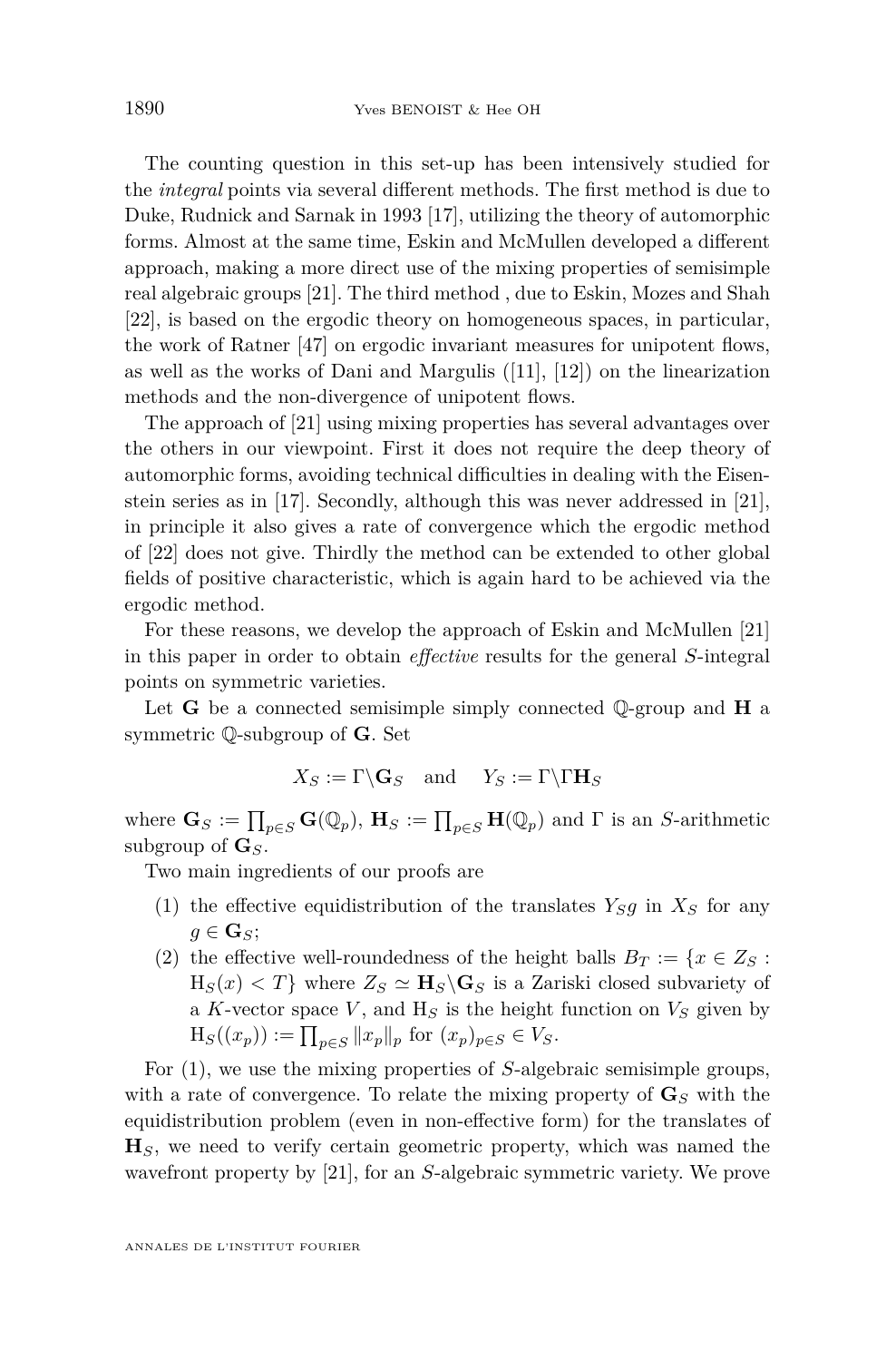The counting question in this set-up has been intensively studied for the *integral* points via several different methods. The first method is due to Duke, Rudnick and Sarnak in 1993 [17], utilizing the theory of automorphic forms. Almost at the same time, Eskin and McMullen developed a different approach, making a more direct use of the mixing properties of semisimple real algebraic groups [21]. The third method , due to Eskin, Mozes and Shah [22], is based on the ergodic theory on homogeneous spaces, in particular, the work of Ratner [47] on ergodic invariant measures for unipotent flows, as well as the works of Dani and Margulis ([11], [12]) on the linearization methods and the non-divergence of unipotent flows.

The approach of [21] using mixing properties has several advantages over the others in our viewpoint. First it does not require the deep theory of automorphic forms, avoiding technical difficulties in dealing with the Eisenstein series as in [17]. Secondly, although this was never addressed in [21], in principle it also gives a rate of convergence which the ergodic method of [22] does not give. Thirdly the method can be extended to other global fields of positive characteristic, which is again hard to be achieved via the ergodic method.

For these reasons, we develop the approach of Eskin and McMullen [21] in this paper in order to obtain *effective* results for the general $S$-integral points on symmetric varieties.

Let $\mathbf{G}$ be a connected semisimple simply connected $\mathbb{Q}$-group and $\mathbf{H}$ a symmetric $\mathbb{Q}$-subgroup of $\mathbf{G}$. Set

$$X_S := \Gamma\backslash\mathbf{G}_S \quad \text{and} \quad Y_S := \Gamma\backslash\Gamma\mathbf{H}_S$$

where $\mathbf{G}_S := \prod_{p\in S}\mathbf{G}(\mathbb{Q}_p)$, $\mathbf{H}_S := \prod_{p\in S}\mathbf{H}(\mathbb{Q}_p)$ and $\Gamma$ is an $S$-arithmetic subgroup of $\mathbf{G}_S$.

Two main ingredients of our proofs are

1. the effective equidistribution of the translates $Y_S g$ in $X_S$ for any $g \in \mathbf{G}_S$;
2. the effective well-roundedness of the height balls $B_T := \{x \in Z_S : \mathrm{H}_S(x) < T\}$ where $Z_S \simeq \mathbf{H}_S\backslash\mathbf{G}_S$ is a Zariski closed subvariety of a $K$-vector space $V$, and $\mathrm{H}_S$ is the height function on $V_S$ given by $\mathrm{H}_S((x_p)) := \prod_{p\in S}\|x_p\|_p$ for $(x_p)_{p\in S} \in V_S$.

For (1), we use the mixing properties of $S$-algebraic semisimple groups, with a rate of convergence. To relate the mixing property of $\mathbf{G}_S$ with the equidistribution problem (even in non-effective form) for the translates of $\mathbf{H}_S$, we need to verify certain geometric property, which was named the wavefront property by [21], for an $S$-algebraic symmetric variety. We prove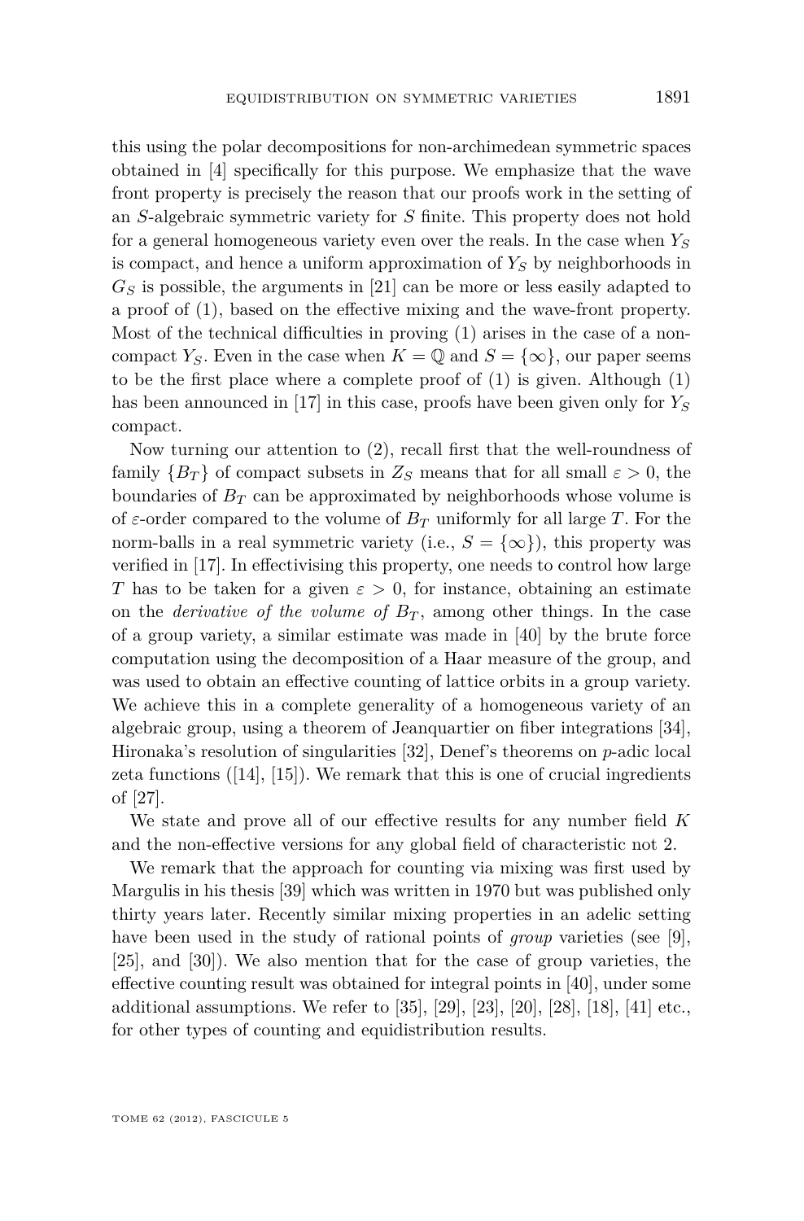this using the polar decompositions for non-archimedean symmetric spaces obtained in [4] specifically for this purpose. We emphasize that the wave front property is precisely the reason that our proofs work in the setting of an $S$-algebraic symmetric variety for $S$ finite. This property does not hold for a general homogeneous variety even over the reals. In the case when $Y_S$ is compact, and hence a uniform approximation of $Y_S$ by neighborhoods in $G_S$ is possible, the arguments in [21] can be more or less easily adapted to a proof of (1), based on the effective mixing and the wave-front property. Most of the technical difficulties in proving (1) arises in the case of a non-compact $Y_S$. Even in the case when $K = \mathbb{Q}$ and $S = \{\infty\}$, our paper seems to be the first place where a complete proof of (1) is given. Although (1) has been announced in [17] in this case, proofs have been given only for $Y_S$ compact.

Now turning our attention to (2), recall first that the well-roundness of family $\{B_T\}$ of compact subsets in $Z_S$ means that for all small $\varepsilon > 0$, the boundaries of $B_T$ can be approximated by neighborhoods whose volume is of $\varepsilon$-order compared to the volume of $B_T$ uniformly for all large $T$. For the norm-balls in a real symmetric variety (i.e., $S = \{\infty\}$), this property was verified in [17]. In effectivising this property, one needs to control how large $T$ has to be taken for a given $\varepsilon > 0$, for instance, obtaining an estimate on the *derivative of the volume of* $B_T$, among other things. In the case of a group variety, a similar estimate was made in [40] by the brute force computation using the decomposition of a Haar measure of the group, and was used to obtain an effective counting of lattice orbits in a group variety. We achieve this in a complete generality of a homogeneous variety of an algebraic group, using a theorem of Jeanquartier on fiber integrations [34], Hironaka's resolution of singularities [32], Denef's theorems on $p$-adic local zeta functions ([14], [15]). We remark that this is one of crucial ingredients of [27].

We state and prove all of our effective results for any number field $K$ and the non-effective versions for any global field of characteristic not 2.

We remark that the approach for counting via mixing was first used by Margulis in his thesis [39] which was written in 1970 but was published only thirty years later. Recently similar mixing properties in an adelic setting have been used in the study of rational points of *group* varieties (see [9], [25], and [30]). We also mention that for the case of group varieties, the effective counting result was obtained for integral points in [40], under some additional assumptions. We refer to [35], [29], [23], [20], [28], [18], [41] etc., for other types of counting and equidistribution results.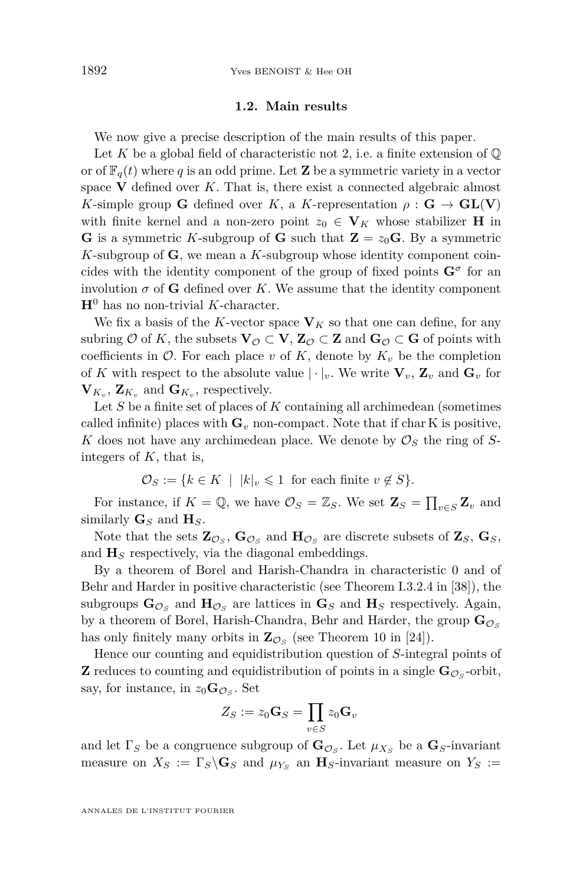### 1.2. Main results

We now give a precise description of the main results of this paper.

Let $K$ be a global field of characteristic not 2, i.e. a finite extension of $\mathbb{Q}$ or of $\mathbb{F}_q(t)$ where $q$ is an odd prime. Let $\mathbf{Z}$ be a symmetric variety in a vector space $\mathbf{V}$ defined over $K$. That is, there exist a connected algebraic almost $K$-simple group $\mathbf{G}$ defined over $K$, a $K$-representation $\rho : \mathbf{G} \to \mathbf{GL}(\mathbf{V})$ with finite kernel and a non-zero point $z_0 \in \mathbf{V}_K$ whose stabilizer $\mathbf{H}$ in $\mathbf{G}$ is a symmetric $K$-subgroup of $\mathbf{G}$ such that $\mathbf{Z} = z_0\mathbf{G}$. By a symmetric $K$-subgroup of $\mathbf{G}$, we mean a $K$-subgroup whose identity component coincides with the identity component of the group of fixed points $\mathbf{G}^\sigma$ for an involution $\sigma$ of $\mathbf{G}$ defined over $K$. We assume that the identity component $\mathbf{H}^0$ has no non-trivial $K$-character.

We fix a basis of the $K$-vector space $\mathbf{V}_K$ so that one can define, for any subring $\mathcal{O}$ of $K$, the subsets $\mathbf{V}_\mathcal{O} \subset \mathbf{V}$, $\mathbf{Z}_\mathcal{O} \subset \mathbf{Z}$ and $\mathbf{G}_\mathcal{O} \subset \mathbf{G}$ of points with coefficients in $\mathcal{O}$. For each place $v$ of $K$, denote by $K_v$ be the completion of $K$ with respect to the absolute value $|\cdot|_v$. We write $\mathbf{V}_v$, $\mathbf{Z}_v$ and $\mathbf{G}_v$ for $\mathbf{V}_{K_v}$, $\mathbf{Z}_{K_v}$ and $\mathbf{G}_{K_v}$, respectively.

Let $S$ be a finite set of places of $K$ containing all archimedean (sometimes called infinite) places with $\mathbf{G}_v$ non-compact. Note that if $\mathrm{char}\, \mathrm{K}$ is positive, $K$ does not have any archimedean place. We denote by $\mathcal{O}_S$ the ring of $S$-integers of $K$, that is,

$$\mathcal{O}_S := \{k \in K \;\mid\; |k|_v \leqslant 1 \;\text{ for each finite } v \notin S\}.$$

For instance, if $K = \mathbb{Q}$, we have $\mathcal{O}_S = \mathbb{Z}_S$. We set $\mathbf{Z}_S = \prod_{v\in S} \mathbf{Z}_v$ and similarly $\mathbf{G}_S$ and $\mathbf{H}_S$.

Note that the sets $\mathbf{Z}_{\mathcal{O}_S}$, $\mathbf{G}_{\mathcal{O}_S}$ and $\mathbf{H}_{\mathcal{O}_S}$ are discrete subsets of $\mathbf{Z}_S$, $\mathbf{G}_S$, and $\mathbf{H}_S$ respectively, via the diagonal embeddings.

By a theorem of Borel and Harish-Chandra in characteristic 0 and of Behr and Harder in positive characteristic (see Theorem I.3.2.4 in [38]), the subgroups $\mathbf{G}_{\mathcal{O}_S}$ and $\mathbf{H}_{\mathcal{O}_S}$ are lattices in $\mathbf{G}_S$ and $\mathbf{H}_S$ respectively. Again, by a theorem of Borel, Harish-Chandra, Behr and Harder, the group $\mathbf{G}_{\mathcal{O}_S}$ has only finitely many orbits in $\mathbf{Z}_{\mathcal{O}_S}$ (see Theorem 10 in [24]).

Hence our counting and equidistribution question of $S$-integral points of $\mathbf{Z}$ reduces to counting and equidistribution of points in a single $\mathbf{G}_{\mathcal{O}_S}$-orbit, say, for instance, in $z_0\mathbf{G}_{\mathcal{O}_S}$. Set

$$Z_S := z_0\mathbf{G}_S = \prod_{v\in S} z_0\mathbf{G}_v$$

and let $\Gamma_S$ be a congruence subgroup of $\mathbf{G}_{\mathcal{O}_S}$. Let $\mu_{X_S}$ be a $\mathbf{G}_S$-invariant measure on $X_S := \Gamma_S\backslash\mathbf{G}_S$ and $\mu_{Y_S}$ an $\mathbf{H}_S$-invariant measure on $Y_S :=$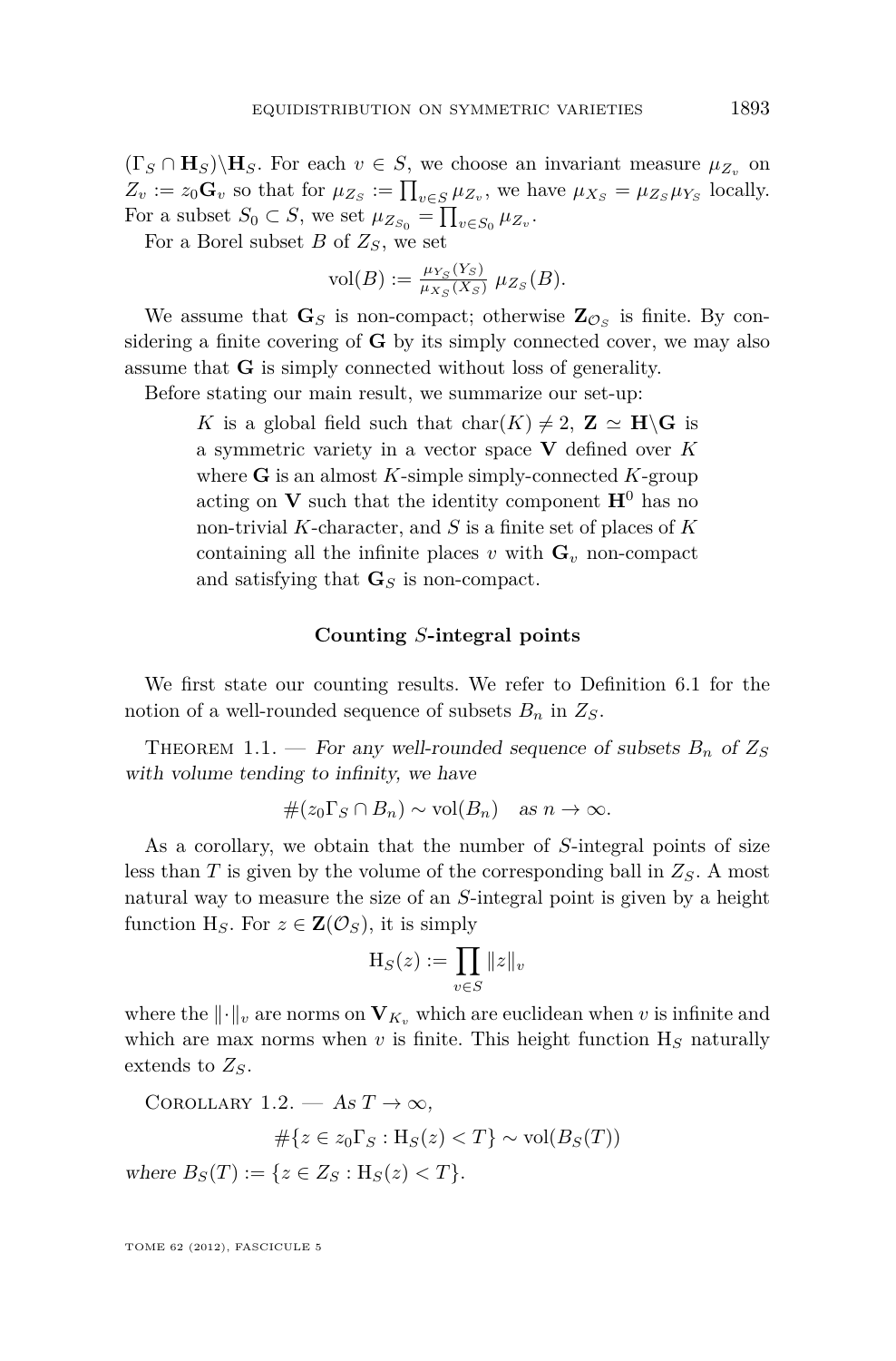$(\Gamma_S \cap \mathbf{H}_S)\backslash \mathbf{H}_S$. For each $v \in S$, we choose an invariant measure $\mu_{Z_v}$ on $Z_v := z_0\mathbf{G}_v$ so that for $\mu_{Z_S} := \prod_{v\in S} \mu_{Z_v}$, we have $\mu_{X_S} = \mu_{Z_S}\mu_{Y_S}$ locally. For a subset $S_0 \subset S$, we set $\mu_{Z_{S_0}} = \prod_{v\in S_0} \mu_{Z_v}$.

For a Borel subset $B$ of $Z_S$, we set

$$\mathrm{vol}(B) := \tfrac{\mu_{Y_S}(Y_S)}{\mu_{X_S}(X_S)}\ \mu_{Z_S}(B).$$

We assume that $\mathbf{G}_S$ is non-compact; otherwise $\mathbf{Z}_{\mathcal{O}_S}$ is finite. By considering a finite covering of $\mathbf{G}$ by its simply connected cover, we may also assume that $\mathbf{G}$ is simply connected without loss of generality.

Before stating our main result, we summarize our set-up:

> $K$ is a global field such that $\mathrm{char}(K) \neq 2$, $\mathbf{Z} \simeq \mathbf{H}\backslash\mathbf{G}$ is a symmetric variety in a vector space $\mathbf{V}$ defined over $K$ where $\mathbf{G}$ is an almost $K$-simple simply-connected $K$-group acting on $\mathbf{V}$ such that the identity component $\mathbf{H}^0$ has no non-trivial $K$-character, and $S$ is a finite set of places of $K$ containing all the infinite places $v$ with $\mathbf{G}_v$ non-compact and satisfying that $\mathbf{G}_S$ is non-compact.

### Counting $S$-integral points

We first state our counting results. We refer to Definition 6.1 for the notion of a well-rounded sequence of subsets $B_n$ in $Z_S$.

Theorem 1.1. — *For any well-rounded sequence of subsets $B_n$ of $Z_S$ with volume tending to infinity, we have*

$$\#(z_0\Gamma_S \cap B_n) \sim \mathrm{vol}(B_n) \quad \text{as } n \to \infty.$$

As a corollary, we obtain that the number of $S$-integral points of size less than $T$ is given by the volume of the corresponding ball in $Z_S$. A most natural way to measure the size of an $S$-integral point is given by a height function $\mathrm{H}_S$. For $z \in \mathbf{Z}(\mathcal{O}_S)$, it is simply

$$\mathrm{H}_S(z) := \prod_{v\in S} \|z\|_v$$

where the $\|\cdot\|_v$ are norms on $\mathbf{V}_{K_v}$ which are euclidean when $v$ is infinite and which are max norms when $v$ is finite. This height function $\mathrm{H}_S$ naturally extends to $Z_S$.

Corollary 1.2. — *As $T \to \infty$,*

$$\#\{z \in z_0\Gamma_S : \mathrm{H}_S(z) < T\} \sim \mathrm{vol}(B_S(T))$$

*where $B_S(T) := \{z \in Z_S : \mathrm{H}_S(z) < T\}$.*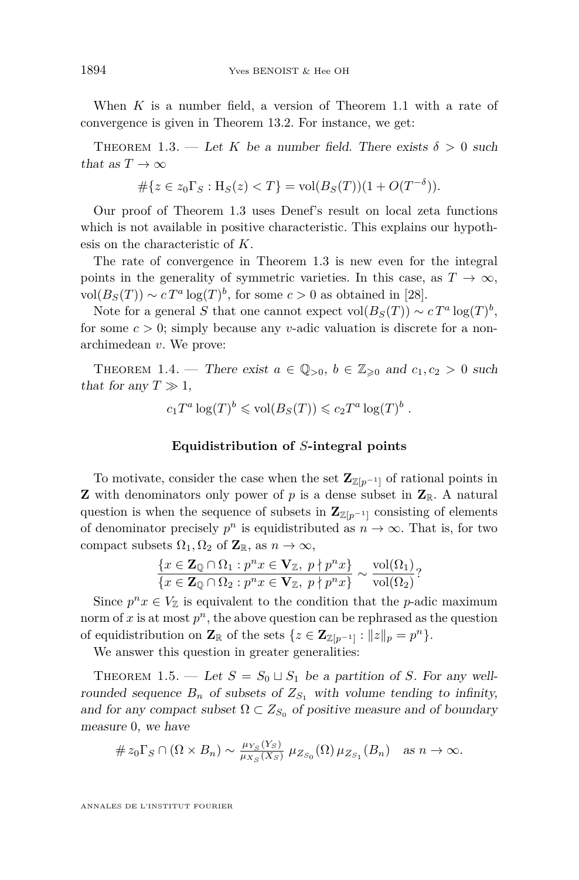When $K$ is a number field, a version of Theorem 1.1 with a rate of convergence is given in Theorem 13.2. For instance, we get:

Theorem 1.3. — *Let $K$ be a number field. There exists $\delta > 0$ such that as $T \to \infty$*

$$\#\{z \in z_0\Gamma_S : \mathrm{H}_S(z) < T\} = \mathrm{vol}(B_S(T))(1 + O(T^{-\delta})).$$

Our proof of Theorem 1.3 uses Denef's result on local zeta functions which is not available in positive characteristic. This explains our hypothesis on the characteristic of $K$.

The rate of convergence in Theorem 1.3 is new even for the integral points in the generality of symmetric varieties. In this case, as $T \to \infty$, $\mathrm{vol}(B_S(T)) \sim c\, T^a \log(T)^b$, for some $c > 0$ as obtained in [28].

Note for a general $S$ that one cannot expect $\mathrm{vol}(B_S(T)) \sim c\, T^a \log(T)^b$, for some $c > 0$; simply because any $v$-adic valuation is discrete for a non-archimedean $v$. We prove:

Theorem 1.4. — *There exist $a \in \mathbb{Q}_{>0}$, $b \in \mathbb{Z}_{\geqslant 0}$ and $c_1, c_2 > 0$ such that for any $T \gg 1$,*

$$c_1 T^a \log(T)^b \leqslant \mathrm{vol}(B_S(T)) \leqslant c_2 T^a \log(T)^b\ .$$

## Equidistribution of $S$-integral points

To motivate, consider the case when the set $\mathbf{Z}_{\mathbb{Z}[p^{-1}]}$ of rational points in $\mathbf{Z}$ with denominators only power of $p$ is a dense subset in $\mathbf{Z}_{\mathbb{R}}$. A natural question is when the sequence of subsets in $\mathbf{Z}_{\mathbb{Z}[p^{-1}]}$ consisting of elements of denominator precisely $p^n$ is equidistributed as $n \to \infty$. That is, for two compact subsets $\Omega_1, \Omega_2$ of $\mathbf{Z}_{\mathbb{R}}$, as $n \to \infty$,

$$\frac{\{x \in \mathbf{Z}_{\mathbb{Q}} \cap \Omega_1 : p^n x \in \mathbf{V}_{\mathbb{Z}},\ p \nmid p^n x\}}{\{x \in \mathbf{Z}_{\mathbb{Q}} \cap \Omega_2 : p^n x \in \mathbf{V}_{\mathbb{Z}},\ p \nmid p^n x\}} \sim \frac{\mathrm{vol}(\Omega_1)}{\mathrm{vol}(\Omega_2)}?$$

Since $p^n x \in V_{\mathbb{Z}}$ is equivalent to the condition that the $p$-adic maximum norm of $x$ is at most $p^n$, the above question can be rephrased as the question of equidistribution on $\mathbf{Z}_{\mathbb{R}}$ of the sets $\{z \in \mathbf{Z}_{\mathbb{Z}[p^{-1}]} : \|z\|_p = p^n\}$.

We answer this question in greater generalities:

Theorem 1.5. — *Let $S = S_0 \sqcup S_1$ be a partition of $S$. For any well-rounded sequence $B_n$ of subsets of $Z_{S_1}$ with volume tending to infinity, and for any compact subset $\Omega \subset Z_{S_0}$ of positive measure and of boundary measure $0$, we have*

$$\#\, z_0\Gamma_S \cap (\Omega \times B_n) \sim \tfrac{\mu_{Y_S}(Y_S)}{\mu_{X_S}(X_S)}\ \mu_{Z_{S_0}}(\Omega)\, \mu_{Z_{S_1}}(B_n) \quad \text{as } n \to \infty.$$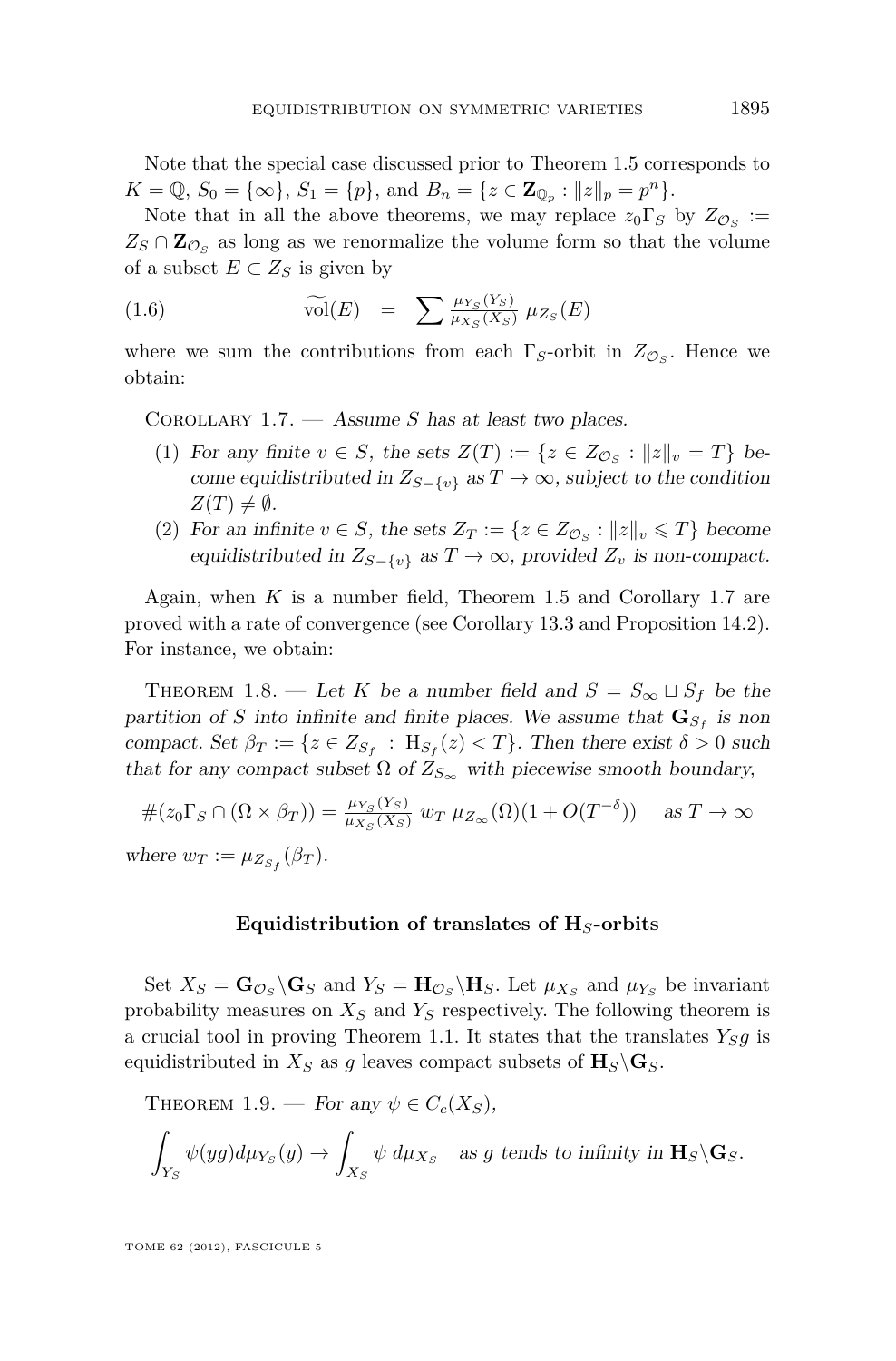Note that the special case discussed prior to Theorem 1.5 corresponds to $K = \mathbb{Q}$, $S_0 = \{\infty\}$, $S_1 = \{p\}$, and $B_n = \{z \in \mathbf{Z}_{\mathbb{Q}_p} : \|z\|_p = p^n\}$.

Note that in all the above theorems, we may replace $z_0\Gamma_S$ by $Z_{\mathcal{O}_S} := Z_S \cap \mathbf{Z}_{\mathcal{O}_S}$ as long as we renormalize the volume form so that the volume of a subset $E \subset Z_S$ is given by

$$\widetilde{\mathrm{vol}}(E) \quad = \quad \sum \tfrac{\mu_{Y_S}(Y_S)}{\mu_{X_S}(X_S)}\, \mu_{Z_S}(E) \tag{1.6}$$

where we sum the contributions from each $\Gamma_S$-orbit in $Z_{\mathcal{O}_S}$. Hence we obtain:

Corollary 1.7. — *Assume $S$ has at least two places.*

1. *For any finite $v \in S$, the sets $Z(T) := \{z \in Z_{\mathcal{O}_S} : \|z\|_v = T\}$ become equidistributed in $Z_{S-\{v\}}$ as $T \to \infty$, subject to the condition $Z(T) \neq \emptyset$.*
2. *For an infinite $v \in S$, the sets $Z_T := \{z \in Z_{\mathcal{O}_S} : \|z\|_v \leqslant T\}$ become equidistributed in $Z_{S-\{v\}}$ as $T \to \infty$, provided $Z_v$ is non-compact.*

Again, when $K$ is a number field, Theorem 1.5 and Corollary 1.7 are proved with a rate of convergence (see Corollary 13.3 and Proposition 14.2). For instance, we obtain:

Theorem 1.8. — *Let $K$ be a number field and $S = S_\infty \sqcup S_f$ be the partition of $S$ into infinite and finite places. We assume that $\mathbf{G}_{S_f}$ is non compact. Set $\beta_T := \{z \in Z_{S_f} : \mathrm{H}_{S_f}(z) < T\}$. Then there exist $\delta > 0$ such that for any compact subset $\Omega$ of $Z_{S_\infty}$ with piecewise smooth boundary,*

$$\#(z_0\Gamma_S \cap (\Omega \times \beta_T)) = \tfrac{\mu_{Y_S}(Y_S)}{\mu_{X_S}(X_S)}\; w_T\; \mu_{Z_\infty}(\Omega)(1 + O(T^{-\delta})) \quad \text{ as } T \to \infty$$

*where $w_T := \mu_{Z_{S_f}}(\beta_T)$.*

### Equidistribution of translates of $\mathbf{H}_S$-orbits

Set $X_S = \mathbf{G}_{\mathcal{O}_S}\backslash\mathbf{G}_S$ and $Y_S = \mathbf{H}_{\mathcal{O}_S}\backslash\mathbf{H}_S$. Let $\mu_{X_S}$ and $\mu_{Y_S}$ be invariant probability measures on $X_S$ and $Y_S$ respectively. The following theorem is a crucial tool in proving Theorem 1.1. It states that the translates $Y_S g$ is equidistributed in $X_S$ as $g$ leaves compact subsets of $\mathbf{H}_S\backslash\mathbf{G}_S$.

Theorem 1.9. — *For any $\psi \in C_c(X_S)$,*

$$\int_{Y_S} \psi(yg)d\mu_{Y_S}(y) \to \int_{X_S} \psi\; d\mu_{X_S} \quad \text{as } g \text{ tends to infinity in } \mathbf{H}_S\backslash\mathbf{G}_S.$$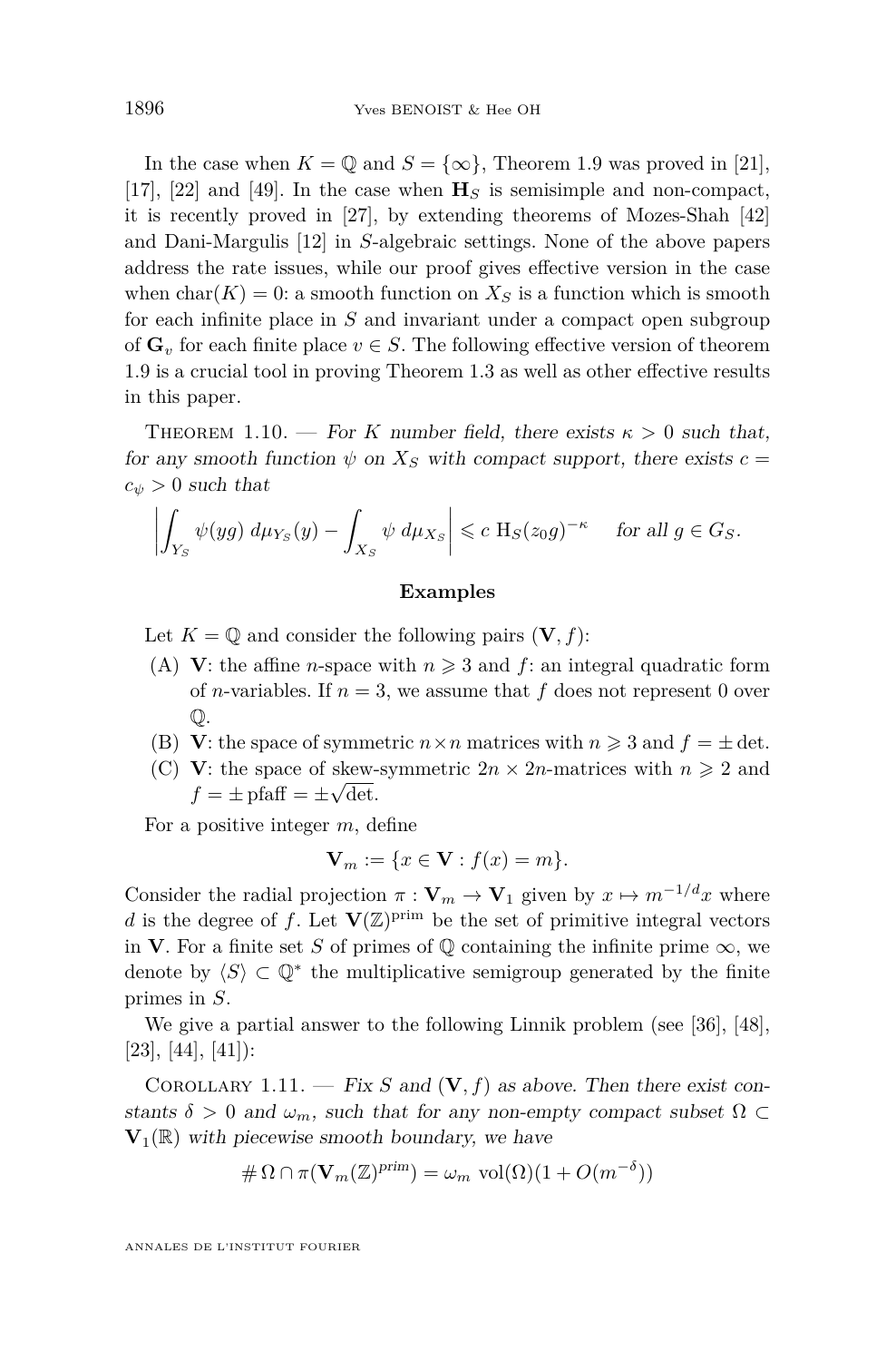In the case when $K = \mathbb{Q}$ and $S = \{\infty\}$, Theorem 1.9 was proved in [21], [17], [22] and [49]. In the case when $\mathbf{H}_S$ is semisimple and non-compact, it is recently proved in [27], by extending theorems of Mozes-Shah [42] and Dani-Margulis [12] in $S$-algebraic settings. None of the above papers address the rate issues, while our proof gives effective version in the case when $\mathrm{char}(K) = 0$: a smooth function on $X_S$ is a function which is smooth for each infinite place in $S$ and invariant under a compact open subgroup of $\mathbf{G}_v$ for each finite place $v \in S$. The following effective version of theorem 1.9 is a crucial tool in proving Theorem 1.3 as well as other effective results in this paper.

Theorem 1.10. — *For $K$ number field, there exists $\kappa > 0$ such that, for any smooth function $\psi$ on $X_S$ with compact support, there exists $c = c_\psi > 0$ such that*

$$\left| \int_{Y_S} \psi(yg)\, d\mu_{Y_S}(y) - \int_{X_S} \psi\, d\mu_{X_S} \right| \leqslant c\ \mathrm{H}_S(z_0 g)^{-\kappa} \quad \text{for all } g \in G_S.$$

**Examples**

Let $K = \mathbb{Q}$ and consider the following pairs $(\mathbf{V}, f)$:

(A) $\mathbf{V}$: the affine $n$-space with $n \geqslant 3$ and $f$: an integral quadratic form of $n$-variables. If $n = 3$, we assume that $f$ does not represent 0 over $\mathbb{Q}$.

(B) $\mathbf{V}$: the space of symmetric $n \times n$ matrices with $n \geqslant 3$ and $f = \pm \det$.

(C) $\mathbf{V}$: the space of skew-symmetric $2n \times 2n$-matrices with $n \geqslant 2$ and $f = \pm\, \mathrm{pfaff} = \pm\sqrt{\det}$.

For a positive integer $m$, define

$$\mathbf{V}_m := \{x \in \mathbf{V} : f(x) = m\}.$$

Consider the radial projection $\pi : \mathbf{V}_m \to \mathbf{V}_1$ given by $x \mapsto m^{-1/d}x$ where $d$ is the degree of $f$. Let $\mathbf{V}(\mathbb{Z})^{\mathrm{prim}}$ be the set of primitive integral vectors in $\mathbf{V}$. For a finite set $S$ of primes of $\mathbb{Q}$ containing the infinite prime $\infty$, we denote by $\langle S \rangle \subset \mathbb{Q}^*$ the multiplicative semigroup generated by the finite primes in $S$.

We give a partial answer to the following Linnik problem (see [36], [48], [23], [44], [41]):

Corollary 1.11. — *Fix $S$ and $(\mathbf{V}, f)$ as above. Then there exist constants $\delta > 0$ and $\omega_m$, such that for any non-empty compact subset $\Omega \subset \mathbf{V}_1(\mathbb{R})$ with piecewise smooth boundary, we have*

$$\#\, \Omega \cap \pi(\mathbf{V}_m(\mathbb{Z})^{prim}) = \omega_m\ \mathrm{vol}(\Omega)(1 + O(m^{-\delta}))$$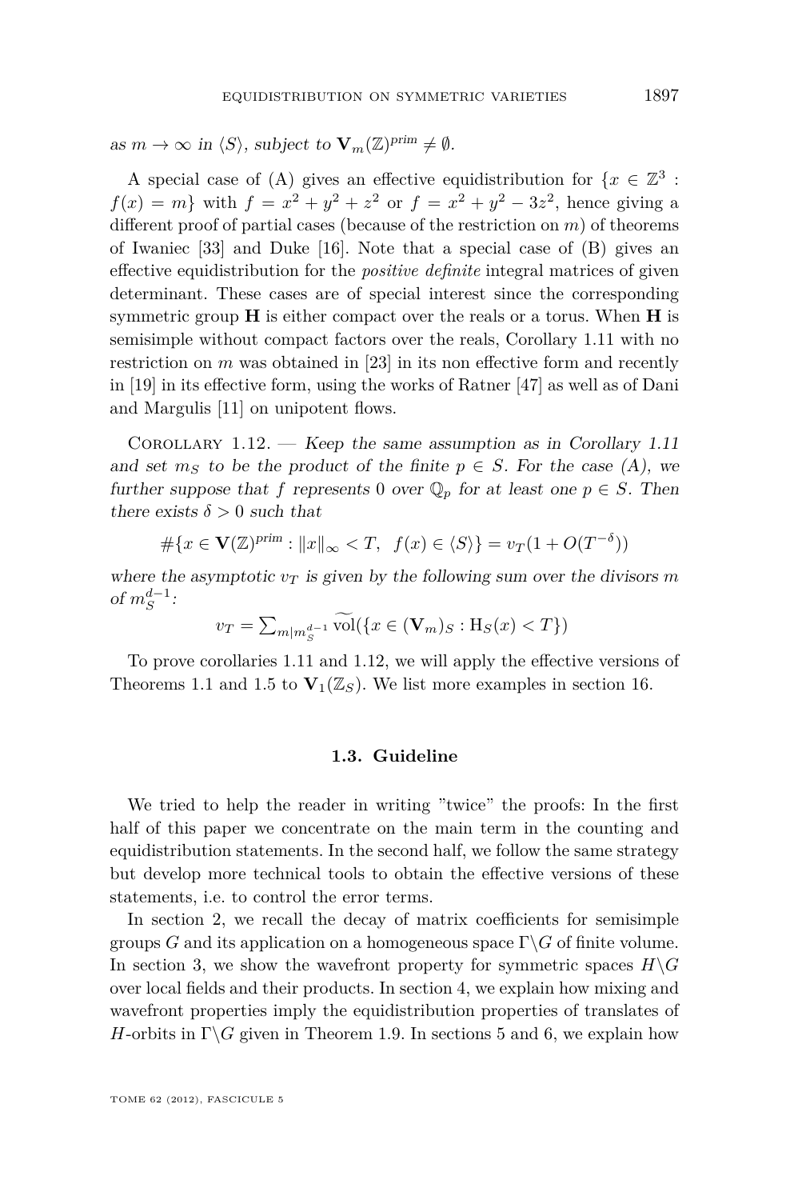*as $m \to \infty$ in $\langle S \rangle$, subject to $\mathbf{V}_m(\mathbb{Z})^{prim} \neq \emptyset$.*

A special case of (A) gives an effective equidistribution for $\{x \in \mathbb{Z}^3 : f(x) = m\}$ with $f = x^2 + y^2 + z^2$ or $f = x^2 + y^2 - 3z^2$, hence giving a different proof of partial cases (because of the restriction on $m$) of theorems of Iwaniec [33] and Duke [16]. Note that a special case of (B) gives an effective equidistribution for the *positive definite* integral matrices of given determinant. These cases are of special interest since the corresponding symmetric group $\mathbf{H}$ is either compact over the reals or a torus. When $\mathbf{H}$ is semisimple without compact factors over the reals, Corollary 1.11 with no restriction on $m$ was obtained in [23] in its non effective form and recently in [19] in its effective form, using the works of Ratner [47] as well as of Dani and Margulis [11] on unipotent flows.

Corollary 1.12. — *Keep the same assumption as in Corollary 1.11 and set $m_S$ to be the product of the finite $p \in S$. For the case (A), we further suppose that $f$ represents $0$ over $\mathbb{Q}_p$ for at least one $p \in S$. Then there exists $\delta > 0$ such that*

$$\#\{x \in \mathbf{V}(\mathbb{Z})^{prim} : \|x\|_\infty < T, \;\; f(x) \in \langle S \rangle\} = v_T(1 + O(T^{-\delta}))$$

*where the asymptotic $v_T$ is given by the following sum over the divisors $m$ of $m_S^{d-1}$:*

$$v_T = \sum_{m | m_S^{d-1}} \widetilde{\mathrm{vol}}(\{x \in (\mathbf{V}_m)_S : \mathrm{H}_S(x) < T\})$$

To prove corollaries 1.11 and 1.12, we will apply the effective versions of Theorems 1.1 and 1.5 to $\mathbf{V}_1(\mathbb{Z}_S)$. We list more examples in section 16.

### 1.3. Guideline

We tried to help the reader in writing "twice" the proofs: In the first half of this paper we concentrate on the main term in the counting and equidistribution statements. In the second half, we follow the same strategy but develop more technical tools to obtain the effective versions of these statements, i.e. to control the error terms.

In section 2, we recall the decay of matrix coefficients for semisimple groups $G$ and its application on a homogeneous space $\Gamma\backslash G$ of finite volume. In section 3, we show the wavefront property for symmetric spaces $H\backslash G$ over local fields and their products. In section 4, we explain how mixing and wavefront properties imply the equidistribution properties of translates of $H$-orbits in $\Gamma\backslash G$ given in Theorem 1.9. In sections 5 and 6, we explain how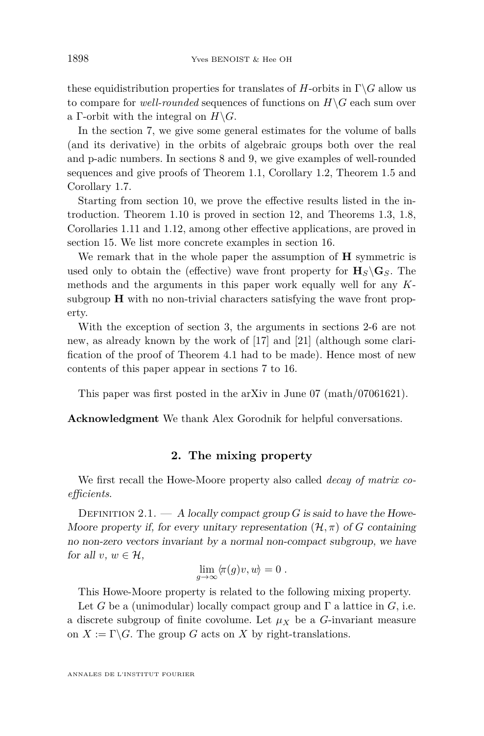these equidistribution properties for translates of $H$-orbits in $\Gamma\backslash G$ allow us to compare for *well-rounded* sequences of functions on $H\backslash G$ each sum over a $\Gamma$-orbit with the integral on $H\backslash G$.

In the section 7, we give some general estimates for the volume of balls (and its derivative) in the orbits of algebraic groups both over the real and p-adic numbers. In sections 8 and 9, we give examples of well-rounded sequences and give proofs of Theorem 1.1, Corollary 1.2, Theorem 1.5 and Corollary 1.7.

Starting from section 10, we prove the effective results listed in the introduction. Theorem 1.10 is proved in section 12, and Theorems 1.3, 1.8, Corollaries 1.11 and 1.12, among other effective applications, are proved in section 15. We list more concrete examples in section 16.

We remark that in the whole paper the assumption of $\mathbf{H}$ symmetric is used only to obtain the (effective) wave front property for $\mathbf{H}_S\backslash\mathbf{G}_S$. The methods and the arguments in this paper work equally well for any $K$-subgroup $\mathbf{H}$ with no non-trivial characters satisfying the wave front property.

With the exception of section 3, the arguments in sections 2-6 are not new, as already known by the work of [17] and [21] (although some clarification of the proof of Theorem 4.1 had to be made). Hence most of new contents of this paper appear in sections 7 to 16.

This paper was first posted in the arXiv in June 07 (math/07061621).

**Acknowledgment** We thank Alex Gorodnik for helpful conversations.

## 2. The mixing property

We first recall the Howe-Moore property also called *decay of matrix coefficients*.

Definition 2.1. — *A locally compact group $G$ is said to have the Howe-Moore property if, for every unitary representation $(\mathcal{H}, \pi)$ of $G$ containing no non-zero vectors invariant by a normal non-compact subgroup, we have for all $v, w \in \mathcal{H}$,*

$$\lim_{g\to\infty} \langle \pi(g)v, w\rangle = 0 \ .$$

This Howe-Moore property is related to the following mixing property.

Let $G$ be a (unimodular) locally compact group and $\Gamma$ a lattice in $G$, i.e. a discrete subgroup of finite covolume. Let $\mu_X$ be a $G$-invariant measure on $X := \Gamma\backslash G$. The group $G$ acts on $X$ by right-translations.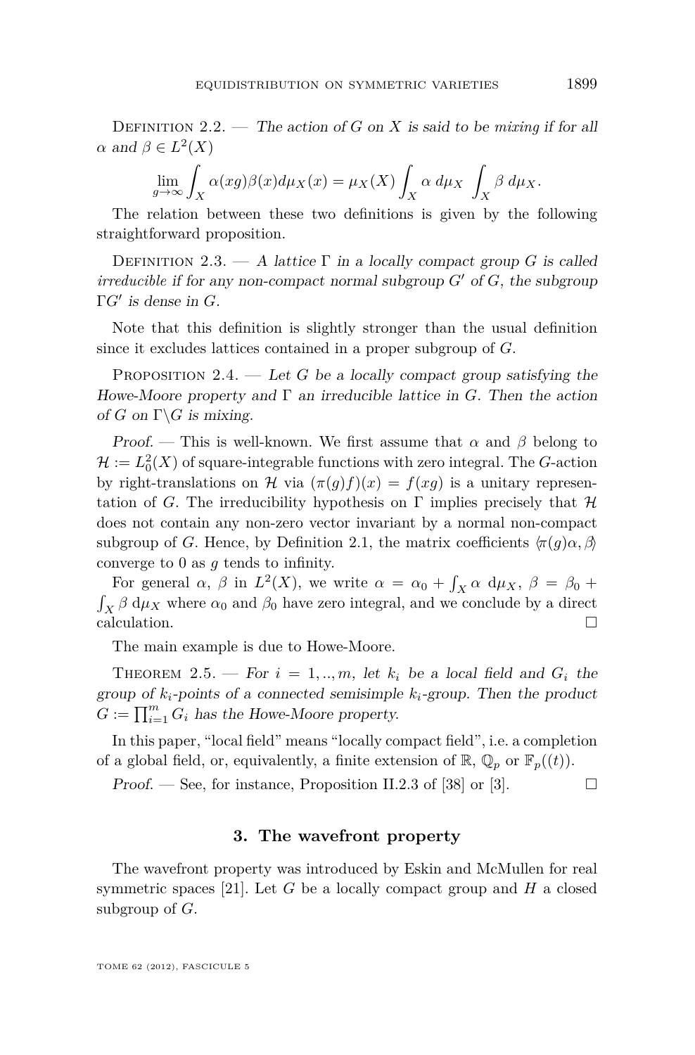Definition 2.2. — *The action of $G$ on $X$ is said to be* mixing *if for all $\alpha$ and $\beta \in L^2(X)$*

$$\lim_{g\to\infty} \int_X \alpha(xg)\beta(x)d\mu_X(x) = \mu_X(X) \int_X \alpha \; d\mu_X \; \int_X \beta \; d\mu_X.$$

The relation between these two definitions is given by the following straightforward proposition.

Definition 2.3. — *A lattice $\Gamma$ in a locally compact group $G$ is called* irreducible *if for any non-compact normal subgroup $G'$ of $G$, the subgroup $\Gamma G'$ is dense in $G$.*

Note that this definition is slightly stronger than the usual definition since it excludes lattices contained in a proper subgroup of $G$.

Proposition 2.4. — *Let $G$ be a locally compact group satisfying the Howe-Moore property and $\Gamma$ an irreducible lattice in $G$. Then the action of $G$ on $\Gamma\backslash G$ is mixing.*

*Proof.* — This is well-known. We first assume that $\alpha$ and $\beta$ belong to $\mathcal{H} := L^2_0(X)$ of square-integrable functions with zero integral. The $G$-action by right-translations on $\mathcal{H}$ via $(\pi(g)f)(x) = f(xg)$ is a unitary representation of $G$. The irreducibility hypothesis on $\Gamma$ implies precisely that $\mathcal{H}$ does not contain any non-zero vector invariant by a normal non-compact subgroup of $G$. Hence, by Definition 2.1, the matrix coefficients $\langle\pi(g)\alpha, \beta\rangle$ converge to 0 as $g$ tends to infinity.

For general $\alpha$, $\beta$ in $L^2(X)$, we write $\alpha = \alpha_0 + \int_X \alpha \; d\mu_X$, $\beta = \beta_0 + \int_X \beta \; d\mu_X$ where $\alpha_0$ and $\beta_0$ have zero integral, and we conclude by a direct calculation. □

The main example is due to Howe-Moore.

Theorem 2.5. — *For $i = 1, .., m$, let $k_i$ be a local field and $G_i$ the group of $k_i$-points of a connected semisimple $k_i$-group. Then the product $G := \prod_{i=1}^m G_i$ has the Howe-Moore property.*

In this paper, "local field" means "locally compact field", i.e. a completion of a global field, or, equivalently, a finite extension of $\mathbb{R}$, $\mathbb{Q}_p$ or $\mathbb{F}_p((t))$.

*Proof.* — See, for instance, Proposition II.2.3 of [38] or [3]. □

## 3. The wavefront property

The wavefront property was introduced by Eskin and McMullen for real symmetric spaces [21]. Let $G$ be a locally compact group and $H$ a closed subgroup of $G$.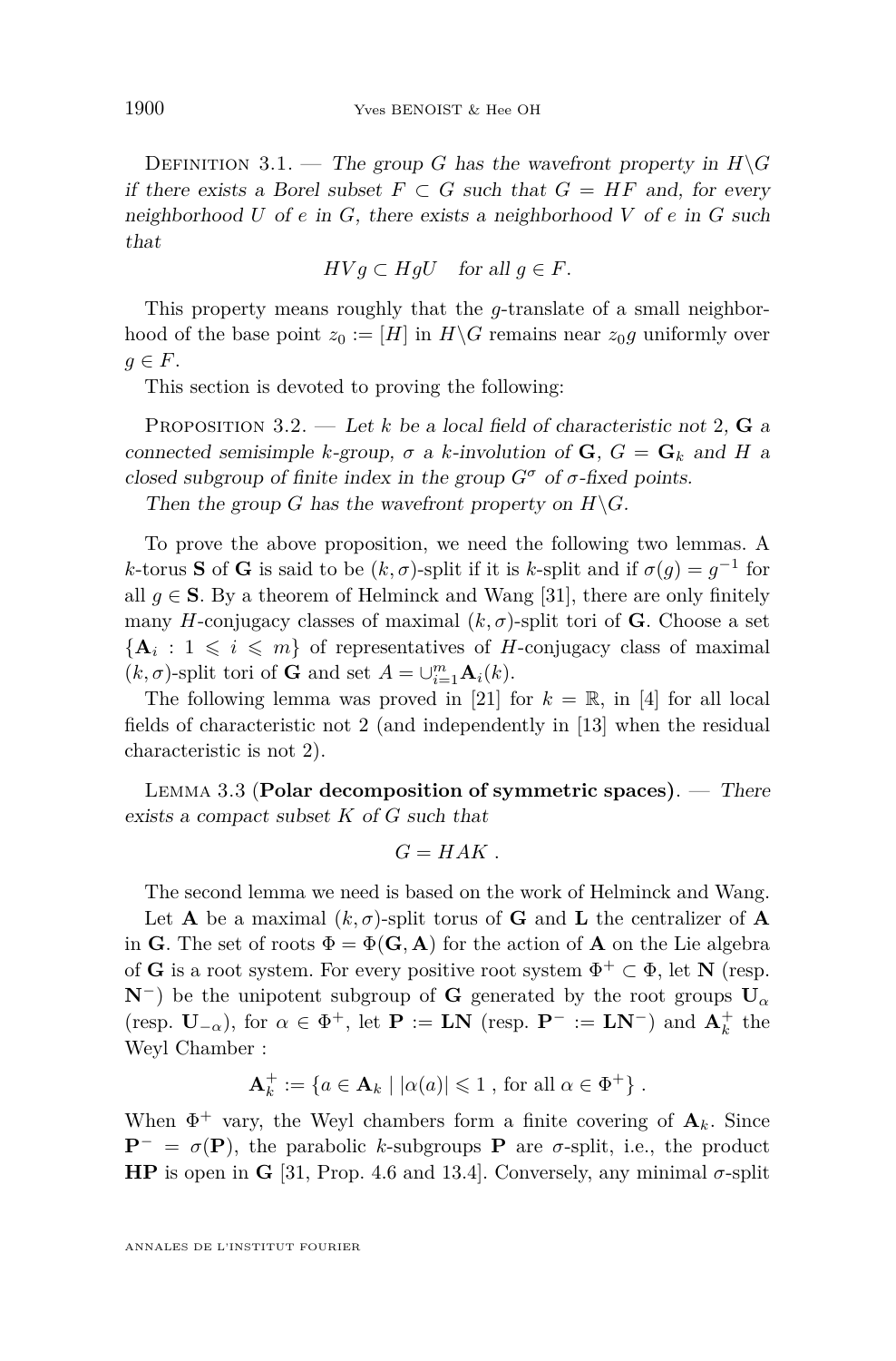Definition 3.1. — *The group $G$ has the wavefront property in $H\backslash G$ if there exists a Borel subset $F \subset G$ such that $G = HF$ and, for every neighborhood $U$ of $e$ in $G$, there exists a neighborhood $V$ of $e$ in $G$ such that*

$$HVg \subset HgU \quad \text{for all } g \in F.$$

This property means roughly that the $g$-translate of a small neighborhood of the base point $z_0 := [H]$ in $H\backslash G$ remains near $z_0 g$ uniformly over $g \in F$.

This section is devoted to proving the following:

Proposition 3.2. — *Let $k$ be a local field of characteristic not 2, $\mathbf{G}$ a connected semisimple $k$-group, $\sigma$ a $k$-involution of $\mathbf{G}$, $G = \mathbf{G}_k$ and $H$ a closed subgroup of finite index in the group $G^\sigma$ of $\sigma$-fixed points.*

*Then the group $G$ has the wavefront property on $H\backslash G$.*

To prove the above proposition, we need the following two lemmas. A $k$-torus $\mathbf{S}$ of $\mathbf{G}$ is said to be $(k, \sigma)$-split if it is $k$-split and if $\sigma(g) = g^{-1}$ for all $g \in \mathbf{S}$. By a theorem of Helminck and Wang [31], there are only finitely many $H$-conjugacy classes of maximal $(k, \sigma)$-split tori of $\mathbf{G}$. Choose a set $\{\mathbf{A}_i \,:\, 1 \leqslant i \leqslant m\}$ of representatives of $H$-conjugacy class of maximal $(k, \sigma)$-split tori of $\mathbf{G}$ and set $A = \cup_{i=1}^m \mathbf{A}_i(k)$.

The following lemma was proved in [21] for $k = \mathbb{R}$, in [4] for all local fields of characteristic not 2 (and independently in [13] when the residual characteristic is not 2).

Lemma 3.3 (**Polar decomposition of symmetric spaces**). — *There exists a compact subset $K$ of $G$ such that*

$$G = HAK\ .$$

The second lemma we need is based on the work of Helminck and Wang.

Let $\mathbf{A}$ be a maximal $(k, \sigma)$-split torus of $\mathbf{G}$ and $\mathbf{L}$ the centralizer of $\mathbf{A}$ in $\mathbf{G}$. The set of roots $\Phi = \Phi(\mathbf{G}, \mathbf{A})$ for the action of $\mathbf{A}$ on the Lie algebra of $\mathbf{G}$ is a root system. For every positive root system $\Phi^+ \subset \Phi$, let $\mathbf{N}$ (resp. $\mathbf{N}^-$) be the unipotent subgroup of $\mathbf{G}$ generated by the root groups $\mathbf{U}_\alpha$ (resp. $\mathbf{U}_{-\alpha}$), for $\alpha \in \Phi^+$, let $\mathbf{P} := \mathbf{L}\mathbf{N}$ (resp. $\mathbf{P}^- := \mathbf{L}\mathbf{N}^-$) and $\mathbf{A}_k^+$ the Weyl Chamber :

$$\mathbf{A}_k^+ := \{a \in \mathbf{A}_k \mid |\alpha(a)| \leqslant 1\ , \text{for all } \alpha \in \Phi^+\}\ .$$

When $\Phi^+$ vary, the Weyl chambers form a finite covering of $\mathbf{A}_k$. Since $\mathbf{P}^- = \sigma(\mathbf{P})$, the parabolic $k$-subgroups $\mathbf{P}$ are $\sigma$-split, i.e., the product $\mathbf{H}\mathbf{P}$ is open in $\mathbf{G}$ [31, Prop. 4.6 and 13.4]. Conversely, any minimal $\sigma$-split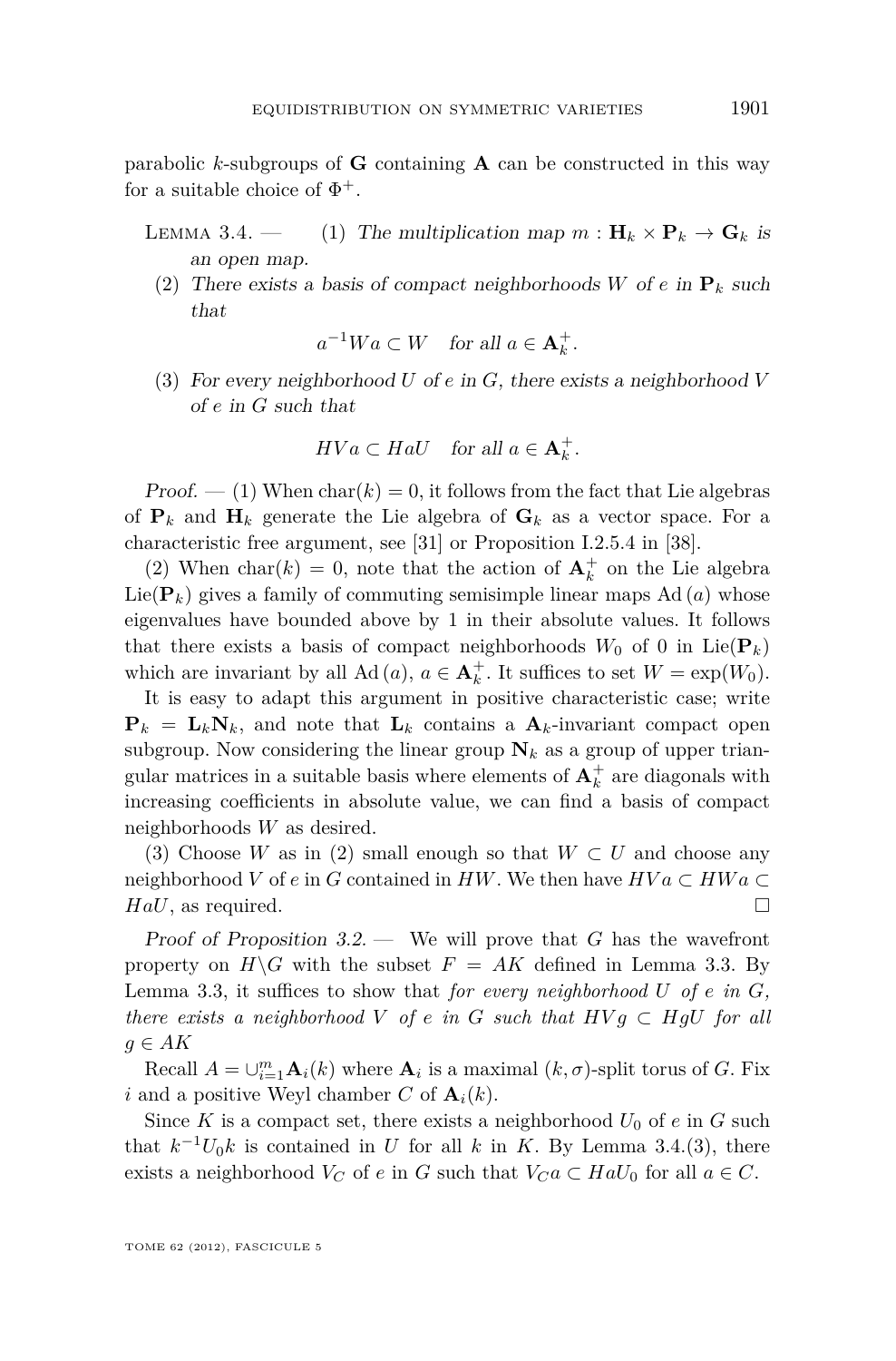parabolic $k$-subgroups of $\mathbf{G}$ containing $\mathbf{A}$ can be constructed in this way for a suitable choice of $\Phi^+$.

Lemma 3.4. — (1) *The multiplication map $m : \mathbf{H}_k \times \mathbf{P}_k \to \mathbf{G}_k$ is an open map.*

(2) *There exists a basis of compact neighborhoods $W$ of $e$ in $\mathbf{P}_k$ such that*

$$a^{-1}Wa \subset W \quad \text{for all } a \in \mathbf{A}_k^+.$$

(3) *For every neighborhood $U$ of $e$ in $G$, there exists a neighborhood $V$ of $e$ in $G$ such that*

$$HVa \subset HaU \quad \text{for all } a \in \mathbf{A}_k^+.$$

*Proof.* — (1) When $\mathrm{char}(k) = 0$, it follows from the fact that Lie algebras of $\mathbf{P}_k$ and $\mathbf{H}_k$ generate the Lie algebra of $\mathbf{G}_k$ as a vector space. For a characteristic free argument, see [31] or Proposition I.2.5.4 in [38].

(2) When $\mathrm{char}(k) = 0$, note that the action of $\mathbf{A}_k^+$ on the Lie algebra $\mathrm{Lie}(\mathbf{P}_k)$ gives a family of commuting semisimple linear maps $\mathrm{Ad}\,(a)$ whose eigenvalues have bounded above by 1 in their absolute values. It follows that there exists a basis of compact neighborhoods $W_0$ of 0 in $\mathrm{Lie}(\mathbf{P}_k)$ which are invariant by all $\mathrm{Ad}\,(a)$, $a \in \mathbf{A}_k^+$. It suffices to set $W = \exp(W_0)$.

It is easy to adapt this argument in positive characteristic case; write $\mathbf{P}_k = \mathbf{L}_k\mathbf{N}_k$, and note that $\mathbf{L}_k$ contains a $\mathbf{A}_k$-invariant compact open subgroup. Now considering the linear group $\mathbf{N}_k$ as a group of upper triangular matrices in a suitable basis where elements of $\mathbf{A}_k^+$ are diagonals with increasing coefficients in absolute value, we can find a basis of compact neighborhoods $W$ as desired.

(3) Choose $W$ as in (2) small enough so that $W \subset U$ and choose any neighborhood $V$ of $e$ in $G$ contained in $HW$. We then have $HVa \subset HWa \subset HaU$, as required. $\square$

*Proof of Proposition 3.2.* — We will prove that $G$ has the wavefront property on $H\backslash G$ with the subset $F = AK$ defined in Lemma 3.3. By Lemma 3.3, it suffices to show that *for every neighborhood $U$ of $e$ in $G$, there exists a neighborhood $V$ of $e$ in $G$ such that $HVg \subset HgU$ for all $g \in AK$*

Recall $A = \cup_{i=1}^m \mathbf{A}_i(k)$ where $\mathbf{A}_i$ is a maximal $(k, \sigma)$-split torus of $G$. Fix $i$ and a positive Weyl chamber $C$ of $\mathbf{A}_i(k)$.

Since $K$ is a compact set, there exists a neighborhood $U_0$ of $e$ in $G$ such that $k^{-1}U_0k$ is contained in $U$ for all $k$ in $K$. By Lemma 3.4.(3), there exists a neighborhood $V_C$ of $e$ in $G$ such that $V_Ca \subset HaU_0$ for all $a \in C$.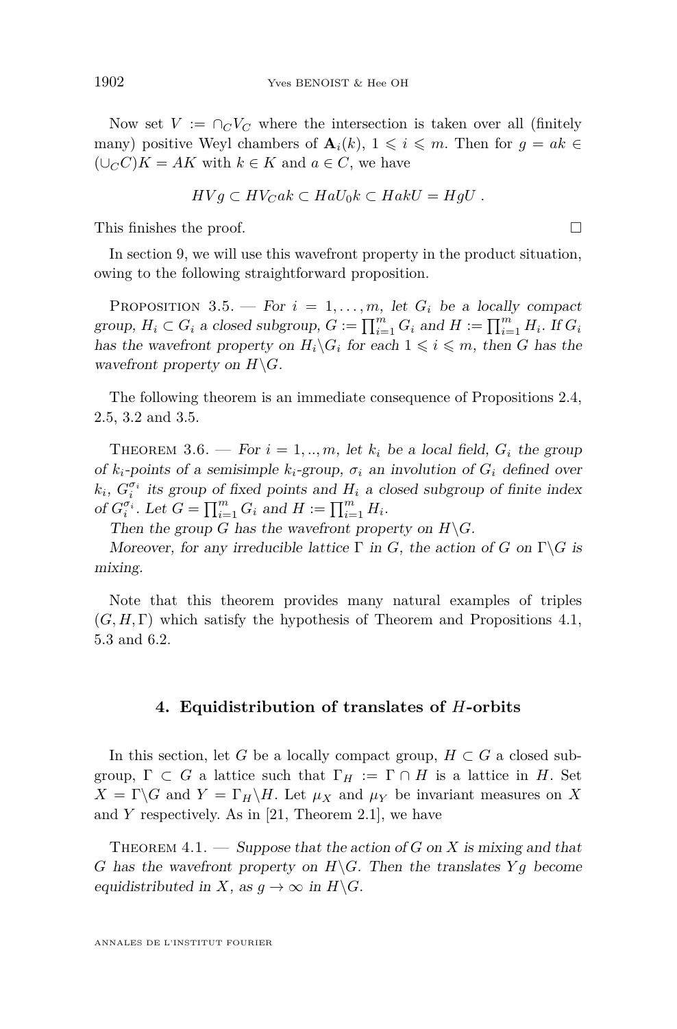Now set $V := \cap_C V_C$ where the intersection is taken over all (finitely many) positive Weyl chambers of $\mathbf{A}_i(k)$, $1 \leqslant i \leqslant m$. Then for $g = ak \in (\cup_C C)K = AK$ with $k \in K$ and $a \in C$, we have

$$HVg \subset HV_C ak \subset HaU_0 k \subset HakU = HgU \ .$$

This finishes the proof. □

In section 9, we will use this wavefront property in the product situation, owing to the following straightforward proposition.

Proposition 3.5. — *For $i = 1, \ldots, m$, let $G_i$ be a locally compact group, $H_i \subset G_i$ a closed subgroup, $G := \prod_{i=1}^m G_i$ and $H := \prod_{i=1}^m H_i$. If $G_i$ has the wavefront property on $H_i \backslash G_i$ for each $1 \leqslant i \leqslant m$, then $G$ has the wavefront property on $H \backslash G$.*

The following theorem is an immediate consequence of Propositions 2.4, 2.5, 3.2 and 3.5.

Theorem 3.6. — *For $i = 1, .., m$, let $k_i$ be a local field, $G_i$ the group of $k_i$-points of a semisimple $k_i$-group, $\sigma_i$ an involution of $G_i$ defined over $k_i$, $G_i^{\sigma_i}$ its group of fixed points and $H_i$ a closed subgroup of finite index of $G_i^{\sigma_i}$. Let $G = \prod_{i=1}^m G_i$ and $H := \prod_{i=1}^m H_i$.*

*Then the group $G$ has the wavefront property on $H \backslash G$.*

*Moreover, for any irreducible lattice $\Gamma$ in $G$, the action of $G$ on $\Gamma \backslash G$ is mixing.*

Note that this theorem provides many natural examples of triples $(G, H, \Gamma)$ which satisfy the hypothesis of Theorem and Propositions 4.1, 5.3 and 6.2.

## 4. Equidistribution of translates of $H$-orbits

In this section, let $G$ be a locally compact group, $H \subset G$ a closed subgroup, $\Gamma \subset G$ a lattice such that $\Gamma_H := \Gamma \cap H$ is a lattice in $H$. Set $X = \Gamma \backslash G$ and $Y = \Gamma_H \backslash H$. Let $\mu_X$ and $\mu_Y$ be invariant measures on $X$ and $Y$ respectively. As in [21, Theorem 2.1], we have

Theorem 4.1. — *Suppose that the action of $G$ on $X$ is mixing and that $G$ has the wavefront property on $H \backslash G$. Then the translates $Yg$ become equidistributed in $X$, as $g \to \infty$ in $H \backslash G$.*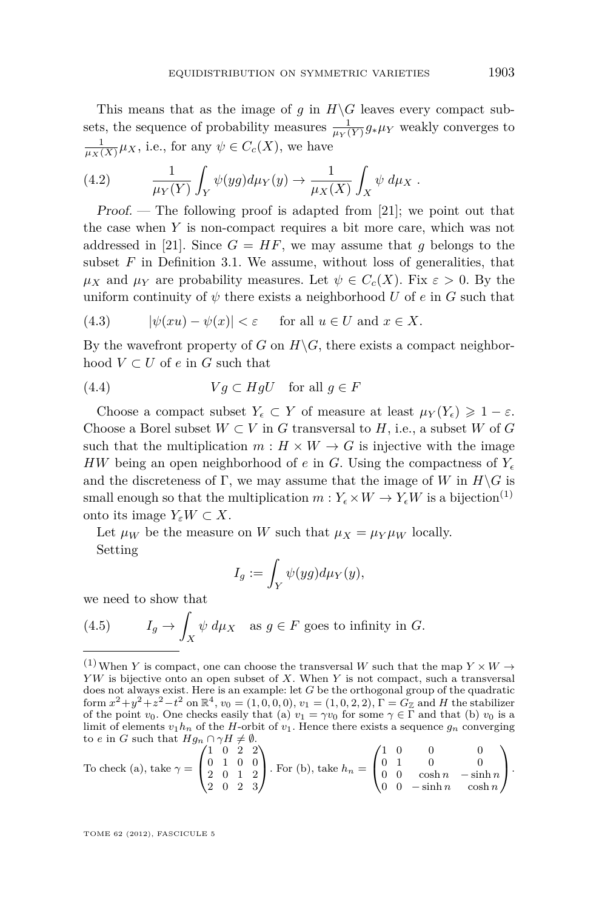This means that as the image of $g$ in $H\backslash G$ leaves every compact subsets, the sequence of probability measures $\frac{1}{\mu_Y(Y)}g_*\mu_Y$ weakly converges to $\frac{1}{\mu_X(X)}\mu_X$, i.e., for any $\psi \in C_c(X)$, we have

$$\frac{1}{\mu_Y(Y)}\int_Y \psi(yg)d\mu_Y(y) \to \frac{1}{\mu_X(X)}\int_X \psi \; d\mu_X \; . \tag{4.2}$$

*Proof.* — The following proof is adapted from [21]; we point out that the case when $Y$ is non-compact requires a bit more care, which was not addressed in [21]. Since $G = HF$, we may assume that $g$ belongs to the subset $F$ in Definition 3.1. We assume, without loss of generalities, that $\mu_X$ and $\mu_Y$ are probability measures. Let $\psi \in C_c(X)$. Fix $\varepsilon > 0$. By the uniform continuity of $\psi$ there exists a neighborhood $U$ of $e$ in $G$ such that

$$|\psi(xu) - \psi(x)| < \varepsilon \qquad \text{for all } u \in U \text{ and } x \in X. \tag{4.3}$$

By the wavefront property of $G$ on $H\backslash G$, there exists a compact neighborhood $V \subset U$ of $e$ in $G$ such that

$$Vg \subset HgU \quad \text{for all } g \in F \tag{4.4}$$

Choose a compact subset $Y_\epsilon \subset Y$ of measure at least $\mu_Y(Y_\epsilon) \geqslant 1 - \varepsilon$. Choose a Borel subset $W \subset V$ in $G$ transversal to $H$, i.e., a subset $W$ of $G$ such that the multiplication $m : H \times W \to G$ is injective with the image $HW$ being an open neighborhood of $e$ in $G$. Using the compactness of $Y_\epsilon$ and the discreteness of $\Gamma$, we may assume that the image of $W$ in $H\backslash G$ is small enough so that the multiplication $m : Y_\epsilon \times W \to Y_\epsilon W$ is a bijection[1] onto its image $Y_\varepsilon W \subset X$.

Let $\mu_W$ be the measure on $W$ such that $\mu_X = \mu_Y \mu_W$ locally.

Setting

$$I_g := \int_Y \psi(yg)d\mu_Y(y),$$

we need to show that

$$I_g \to \int_X \psi \; d\mu_X \quad \text{as } g \in F \text{ goes to infinity in } G. \tag{4.5}$$

---

[1] When $Y$ is compact, one can choose the transversal $W$ such that the map $Y \times W \to YW$ is bijective onto an open subset of $X$. When $Y$ is not compact, such a transversal does not always exist. Here is an example: let $G$ be the orthogonal group of the quadratic form $x^2+y^2+z^2-t^2$ on $\mathbb{R}^4$, $v_0 = (1,0,0,0)$, $v_1 = (1,0,2,2)$, $\Gamma = G_{\mathbb{Z}}$ and $H$ the stabilizer of the point $v_0$. One checks easily that (a) $v_1 = \gamma v_0$ for some $\gamma \in \Gamma$ and that (b) $v_0$ is a limit of elements $v_1 h_n$ of the $H$-orbit of $v_1$. Hence there exists a sequence $g_n$ converging to $e$ in $G$ such that $Hg_n \cap \gamma H \neq \emptyset$.

To check (a), take $\gamma = \begin{pmatrix} 1 & 0 & 2 & 2 \\ 0 & 1 & 0 & 0 \\ 2 & 0 & 1 & 2 \\ 2 & 0 & 2 & 3 \end{pmatrix}$. For (b), take $h_n = \begin{pmatrix} 1 & 0 & 0 & 0 \\ 0 & 1 & 0 & 0 \\ 0 & 0 & \cosh n & -\sinh n \\ 0 & 0 & -\sinh n & \cosh n \end{pmatrix}$.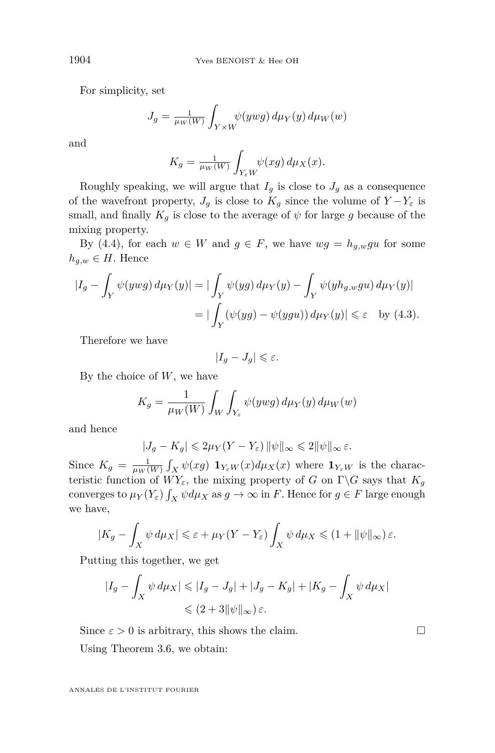For simplicity, set

$$J_g = \tfrac{1}{\mu_W(W)} \int_{Y\times W} \psi(ywg)\, d\mu_Y(y)\, d\mu_W(w)$$

and

$$K_g = \tfrac{1}{\mu_W(W)} \int_{Y_\varepsilon W} \psi(xg)\, d\mu_X(x).$$

Roughly speaking, we will argue that $I_g$ is close to $J_g$ as a consequence of the wavefront property, $J_g$ is close to $K_g$ since the volume of $Y - Y_\varepsilon$ is small, and finally $K_g$ is close to the average of $\psi$ for large $g$ because of the mixing property.

By (4.4), for each $w \in W$ and $g \in F$, we have $wg = h_{g,w} g u$ for some $h_{g,w} \in H$. Hence

$$\begin{aligned}
|I_g - \int_Y \psi(ywg)\, d\mu_Y(y)| &= |\int_Y \psi(yg)\, d\mu_Y(y) - \int_Y \psi(yh_{g,w}gu)\, d\mu_Y(y)| \\
&= |\int_Y (\psi(yg) - \psi(ygu))\, d\mu_Y(y)| \leqslant \varepsilon \quad \text{by (4.3).}
\end{aligned}$$

Therefore we have

$$|I_g - J_g| \leqslant \varepsilon.$$

By the choice of $W$, we have

$$K_g = \frac{1}{\mu_W(W)} \int_W \int_{Y_\varepsilon} \psi(ywg)\, d\mu_Y(y)\, d\mu_W(w)$$

and hence

$$|J_g - K_g| \leqslant 2\mu_Y(Y - Y_\varepsilon)\, \|\psi\|_\infty \leqslant 2\|\psi\|_\infty\, \varepsilon.$$

Since $K_g = \frac{1}{\mu_W(W)} \int_X \psi(xg)\ \mathbf{1}_{Y_\varepsilon W}(x) d\mu_X(x)$ where $\mathbf{1}_{Y_\varepsilon W}$ is the characteristic function of $WY_\varepsilon$, the mixing property of $G$ on $\Gamma\backslash G$ says that $K_g$ converges to $\mu_Y(Y_\varepsilon) \int_X \psi d\mu_X$ as $g \to \infty$ in $F$. Hence for $g \in F$ large enough we have,

$$|K_g - \int_X \psi\, d\mu_X| \leqslant \varepsilon + \mu_Y(Y - Y_\varepsilon) \int_X \psi\, d\mu_X \leqslant (1 + \|\psi\|_\infty)\, \varepsilon.$$

Putting this together, we get

$$\begin{aligned}
|I_g - \int_X \psi\, d\mu_X| &\leqslant |I_g - J_g| + |J_g - K_g| + |K_g - \int_X \psi\, d\mu_X| \\
&\leqslant (2 + 3\|\psi\|_\infty)\, \varepsilon.
\end{aligned}$$

Since $\varepsilon > 0$ is arbitrary, this shows the claim. □

Using Theorem 3.6, we obtain: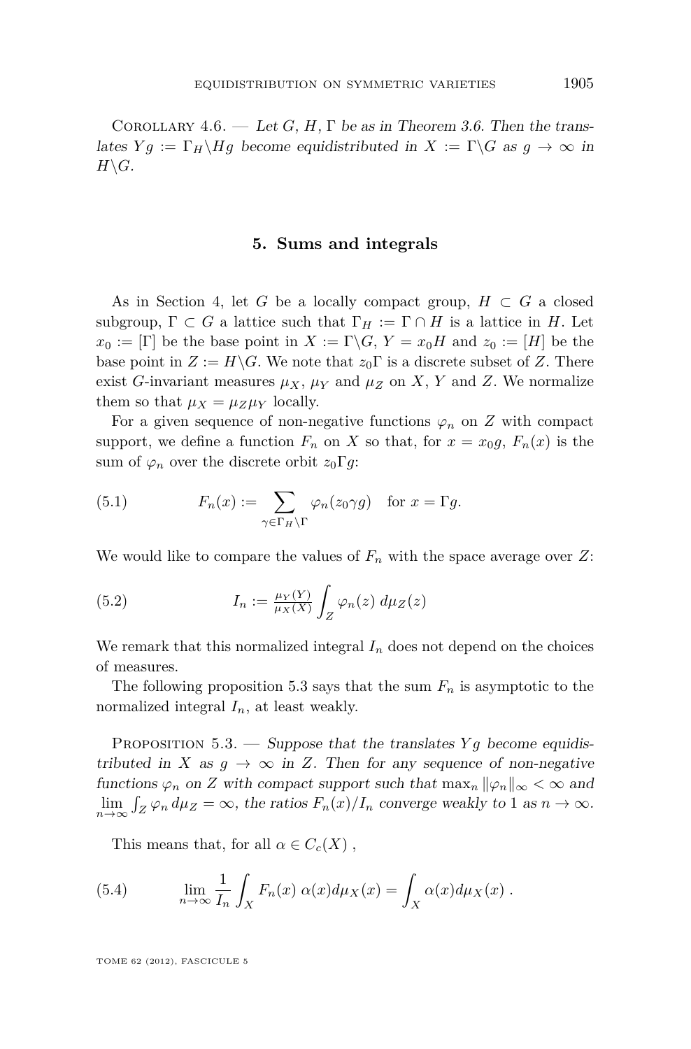Corollary 4.6. — *Let $G$, $H$, $\Gamma$ be as in Theorem 3.6. Then the translates $Yg := \Gamma_H\backslash Hg$ become equidistributed in $X := \Gamma\backslash G$ as $g \to \infty$ in $H\backslash G$.*

## 5. Sums and integrals

As in Section 4, let $G$ be a locally compact group, $H \subset G$ a closed subgroup, $\Gamma \subset G$ a lattice such that $\Gamma_H := \Gamma \cap H$ is a lattice in $H$. Let $x_0 := [\Gamma]$ be the base point in $X := \Gamma\backslash G$, $Y = x_0 H$ and $z_0 := [H]$ be the base point in $Z := H\backslash G$. We note that $z_0\Gamma$ is a discrete subset of $Z$. There exist $G$-invariant measures $\mu_X$, $\mu_Y$ and $\mu_Z$ on $X$, $Y$ and $Z$. We normalize them so that $\mu_X = \mu_Z\mu_Y$ locally.

For a given sequence of non-negative functions $\varphi_n$ on $Z$ with compact support, we define a function $F_n$ on $X$ so that, for $x = x_0 g$, $F_n(x)$ is the sum of $\varphi_n$ over the discrete orbit $z_0\Gamma g$:

$$F_n(x) := \sum_{\gamma \in \Gamma_H\backslash\Gamma} \varphi_n(z_0\gamma g) \quad \text{for } x = \Gamma g. \tag{5.1}$$

We would like to compare the values of $F_n$ with the space average over $Z$:

$$I_n := \tfrac{\mu_Y(Y)}{\mu_X(X)} \int_Z \varphi_n(z)\, d\mu_Z(z) \tag{5.2}$$

We remark that this normalized integral $I_n$ does not depend on the choices of measures.

The following proposition 5.3 says that the sum $F_n$ is asymptotic to the normalized integral $I_n$, at least weakly.

Proposition 5.3. — *Suppose that the translates $Yg$ become equidistributed in $X$ as $g \to \infty$ in $Z$. Then for any sequence of non-negative functions $\varphi_n$ on $Z$ with compact support such that $\max_n \|\varphi_n\|_\infty < \infty$ and $\lim_{n\to\infty} \int_Z \varphi_n\, d\mu_Z = \infty$, the ratios $F_n(x)/I_n$ converge weakly to 1 as $n \to \infty$.*

This means that, for all $\alpha \in C_c(X)$ ,

$$\lim_{n\to\infty} \frac{1}{I_n} \int_X F_n(x)\, \alpha(x) d\mu_X(x) = \int_X \alpha(x) d\mu_X(x)\ . \tag{5.4}$$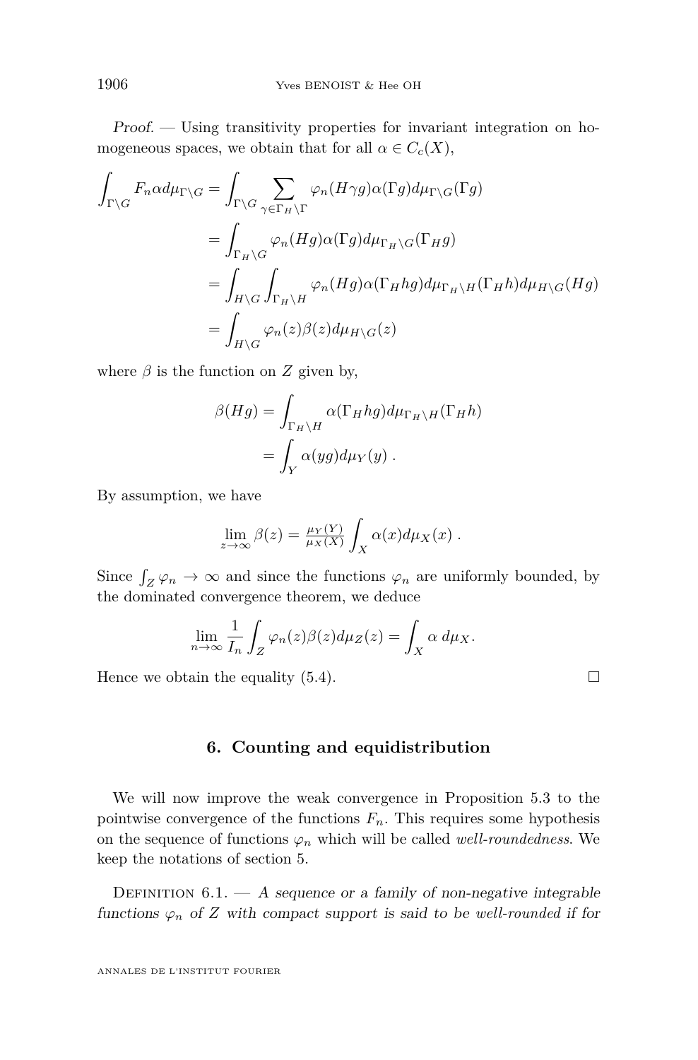*Proof.* — Using transitivity properties for invariant integration on homogeneous spaces, we obtain that for all $\alpha \in C_c(X)$,

$$
\begin{aligned}
\int_{\Gamma\backslash G} F_n \alpha \, d\mu_{\Gamma\backslash G} &= \int_{\Gamma\backslash G} \sum_{\gamma\in\Gamma_H\backslash\Gamma} \varphi_n(H\gamma g)\alpha(\Gamma g) d\mu_{\Gamma\backslash G}(\Gamma g) \\
&= \int_{\Gamma_H\backslash G} \varphi_n(Hg)\alpha(\Gamma g) d\mu_{\Gamma_H\backslash G}(\Gamma_H g) \\
&= \int_{H\backslash G}\int_{\Gamma_H\backslash H} \varphi_n(Hg)\alpha(\Gamma_H hg) d\mu_{\Gamma_H\backslash H}(\Gamma_H h) d\mu_{H\backslash G}(Hg) \\
&= \int_{H\backslash G} \varphi_n(z)\beta(z) d\mu_{H\backslash G}(z)
\end{aligned}
$$

where $\beta$ is the function on $Z$ given by,

$$
\begin{aligned}
\beta(Hg) &= \int_{\Gamma_H\backslash H} \alpha(\Gamma_H hg) d\mu_{\Gamma_H\backslash H}(\Gamma_H h) \\
&= \int_Y \alpha(yg) d\mu_Y(y) \; .
\end{aligned}
$$

By assumption, we have

$$
\lim_{z\to\infty} \beta(z) = \tfrac{\mu_Y(Y)}{\mu_X(X)} \int_X \alpha(x) d\mu_X(x) \; .
$$

Since $\int_Z \varphi_n \to \infty$ and since the functions $\varphi_n$ are uniformly bounded, by the dominated convergence theorem, we deduce

$$
\lim_{n\to\infty} \frac{1}{I_n} \int_Z \varphi_n(z)\beta(z) d\mu_Z(z) = \int_X \alpha \, d\mu_X .
$$

Hence we obtain the equality (5.4). $\square$

## 6. Counting and equidistribution

We will now improve the weak convergence in Proposition 5.3 to the pointwise convergence of the functions $F_n$. This requires some hypothesis on the sequence of functions $\varphi_n$ which will be called *well-roundedness*. We keep the notations of section 5.

Definition 6.1. — *A sequence or a family of non-negative integrable functions $\varphi_n$ of $Z$ with compact support is said to be well-rounded if for*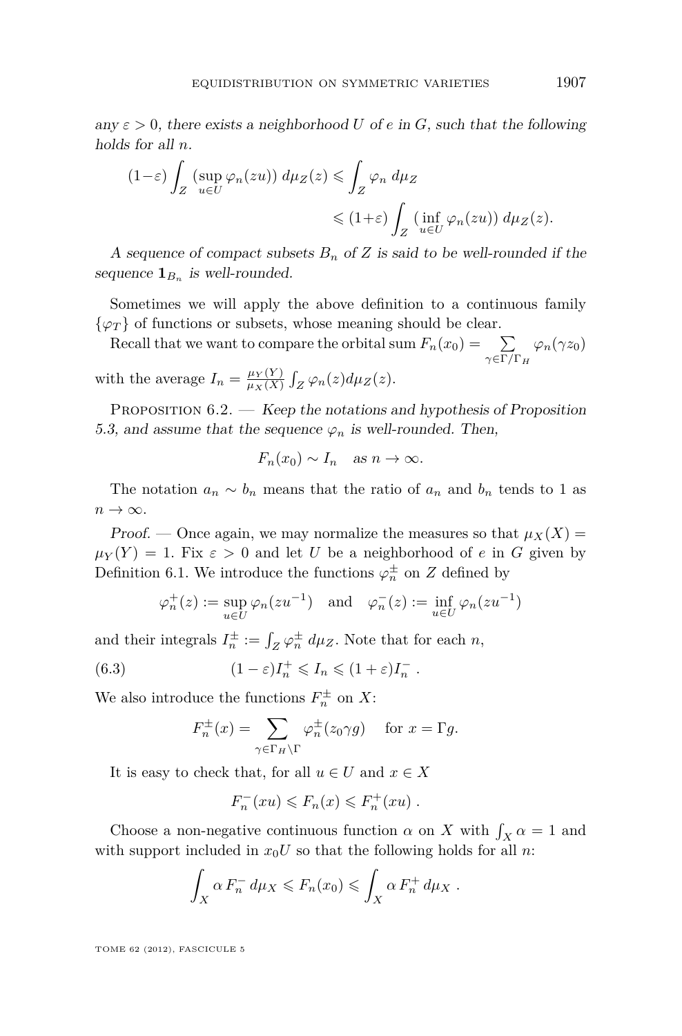*any $\varepsilon > 0$, there exists a neighborhood $U$ of $e$ in $G$, such that the following holds for all $n$.*

$$(1-\varepsilon)\int_Z (\sup_{u\in U}\varphi_n(zu))\, d\mu_Z(z) \leqslant \int_Z \varphi_n \, d\mu_Z$$
$$\leqslant (1+\varepsilon)\int_Z (\inf_{u\in U}\varphi_n(zu))\, d\mu_Z(z).$$

*A sequence of compact subsets $B_n$ of $Z$ is said to be well-rounded if the sequence $\mathbf{1}_{B_n}$ is well-rounded.*

Sometimes we will apply the above definition to a continuous family $\{\varphi_T\}$ of functions or subsets, whose meaning should be clear.

Recall that we want to compare the orbital sum $F_n(x_0) = \sum_{\gamma\in\Gamma/\Gamma_H} \varphi_n(\gamma z_0)$ with the average $I_n = \frac{\mu_Y(Y)}{\mu_X(X)}\int_Z \varphi_n(z) d\mu_Z(z)$.

Proposition 6.2. — *Keep the notations and hypothesis of Proposition 5.3, and assume that the sequence $\varphi_n$ is well-rounded. Then,*

$$F_n(x_0) \sim I_n \quad \textit{as } n\to\infty.$$

The notation $a_n \sim b_n$ means that the ratio of $a_n$ and $b_n$ tends to 1 as $n\to\infty$.

*Proof.* — Once again, we may normalize the measures so that $\mu_X(X) = \mu_Y(Y) = 1$. Fix $\varepsilon > 0$ and let $U$ be a neighborhood of $e$ in $G$ given by Definition 6.1. We introduce the functions $\varphi_n^{\pm}$ on $Z$ defined by

$$\varphi_n^+(z) := \sup_{u\in U}\varphi_n(zu^{-1}) \quad \text{and} \quad \varphi_n^-(z) := \inf_{u\in U}\varphi_n(zu^{-1})$$

and their integrals $I_n^{\pm} := \int_Z \varphi_n^{\pm}\, d\mu_Z$. Note that for each $n$,

$$(1-\varepsilon)I_n^+ \leqslant I_n \leqslant (1+\varepsilon)I_n^- \,. \tag{6.3}$$

We also introduce the functions $F_n^{\pm}$ on $X$:

$$F_n^{\pm}(x) = \sum_{\gamma\in\Gamma_H\backslash\Gamma} \varphi_n^{\pm}(z_0\gamma g) \quad \text{for } x = \Gamma g.$$

It is easy to check that, for all $u\in U$ and $x\in X$

$$F_n^-(xu) \leqslant F_n(x) \leqslant F_n^+(xu)\,.$$

Choose a non-negative continuous function $\alpha$ on $X$ with $\int_X \alpha = 1$ and with support included in $x_0U$ so that the following holds for all $n$:

$$\int_X \alpha\, F_n^-\, d\mu_X \leqslant F_n(x_0) \leqslant \int_X \alpha\, F_n^+\, d\mu_X\,.$$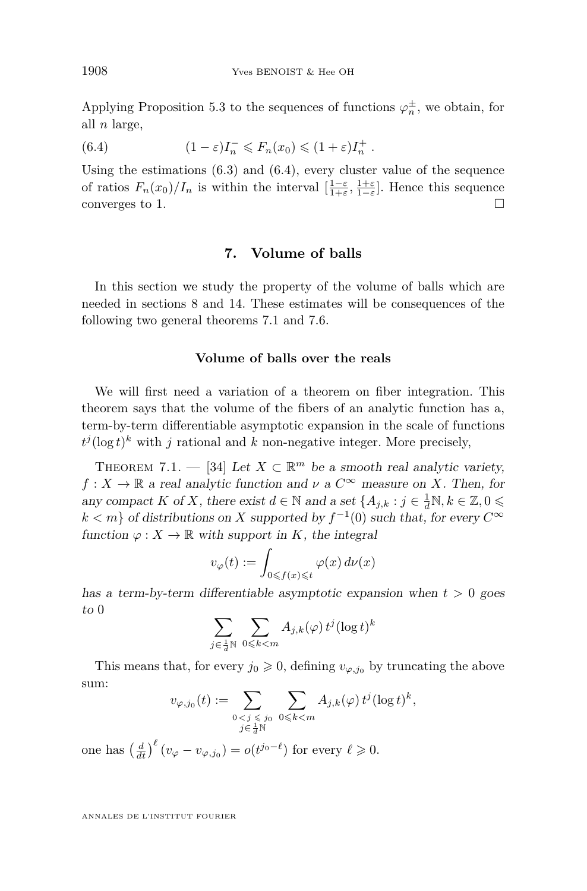Applying Proposition 5.3 to the sequences of functions $\varphi_n^{\pm}$, we obtain, for all $n$ large,

$$(1-\varepsilon) I_n^- \leqslant F_n(x_0) \leqslant (1+\varepsilon) I_n^+ \,. \tag{6.4}$$

Using the estimations (6.3) and (6.4), every cluster value of the sequence of ratios $F_n(x_0)/I_n$ is within the interval $[\frac{1-\varepsilon}{1+\varepsilon}, \frac{1+\varepsilon}{1-\varepsilon}]$. Hence this sequence converges to 1. □

## 7. Volume of balls

In this section we study the property of the volume of balls which are needed in sections 8 and 14. These estimates will be consequences of the following two general theorems 7.1 and 7.6.

### Volume of balls over the reals

We will first need a variation of a theorem on fiber integration. This theorem says that the volume of the fibers of an analytic function has a, term-by-term differentiable asymptotic expansion in the scale of functions $t^j(\log t)^k$ with $j$ rational and $k$ non-negative integer. More precisely,

Theorem 7.1. — [34] *Let $X \subset \mathbb{R}^m$ be a smooth real analytic variety, $f : X \to \mathbb{R}$ a real analytic function and $\nu$ a $C^\infty$ measure on $X$. Then, for any compact $K$ of $X$, there exist $d \in \mathbb{N}$ and a set $\{A_{j,k} : j \in \frac{1}{d}\mathbb{N}, k \in \mathbb{Z}, 0 \leqslant k < m\}$ of distributions on $X$ supported by $f^{-1}(0)$ such that, for every $C^\infty$ function $\varphi : X \to \mathbb{R}$ with support in $K$, the integral*

$$v_\varphi(t) := \int_{0 \leqslant f(x) \leqslant t} \varphi(x)\, d\nu(x)$$

*has a term-by-term differentiable asymptotic expansion when $t > 0$ goes to 0*

$$\sum_{j \in \frac{1}{d}\mathbb{N}} \sum_{0 \leqslant k < m} A_{j,k}(\varphi)\, t^j (\log t)^k$$

This means that, for every $j_0 \geqslant 0$, defining $v_{\varphi, j_0}$ by truncating the above sum:

$$v_{\varphi, j_0}(t) := \sum_{\substack{0 < j \leqslant j_0 \\ j \in \frac{1}{d}\mathbb{N}}} \sum_{0 \leqslant k < m} A_{j,k}(\varphi)\, t^j (\log t)^k,$$

one has $\left(\frac{d}{dt}\right)^\ell (v_\varphi - v_{\varphi, j_0}) = o(t^{j_0 - \ell})$ for every $\ell \geqslant 0$.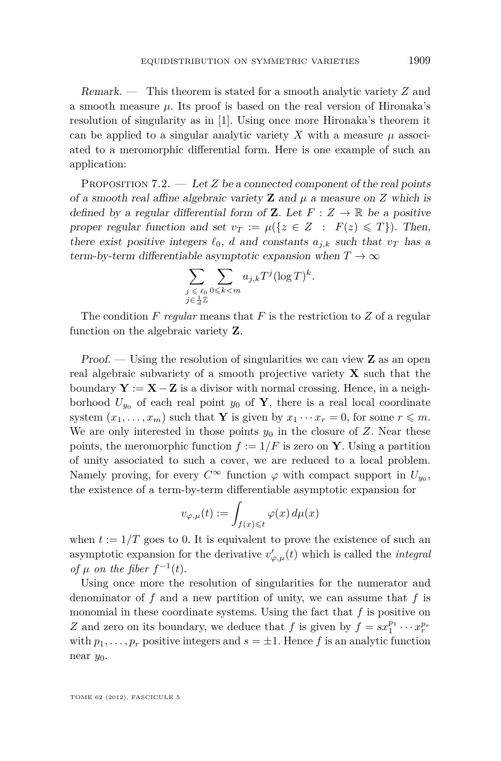*Remark.* — This theorem is stated for a smooth analytic variety $Z$ and a smooth measure $\mu$. Its proof is based on the real version of Hironaka's resolution of singularity as in [1]. Using once more Hironaka's theorem it can be applied to a singular analytic variety $X$ with a measure $\mu$ associated to a meromorphic differential form. Here is one example of such an application:

Proposition 7.2. — *Let $Z$ be a connected component of the real points of a smooth real affine algebraic variety $\mathbf{Z}$ and $\mu$ a measure on $Z$ which is defined by a regular differential form of $\mathbf{Z}$. Let $F : Z \to \mathbb{R}$ be a positive proper regular function and set $v_T := \mu(\{z \in Z \ : \ F(z) \leqslant T\})$. Then, there exist positive integers $\ell_0$, $d$ and constants $a_{j,k}$ such that $v_T$ has a term-by-term differentiable asymptotic expansion when $T \to \infty$*

$$\sum_{\substack{j \leqslant \ell_0 \\ j \in \frac{1}{d}\mathbb{Z}}} \sum_{0 \leqslant k < m} a_{j,k} T^j (\log T)^k.$$

The condition $F$ *regular* means that $F$ is the restriction to $Z$ of a regular function on the algebraic variety $\mathbf{Z}$.

*Proof.* — Using the resolution of singularities we can view $\mathbf{Z}$ as an open real algebraic subvariety of a smooth projective variety $\mathbf{X}$ such that the boundary $\mathbf{Y} := \mathbf{X} - \mathbf{Z}$ is a divisor with normal crossing. Hence, in a neighborhood $U_{y_0}$ of each real point $y_0$ of $\mathbf{Y}$, there is a real local coordinate system $(x_1, \ldots, x_m)$ such that $\mathbf{Y}$ is given by $x_1 \cdots x_r = 0$, for some $r \leqslant m$. We are only interested in those points $y_0$ in the closure of $Z$. Near these points, the meromorphic function $f := 1/F$ is zero on $\mathbf{Y}$. Using a partition of unity associated to such a cover, we are reduced to a local problem. Namely proving, for every $C^\infty$ function $\varphi$ with compact support in $U_{y_0}$, the existence of a term-by-term differentiable asymptotic expansion for

$$v_{\varphi,\mu}(t) := \int_{f(x) \leqslant t} \varphi(x)\, d\mu(x)$$

when $t := 1/T$ goes to 0. It is equivalent to prove the existence of such an asymptotic expansion for the derivative $v'_{\varphi,\mu}(t)$ which is called the *integral of $\mu$ on the fiber $f^{-1}(t)$*.

Using once more the resolution of singularities for the numerator and denominator of $f$ and a new partition of unity, we can assume that $f$ is monomial in these coordinate systems. Using the fact that $f$ is positive on $Z$ and zero on its boundary, we deduce that $f$ is given by $f = s x_1^{p_1} \cdots x_r^{p_r}$ with $p_1, \ldots, p_r$ positive integers and $s = \pm 1$. Hence $f$ is an analytic function near $y_0$.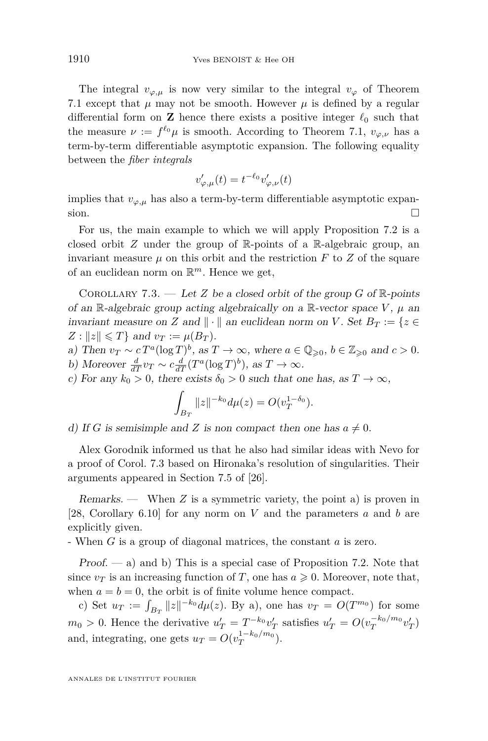The integral $v_{\varphi,\mu}$ is now very similar to the integral $v_\varphi$ of Theorem 7.1 except that $\mu$ may not be smooth. However $\mu$ is defined by a regular differential form on **Z** hence there exists a positive integer $\ell_0$ such that the measure $\nu := f^{\ell_0}\mu$ is smooth. According to Theorem 7.1, $v_{\varphi,\nu}$ has a term-by-term differentiable asymptotic expansion. The following equality between the *fiber integrals*

$$v'_{\varphi,\mu}(t) = t^{-\ell_0} v'_{\varphi,\nu}(t)$$

implies that $v_{\varphi,\mu}$ has also a term-by-term differentiable asymptotic expansion. □

For us, the main example to which we will apply Proposition 7.2 is a closed orbit $Z$ under the group of $\mathbb{R}$-points of a $\mathbb{R}$-algebraic group, an invariant measure $\mu$ on this orbit and the restriction $F$ to $Z$ of the square of an euclidean norm on $\mathbb{R}^m$. Hence we get,

Corollary 7.3. — *Let $Z$ be a closed orbit of the group $G$ of $\mathbb{R}$-points of an $\mathbb{R}$-algebraic group acting algebraically on a $\mathbb{R}$-vector space $V$, $\mu$ an invariant measure on $Z$ and $\|\cdot\|$ an euclidean norm on $V$. Set $B_T := \{z \in Z : \|z\| \leqslant T\}$ and $v_T := \mu(B_T)$.*

*a) Then $v_T \sim c\, T^a (\log T)^b$, as $T \to \infty$, where $a \in \mathbb{Q}_{\geqslant 0}$, $b \in \mathbb{Z}_{\geqslant 0}$ and $c > 0$.*

*b) Moreover $\frac{d}{dT} v_T \sim c \frac{d}{dT}(T^a (\log T)^b)$, as $T \to \infty$.*

*c) For any $k_0 > 0$, there exists $\delta_0 > 0$ such that one has, as $T \to \infty$,*

$$\int_{B_T} \|z\|^{-k_0} d\mu(z) = O(v_T^{1-\delta_0}).$$

*d) If $G$ is semisimple and $Z$ is non compact then one has $a \neq 0$.*

Alex Gorodnik informed us that he also had similar ideas with Nevo for a proof of Corol. 7.3 based on Hironaka's resolution of singularities. Their arguments appeared in Section 7.5 of [26].

*Remarks.* — When $Z$ is a symmetric variety, the point a) is proven in [28, Corollary 6.10] for any norm on $V$ and the parameters $a$ and $b$ are explicitly given.

- When $G$ is a group of diagonal matrices, the constant $a$ is zero.

*Proof.* — a) and b) This is a special case of Proposition 7.2. Note that since $v_T$ is an increasing function of $T$, one has $a \geqslant 0$. Moreover, note that, when $a = b = 0$, the orbit is of finite volume hence compact.

c) Set $u_T := \int_{B_T} \|z\|^{-k_0} d\mu(z)$. By a), one has $v_T = O(T^{m_0})$ for some $m_0 > 0$. Hence the derivative $u'_T = T^{-k_0} v'_T$ satisfies $u'_T = O(v_T^{-k_0/m_0} v'_T)$ and, integrating, one gets $u_T = O(v_T^{1-k_0/m_0})$.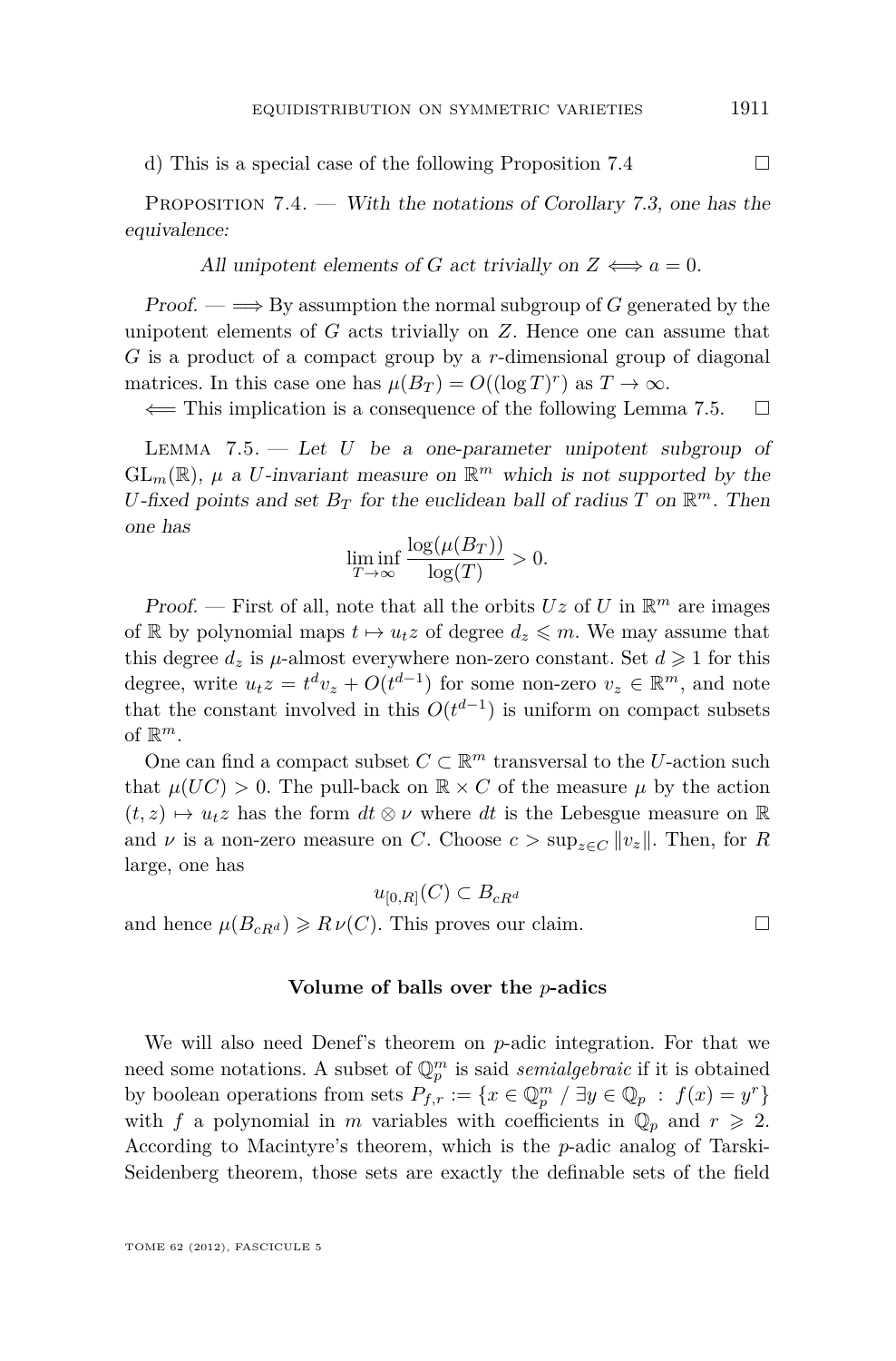d) This is a special case of the following Proposition 7.4 ☐

Proposition 7.4. — *With the notations of Corollary 7.3, one has the equivalence:*

$$\text{All unipotent elements of } G \text{ act trivially on } Z \iff a = 0.$$

*Proof.* — $\Longrightarrow$ By assumption the normal subgroup of $G$ generated by the unipotent elements of $G$ acts trivially on $Z$. Hence one can assume that $G$ is a product of a compact group by a $r$-dimensional group of diagonal matrices. In this case one has $\mu(B_T) = O((\log T)^r)$ as $T \to \infty$.

$\Longleftarrow$ This implication is a consequence of the following Lemma 7.5. ☐

Lemma 7.5. — *Let $U$ be a one-parameter unipotent subgroup of $\mathrm{GL}_m(\mathbb{R})$, $\mu$ a $U$-invariant measure on $\mathbb{R}^m$ which is not supported by the $U$-fixed points and set $B_T$ for the euclidean ball of radius $T$ on $\mathbb{R}^m$. Then one has*

$$\liminf_{T\to\infty} \frac{\log(\mu(B_T))}{\log(T)} > 0.$$

*Proof.* — First of all, note that all the orbits $Uz$ of $U$ in $\mathbb{R}^m$ are images of $\mathbb{R}$ by polynomial maps $t \mapsto u_t z$ of degree $d_z \leqslant m$. We may assume that this degree $d_z$ is $\mu$-almost everywhere non-zero constant. Set $d \geqslant 1$ for this degree, write $u_t z = t^d v_z + O(t^{d-1})$ for some non-zero $v_z \in \mathbb{R}^m$, and note that the constant involved in this $O(t^{d-1})$ is uniform on compact subsets of $\mathbb{R}^m$.

One can find a compact subset $C \subset \mathbb{R}^m$ transversal to the $U$-action such that $\mu(UC) > 0$. The pull-back on $\mathbb{R} \times C$ of the measure $\mu$ by the action $(t, z) \mapsto u_t z$ has the form $dt \otimes \nu$ where $dt$ is the Lebesgue measure on $\mathbb{R}$ and $\nu$ is a non-zero measure on $C$. Choose $c > \sup_{z\in C} \|v_z\|$. Then, for $R$ large, one has

$$u_{[0,R]}(C) \subset B_{cR^d}$$

and hence $\mu(B_{cR^d}) \geqslant R\,\nu(C)$. This proves our claim. ☐

**Volume of balls over the $p$-adics**

We will also need Denef's theorem on $p$-adic integration. For that we need some notations. A subset of $\mathbb{Q}_p^m$ is said *semialgebraic* if it is obtained by boolean operations from sets $P_{f,r} := \{x \in \mathbb{Q}_p^m \;/\; \exists y \in \mathbb{Q}_p \;:\; f(x) = y^r\}$ with $f$ a polynomial in $m$ variables with coefficients in $\mathbb{Q}_p$ and $r \geqslant 2$. According to Macintyre's theorem, which is the $p$-adic analog of Tarski-Seidenberg theorem, those sets are exactly the definable sets of the field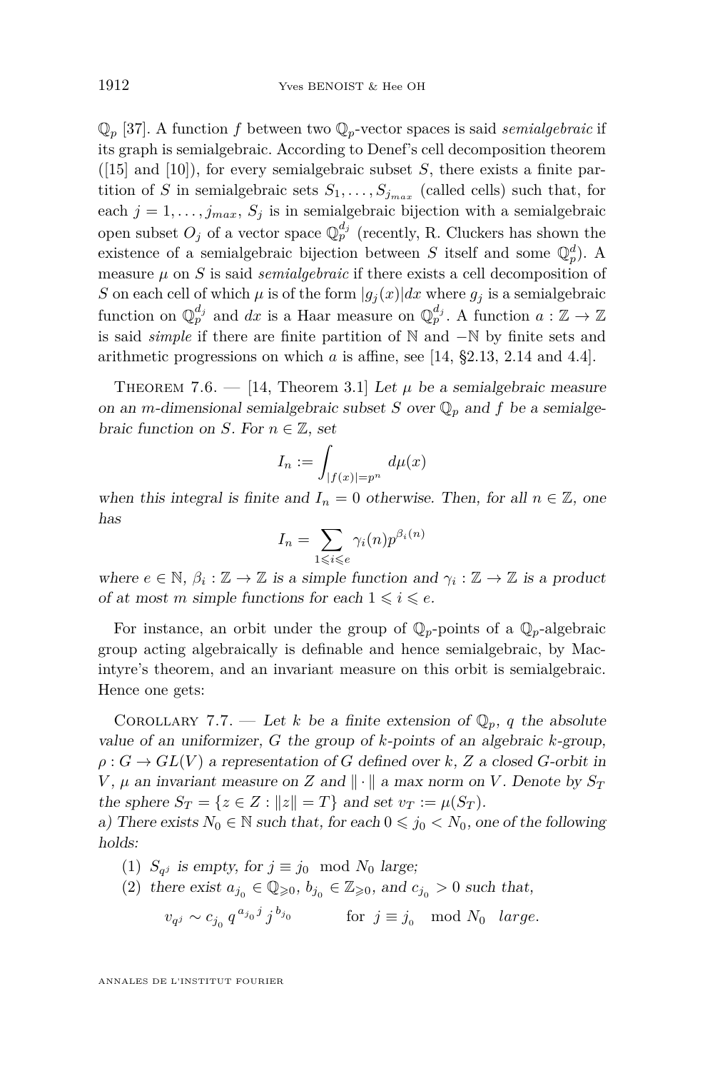$\mathbb{Q}_p$ [37]. A function $f$ between two $\mathbb{Q}_p$-vector spaces is said *semialgebraic* if its graph is semialgebraic. According to Denef's cell decomposition theorem ([15] and [10]), for every semialgebraic subset $S$, there exists a finite partition of $S$ in semialgebraic sets $S_1, \ldots, S_{j_{max}}$ (called cells) such that, for each $j = 1, \ldots, j_{max}$, $S_j$ is in semialgebraic bijection with a semialgebraic open subset $O_j$ of a vector space $\mathbb{Q}_p^{d_j}$ (recently, R. Cluckers has shown the existence of a semialgebraic bijection between $S$ itself and some $\mathbb{Q}_p^d$). A measure $\mu$ on $S$ is said *semialgebraic* if there exists a cell decomposition of $S$ on each cell of which $\mu$ is of the form $|g_j(x)|dx$ where $g_j$ is a semialgebraic function on $\mathbb{Q}_p^{d_j}$ and $dx$ is a Haar measure on $\mathbb{Q}_p^{d_j}$. A function $a : \mathbb{Z} \to \mathbb{Z}$ is said *simple* if there are finite partition of $\mathbb{N}$ and $-\mathbb{N}$ by finite sets and arithmetic progressions on which $a$ is affine, see [14, §2.13, 2.14 and 4.4].

Theorem 7.6. — [14, Theorem 3.1] *Let $\mu$ be a semialgebraic measure on an $m$-dimensional semialgebraic subset $S$ over $\mathbb{Q}_p$ and $f$ be a semialgebraic function on $S$. For $n \in \mathbb{Z}$, set*

$$I_n := \int_{|f(x)|=p^n} d\mu(x)$$

*when this integral is finite and $I_n = 0$ otherwise. Then, for all $n \in \mathbb{Z}$, one has*

$$I_n = \sum_{1 \leqslant i \leqslant e} \gamma_i(n) p^{\beta_i(n)}$$

*where $e \in \mathbb{N}$, $\beta_i : \mathbb{Z} \to \mathbb{Z}$ is a simple function and $\gamma_i : \mathbb{Z} \to \mathbb{Z}$ is a product of at most $m$ simple functions for each $1 \leqslant i \leqslant e$.*

For instance, an orbit under the group of $\mathbb{Q}_p$-points of a $\mathbb{Q}_p$-algebraic group acting algebraically is definable and hence semialgebraic, by Macintyre's theorem, and an invariant measure on this orbit is semialgebraic. Hence one gets:

Corollary 7.7. — *Let $k$ be a finite extension of $\mathbb{Q}_p$, $q$ the absolute value of an uniformizer, $G$ the group of $k$-points of an algebraic $k$-group, $\rho : G \to GL(V)$ a representation of $G$ defined over $k$, $Z$ a closed $G$-orbit in $V$, $\mu$ an invariant measure on $Z$ and $\|\cdot\|$ a max norm on $V$. Denote by $S_T$ the sphere $S_T = \{z \in Z : \|z\| = T\}$ and set $v_T := \mu(S_T)$.*

*a) There exists $N_0 \in \mathbb{N}$ such that, for each $0 \leqslant j_0 < N_0$, one of the following holds:*

1. *$S_{q^j}$ is empty, for $j \equiv j_0 \mod N_0$ large;*
2. *there exist $a_{j_0} \in \mathbb{Q}_{\geqslant 0}$, $b_{j_0} \in \mathbb{Z}_{\geqslant 0}$, and $c_{j_0} > 0$ such that,*

$$v_{q^j} \sim c_{j_0}\, q^{a_{j_0} j}\, j^{b_{j_0}} \qquad \text{for } j \equiv j_0 \mod N_0 \text{ large.}$$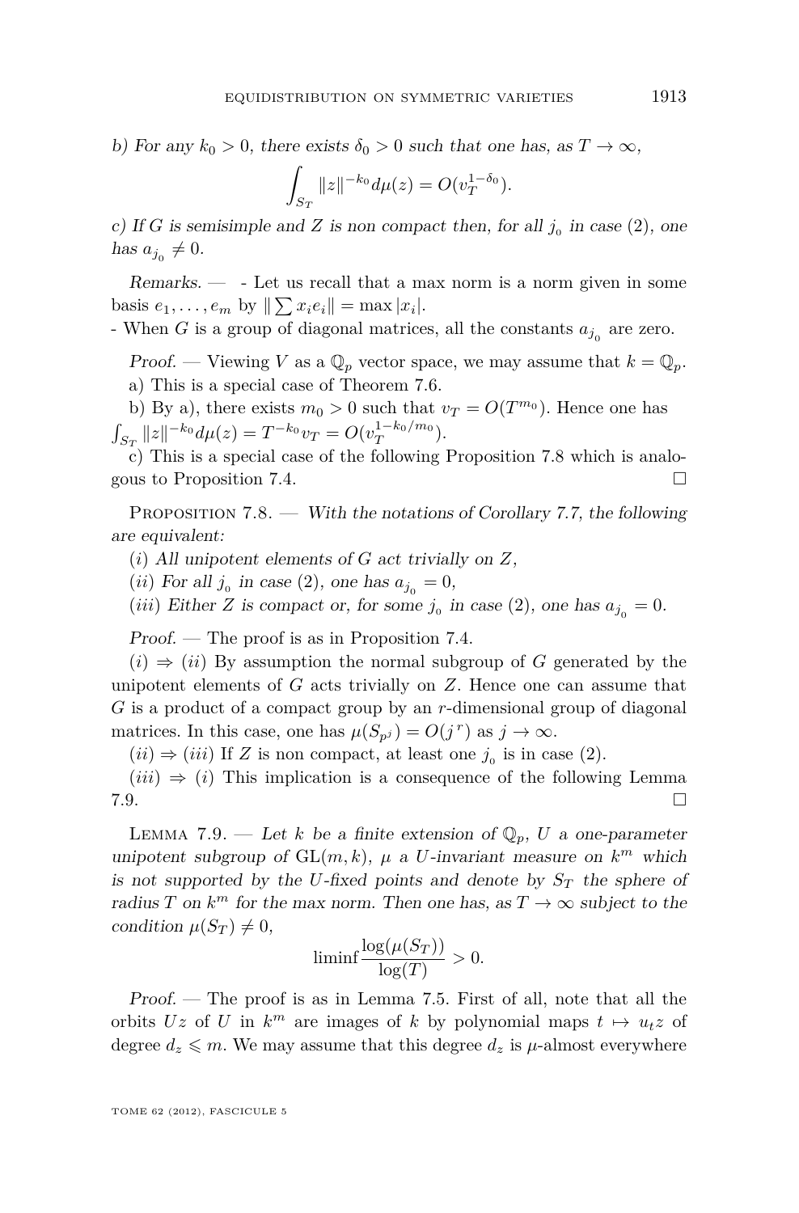*b) For any $k_0 > 0$, there exists $\delta_0 > 0$ such that one has, as $T \to \infty$,*

$$\int_{S_T} \|z\|^{-k_0} d\mu(z) = O(v_T^{1-\delta_0}).$$

*c) If $G$ is semisimple and $Z$ is non compact then, for all $j_0$ in case (2), one has $a_{j_0} \neq 0$.*

*Remarks.* — - Let us recall that a max norm is a norm given in some basis $e_1, \ldots, e_m$ by $\| \sum x_i e_i \| = \max |x_i|$.

- When $G$ is a group of diagonal matrices, all the constants $a_{j_0}$ are zero.

*Proof.* — Viewing $V$ as a $\mathbb{Q}_p$ vector space, we may assume that $k = \mathbb{Q}_p$.

a) This is a special case of Theorem 7.6.

b) By a), there exists $m_0 > 0$ such that $v_T = O(T^{m_0})$. Hence one has $\int_{S_T} \|z\|^{-k_0} d\mu(z) = T^{-k_0} v_T = O(v_T^{1-k_0/m_0})$.

c) This is a special case of the following Proposition 7.8 which is analogous to Proposition 7.4. □

Proposition 7.8. — *With the notations of Corollary 7.7, the following are equivalent:*

*(i) All unipotent elements of $G$ act trivially on $Z$,*

*(ii) For all $j_0$ in case (2), one has $a_{j_0} = 0$,*

*(iii) Either $Z$ is compact or, for some $j_0$ in case (2), one has $a_{j_0} = 0$.*

*Proof.* — The proof is as in Proposition 7.4.

$(i) \Rightarrow (ii)$ By assumption the normal subgroup of $G$ generated by the unipotent elements of $G$ acts trivially on $Z$. Hence one can assume that $G$ is a product of a compact group by an $r$-dimensional group of diagonal matrices. In this case, one has $\mu(S_{p^j}) = O(j^r)$ as $j \to \infty$.

$(ii) \Rightarrow (iii)$ If $Z$ is non compact, at least one $j_0$ is in case (2).

$(iii) \Rightarrow (i)$ This implication is a consequence of the following Lemma 7.9. □

Lemma 7.9. — *Let $k$ be a finite extension of $\mathbb{Q}_p$, $U$ a one-parameter unipotent subgroup of $\mathrm{GL}(m, k)$, $\mu$ a $U$-invariant measure on $k^m$ which is not supported by the $U$-fixed points and denote by $S_T$ the sphere of radius $T$ on $k^m$ for the max norm. Then one has, as $T \to \infty$ subject to the condition $\mu(S_T) \neq 0$,*

$$\operatorname{liminf} \frac{\log(\mu(S_T))}{\log(T)} > 0.$$

*Proof.* — The proof is as in Lemma 7.5. First of all, note that all the orbits $Uz$ of $U$ in $k^m$ are images of $k$ by polynomial maps $t \mapsto u_t z$ of degree $d_z \leqslant m$. We may assume that this degree $d_z$ is $\mu$-almost everywhere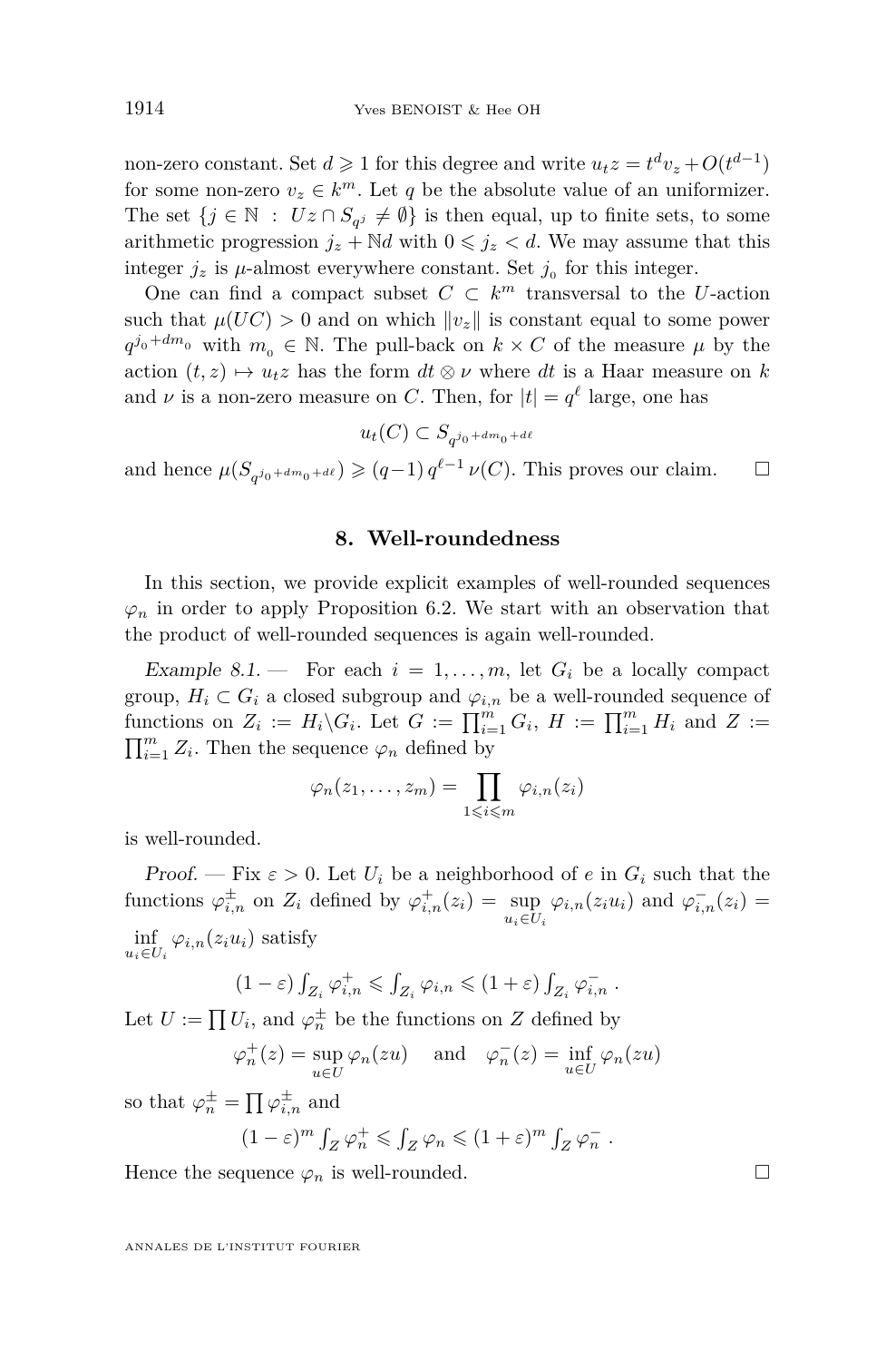non-zero constant. Set $d \geqslant 1$ for this degree and write $u_t z = t^d v_z + O(t^{d-1})$ for some non-zero $v_z \in k^m$. Let $q$ be the absolute value of an uniformizer. The set $\{j \in \mathbb{N} \ : \ Uz \cap S_{q^j} \neq \emptyset\}$ is then equal, up to finite sets, to some arithmetic progression $j_z + \mathbb{N}d$ with $0 \leqslant j_z < d$. We may assume that this integer $j_z$ is $\mu$-almost everywhere constant. Set $j_0$ for this integer.

One can find a compact subset $C \subset k^m$ transversal to the $U$-action such that $\mu(UC) > 0$ and on which $\|v_z\|$ is constant equal to some power $q^{j_0 + dm_0}$ with $m_0 \in \mathbb{N}$. The pull-back on $k \times C$ of the measure $\mu$ by the action $(t, z) \mapsto u_t z$ has the form $dt \otimes \nu$ where $dt$ is a Haar measure on $k$ and $\nu$ is a non-zero measure on $C$. Then, for $|t| = q^\ell$ large, one has

$$u_t(C) \subset S_{q^{j_0 + dm_0 + d\ell}}$$

and hence $\mu(S_{q^{j_0+dm_0+d\ell}}) \geqslant (q-1)\, q^{\ell-1}\, \nu(C)$. This proves our claim. $\square$

## 8. Well-roundedness

In this section, we provide explicit examples of well-rounded sequences $\varphi_n$ in order to apply Proposition 6.2. We start with an observation that the product of well-rounded sequences is again well-rounded.

*Example 8.1.* — For each $i = 1, \ldots, m$, let $G_i$ be a locally compact group, $H_i \subset G_i$ a closed subgroup and $\varphi_{i,n}$ be a well-rounded sequence of functions on $Z_i := H_i \backslash G_i$. Let $G := \prod_{i=1}^m G_i$, $H := \prod_{i=1}^m H_i$ and $Z := \prod_{i=1}^m Z_i$. Then the sequence $\varphi_n$ defined by

$$\varphi_n(z_1, \ldots, z_m) = \prod_{1 \leqslant i \leqslant m} \varphi_{i,n}(z_i)$$

is well-rounded.

*Proof.* — Fix $\varepsilon > 0$. Let $U_i$ be a neighborhood of $e$ in $G_i$ such that the functions $\varphi^{\pm}_{i,n}$ on $Z_i$ defined by $\varphi^{+}_{i,n}(z_i) = \sup_{u_i \in U_i} \varphi_{i,n}(z_i u_i)$ and $\varphi^{-}_{i,n}(z_i) = \inf_{u_i \in U_i} \varphi_{i,n}(z_i u_i)$ satisfy

$$(1-\varepsilon) \int_{Z_i} \varphi^{+}_{i,n} \leqslant \int_{Z_i} \varphi_{i,n} \leqslant (1+\varepsilon) \int_{Z_i} \varphi^{-}_{i,n} \, .$$

Let $U := \prod U_i$, and $\varphi^{\pm}_n$ be the functions on $Z$ defined by

$$\varphi^{+}_n(z) = \sup_{u \in U} \varphi_n(zu) \quad \text{and} \quad \varphi^{-}_n(z) = \inf_{u \in U} \varphi_n(zu)$$

so that $\varphi^{\pm}_n = \prod \varphi^{\pm}_{i,n}$ and

$$(1-\varepsilon)^m \int_Z \varphi^{+}_n \leqslant \int_Z \varphi_n \leqslant (1+\varepsilon)^m \int_Z \varphi^{-}_n \, .$$

Hence the sequence $\varphi_n$ is well-rounded. $\square$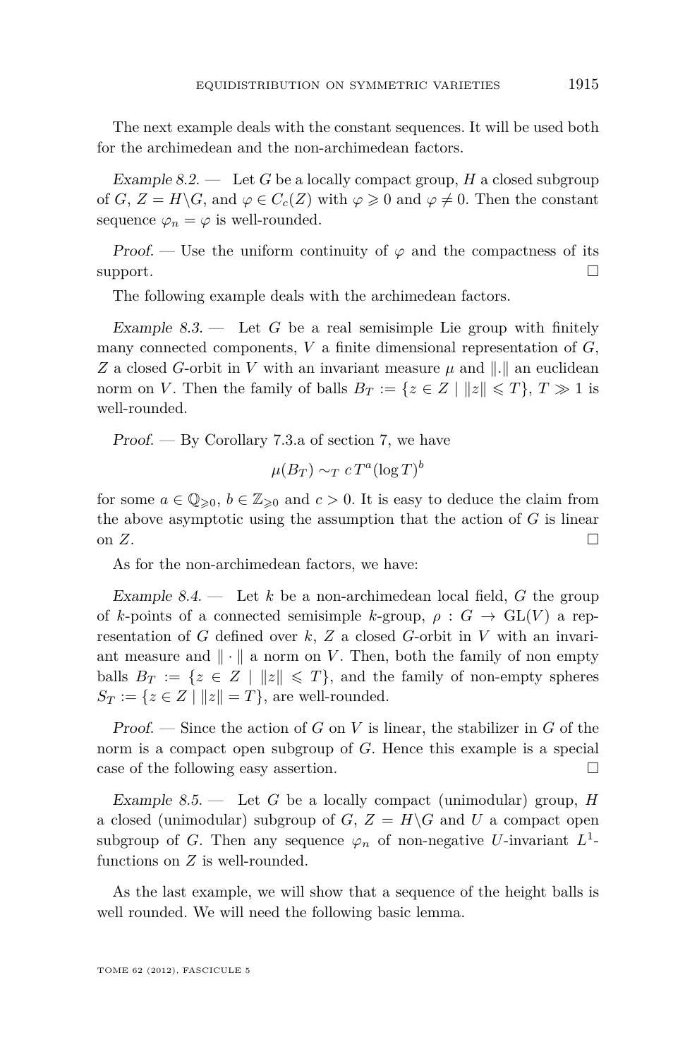The next example deals with the constant sequences. It will be used both for the archimedean and the non-archimedean factors.

*Example 8.2.* — Let $G$ be a locally compact group, $H$ a closed subgroup of $G$, $Z = H\backslash G$, and $\varphi \in C_c(Z)$ with $\varphi \geqslant 0$ and $\varphi \neq 0$. Then the constant sequence $\varphi_n = \varphi$ is well-rounded.

*Proof.* — Use the uniform continuity of $\varphi$ and the compactness of its support. □

The following example deals with the archimedean factors.

*Example 8.3.* — Let $G$ be a real semisimple Lie group with finitely many connected components, $V$ a finite dimensional representation of $G$, $Z$ a closed $G$-orbit in $V$ with an invariant measure $\mu$ and $\|.\|$ an euclidean norm on $V$. Then the family of balls $B_T := \{z \in Z \mid \|z\| \leqslant T\}$, $T \gg 1$ is well-rounded.

*Proof.* — By Corollary 7.3.a of section 7, we have

$$\mu(B_T) \sim_T c\, T^a (\log T)^b$$

for some $a \in \mathbb{Q}_{\geqslant 0}$, $b \in \mathbb{Z}_{\geqslant 0}$ and $c > 0$. It is easy to deduce the claim from the above asymptotic using the assumption that the action of $G$ is linear on $Z$. □

As for the non-archimedean factors, we have:

*Example 8.4.* — Let $k$ be a non-archimedean local field, $G$ the group of $k$-points of a connected semisimple $k$-group, $\rho : G \to \mathrm{GL}(V)$ a representation of $G$ defined over $k$, $Z$ a closed $G$-orbit in $V$ with an invariant measure and $\|\cdot\|$ a norm on $V$. Then, both the family of non empty balls $B_T := \{z \in Z \mid \|z\| \leqslant T\}$, and the family of non-empty spheres $S_T := \{z \in Z \mid \|z\| = T\}$, are well-rounded.

*Proof.* — Since the action of $G$ on $V$ is linear, the stabilizer in $G$ of the norm is a compact open subgroup of $G$. Hence this example is a special case of the following easy assertion. □

*Example 8.5.* — Let $G$ be a locally compact (unimodular) group, $H$ a closed (unimodular) subgroup of $G$, $Z = H\backslash G$ and $U$ a compact open subgroup of $G$. Then any sequence $\varphi_n$ of non-negative $U$-invariant $L^1$-functions on $Z$ is well-rounded.

As the last example, we will show that a sequence of the height balls is well rounded. We will need the following basic lemma.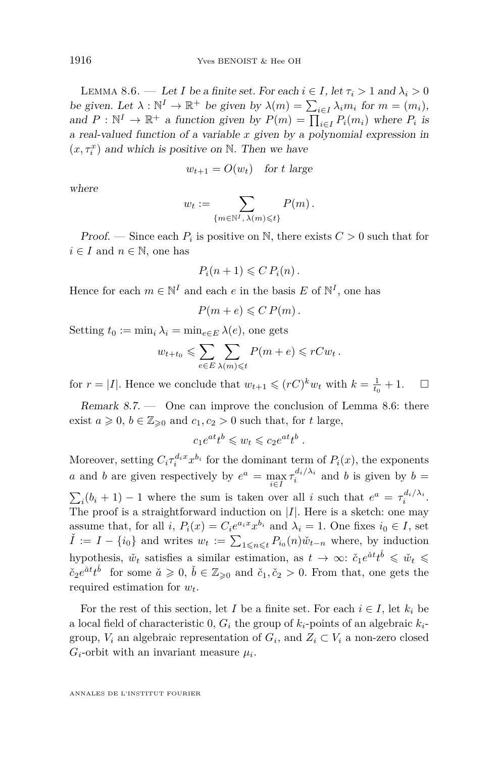Lemma 8.6. — *Let $I$ be a finite set. For each $i \in I$, let $\tau_i > 1$ and $\lambda_i > 0$ be given. Let $\lambda : \mathbb{N}^I \to \mathbb{R}^+$ be given by $\lambda(m) = \sum_{i\in I} \lambda_i m_i$ for $m = (m_i)$, and $P : \mathbb{N}^I \to \mathbb{R}^+$ a function given by $P(m) = \prod_{i\in I} P_i(m_i)$ where $P_i$ is a real-valued function of a variable $x$ given by a polynomial expression in $(x, \tau_i^x)$ and which is positive on $\mathbb{N}$. Then we have*

$$w_{t+1} = O(w_t) \quad \text{for } t \text{ large}$$

*where*

$$w_t := \sum_{\{m\in\mathbb{N}^I,\, \lambda(m)\leqslant t\}} P(m)\,.$$

*Proof.* — Since each $P_i$ is positive on $\mathbb{N}$, there exists $C > 0$ such that for $i \in I$ and $n \in \mathbb{N}$, one has

$$P_i(n+1) \leqslant C\, P_i(n)\,.$$

Hence for each $m \in \mathbb{N}^I$ and each $e$ in the basis $E$ of $\mathbb{N}^I$, one has

$$P(m+e) \leqslant C\, P(m)\,.$$

Setting $t_0 := \min_i \lambda_i = \min_{e\in E} \lambda(e)$, one gets

$$w_{t+t_0} \leqslant \sum_{e\in E} \sum_{\lambda(m)\leqslant t} P(m+e) \leqslant rCw_t\,.$$

for $r = |I|$. Hence we conclude that $w_{t+1} \leqslant (rC)^k w_t$ with $k = \frac{1}{t_0} + 1$. $\square$

*Remark 8.7.* — One can improve the conclusion of Lemma 8.6: there exist $a \geqslant 0$, $b \in \mathbb{Z}_{\geqslant 0}$ and $c_1, c_2 > 0$ such that, for $t$ large,

$$c_1 e^{at} t^b \leqslant w_t \leqslant c_2 e^{at} t^b\,.$$

Moreover, setting $C_i \tau_i^{d_i x} x^{b_i}$ for the dominant term of $P_i(x)$, the exponents $a$ and $b$ are given respectively by $e^a = \max_{i\in I} \tau_i^{d_i/\lambda_i}$ and $b$ is given by $b = \sum_i (b_i + 1) - 1$ where the sum is taken over all $i$ such that $e^a = \tau_i^{d_i/\lambda_i}$. The proof is a straightforward induction on $|I|$. Here is a sketch: one may assume that, for all $i$, $P_i(x) = C_i e^{a_i x} x^{b_i}$ and $\lambda_i = 1$. One fixes $i_0 \in I$, set $\check{I} := I - \{i_0\}$ and writes $w_t := \sum_{1\leqslant n\leqslant t} P_{i_0}(n) \check{w}_{t-n}$ where, by induction hypothesis, $\check{w}_t$ satisfies a similar estimation, as $t \to \infty$: $\check{c}_1 e^{\check{a}t} t^{\check{b}} \leqslant \check{w}_t \leqslant \check{c}_2 e^{\check{a}t} t^{\check{b}}$ for some $\check{a} \geqslant 0$, $\check{b} \in \mathbb{Z}_{\geqslant 0}$ and $\check{c}_1, \check{c}_2 > 0$. From that, one gets the required estimation for $w_t$.

For the rest of this section, let $I$ be a finite set. For each $i \in I$, let $k_i$ be a local field of characteristic 0, $G_i$ the group of $k_i$-points of an algebraic $k_i$-group, $V_i$ an algebraic representation of $G_i$, and $Z_i \subset V_i$ a non-zero closed $G_i$-orbit with an invariant measure $\mu_i$.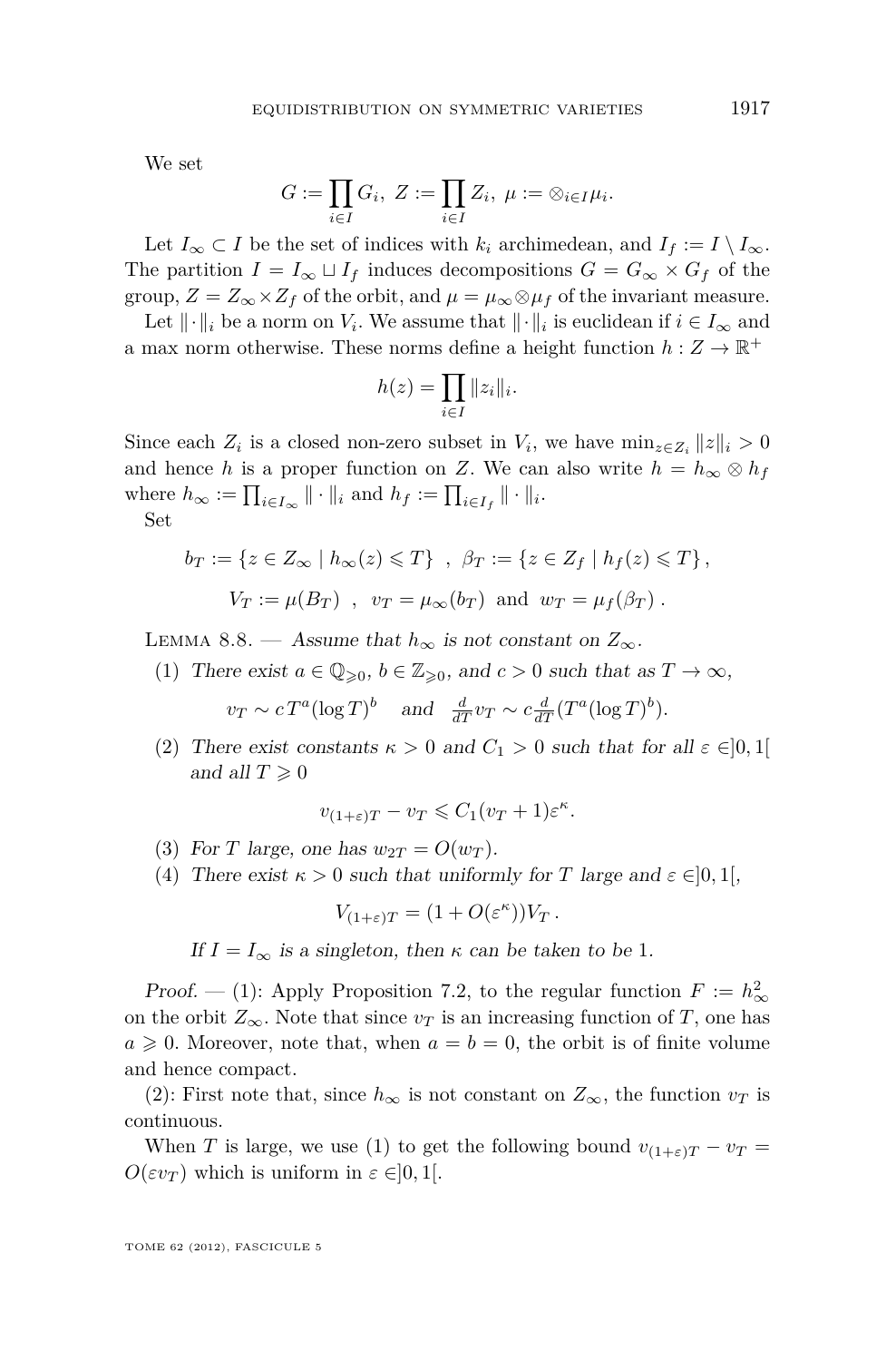We set

$$G := \prod_{i\in I} G_i,\ Z := \prod_{i\in I} Z_i,\ \mu := \otimes_{i\in I}\mu_i.$$

Let $I_\infty \subset I$ be the set of indices with $k_i$ archimedean, and $I_f := I \setminus I_\infty$. The partition $I = I_\infty \sqcup I_f$ induces decompositions $G = G_\infty \times G_f$ of the group, $Z = Z_\infty \times Z_f$ of the orbit, and $\mu = \mu_\infty \otimes \mu_f$ of the invariant measure.

Let $\|\cdot\|_i$ be a norm on $V_i$. We assume that $\|\cdot\|_i$ is euclidean if $i \in I_\infty$ and a max norm otherwise. These norms define a height function $h : Z \to \mathbb{R}^+$

$$h(z) = \prod_{i\in I} \|z_i\|_i.$$

Since each $Z_i$ is a closed non-zero subset in $V_i$, we have $\min_{z\in Z_i} \|z\|_i > 0$ and hence $h$ is a proper function on $Z$. We can also write $h = h_\infty \otimes h_f$ where $h_\infty := \prod_{i\in I_\infty} \|\cdot\|_i$ and $h_f := \prod_{i\in I_f} \|\cdot\|_i$.

Set

$$b_T := \{z \in Z_\infty \mid h_\infty(z) \leqslant T\}\ \ ,\ \ \beta_T := \{z \in Z_f \mid h_f(z) \leqslant T\},$$

$$V_T := \mu(B_T)\ \ ,\ \ v_T := \mu_\infty(b_T)\ \text{ and }\ w_T = \mu_f(\beta_T)\,.$$

Lemma 8.8. — *Assume that $h_\infty$ is not constant on $Z_\infty$.*

1. *There exist $a \in \mathbb{Q}_{\geqslant 0}$, $b \in \mathbb{Z}_{\geqslant 0}$, and $c > 0$ such that as $T \to \infty$,*
$$v_T \sim c\,T^a(\log T)^b \quad \text{and} \quad \tfrac{d}{dT}v_T \sim c\tfrac{d}{dT}(T^a(\log T)^b).$$
2. *There exist constants $\kappa > 0$ and $C_1 > 0$ such that for all $\varepsilon \in ]0,1[$ and all $T \geqslant 0$*
$$v_{(1+\varepsilon)T} - v_T \leqslant C_1(v_T + 1)\varepsilon^\kappa.$$
3. *For $T$ large, one has $w_{2T} = O(w_T)$.*
4. *There exist $\kappa > 0$ such that uniformly for $T$ large and $\varepsilon \in ]0,1[$,*
$$V_{(1+\varepsilon)T} = (1 + O(\varepsilon^\kappa))V_T\,.$$

   *If $I = I_\infty$ is a singleton, then $\kappa$ can be taken to be 1.*

*Proof.* — (1): Apply Proposition 7.2, to the regular function $F := h_\infty^2$ on the orbit $Z_\infty$. Note that since $v_T$ is an increasing function of $T$, one has $a \geqslant 0$. Moreover, note that, when $a = b = 0$, the orbit is of finite volume and hence compact.

(2): First note that, since $h_\infty$ is not constant on $Z_\infty$, the function $v_T$ is continuous.

When $T$ is large, we use (1) to get the following bound $v_{(1+\varepsilon)T} - v_T = O(\varepsilon v_T)$ which is uniform in $\varepsilon \in ]0,1[$.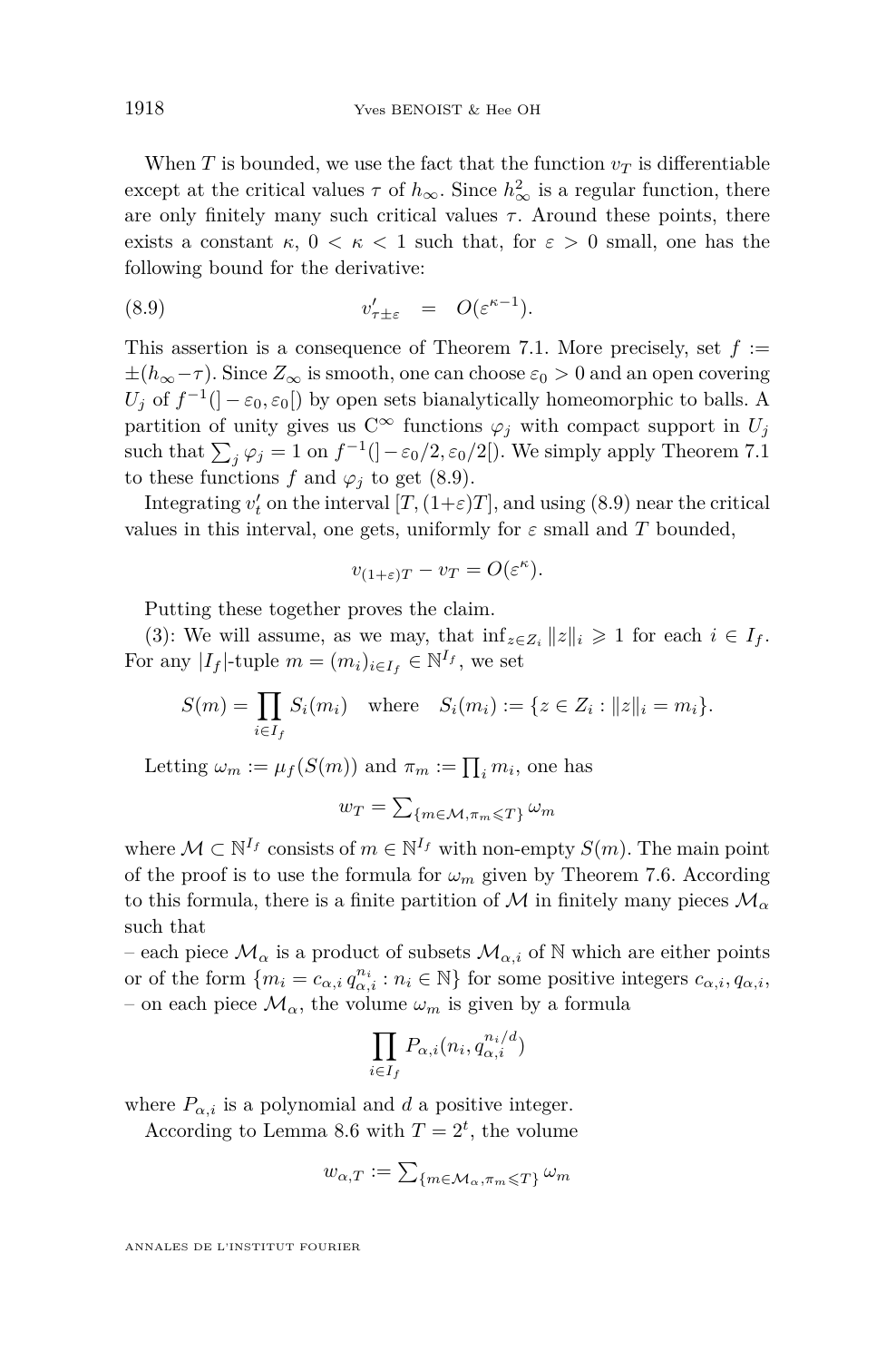When $T$ is bounded, we use the fact that the function $v_T$ is differentiable except at the critical values $\tau$ of $h_\infty$. Since $h_\infty^2$ is a regular function, there are only finitely many such critical values $\tau$. Around these points, there exists a constant $\kappa$, $0 < \kappa < 1$ such that, for $\varepsilon > 0$ small, one has the following bound for the derivative:

$$v'_{\tau \pm \varepsilon} \quad = \quad O(\varepsilon^{\kappa - 1}). \tag{8.9}$$

This assertion is a consequence of Theorem 7.1. More precisely, set $f := \pm(h_\infty - \tau)$. Since $Z_\infty$ is smooth, one can choose $\varepsilon_0 > 0$ and an open covering $U_j$ of $f^{-1}(]-\varepsilon_0, \varepsilon_0[)$ by open sets bianalytically homeomorphic to balls. A partition of unity gives us $C^\infty$ functions $\varphi_j$ with compact support in $U_j$ such that $\sum_j \varphi_j = 1$ on $f^{-1}(]-\varepsilon_0/2, \varepsilon_0/2[)$. We simply apply Theorem 7.1 to these functions $f$ and $\varphi_j$ to get (8.9).

Integrating $v'_t$ on the interval $[T, (1+\varepsilon)T]$, and using (8.9) near the critical values in this interval, one gets, uniformly for $\varepsilon$ small and $T$ bounded,

$$v_{(1+\varepsilon)T} - v_T = O(\varepsilon^\kappa).$$

Putting these together proves the claim.

(3): We will assume, as we may, that $\inf_{z \in Z_i} \|z\|_i \geqslant 1$ for each $i \in I_f$. For any $|I_f|$-tuple $m = (m_i)_{i \in I_f} \in \mathbb{N}^{I_f}$, we set

$$S(m) = \prod_{i \in I_f} S_i(m_i) \quad \text{where} \quad S_i(m_i) := \{z \in Z_i : \|z\|_i = m_i\}.$$

Letting $\omega_m := \mu_f(S(m))$ and $\pi_m := \prod_i m_i$, one has

$$w_T = \textstyle\sum_{\{m \in \mathcal{M}, \pi_m \leqslant T\}} \omega_m$$

where $\mathcal{M} \subset \mathbb{N}^{I_f}$ consists of $m \in \mathbb{N}^{I_f}$ with non-empty $S(m)$. The main point of the proof is to use the formula for $\omega_m$ given by Theorem 7.6. According to this formula, there is a finite partition of $\mathcal{M}$ in finitely many pieces $\mathcal{M}_\alpha$ such that

– each piece $\mathcal{M}_\alpha$ is a product of subsets $\mathcal{M}_{\alpha,i}$ of $\mathbb{N}$ which are either points or of the form $\{m_i = c_{\alpha,i}\, q_{\alpha,i}^{n_i} : n_i \in \mathbb{N}\}$ for some positive integers $c_{\alpha,i}, q_{\alpha,i}$,

– on each piece $\mathcal{M}_\alpha$, the volume $\omega_m$ is given by a formula

$$\prod_{i \in I_f} P_{\alpha,i}(n_i, q_{\alpha,i}^{n_i/d})$$

where $P_{\alpha,i}$ is a polynomial and $d$ a positive integer.

According to Lemma 8.6 with $T = 2^t$, the volume

$$w_{\alpha,T} := \textstyle\sum_{\{m \in \mathcal{M}_\alpha, \pi_m \leqslant T\}} \omega_m$$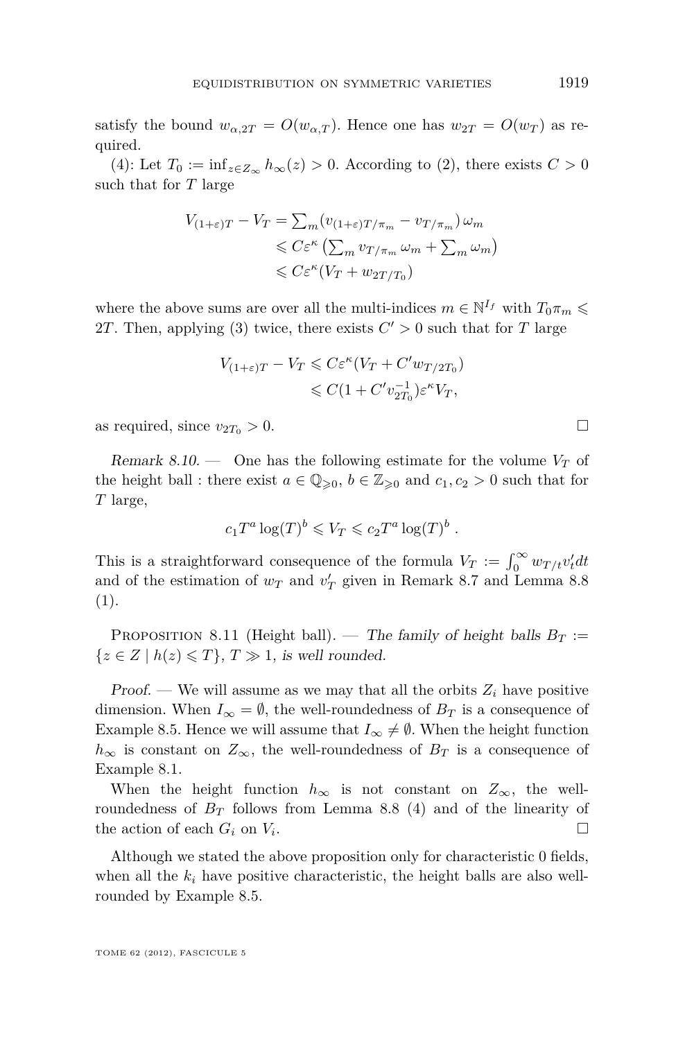satisfy the bound $w_{\alpha,2T} = O(w_{\alpha,T})$. Hence one has $w_{2T} = O(w_T)$ as required.

(4): Let $T_0 := \inf_{z \in Z_\infty} h_\infty(z) > 0$. According to (2), there exists $C > 0$ such that for $T$ large

$$\begin{aligned} V_{(1+\varepsilon)T} - V_T &= \textstyle\sum_m (v_{(1+\varepsilon)T/\pi_m} - v_{T/\pi_m})\, \omega_m \\ &\leqslant C\varepsilon^\kappa \left(\textstyle\sum_m v_{T/\pi_m}\, \omega_m + \sum_m \omega_m\right) \\ &\leqslant C\varepsilon^\kappa (V_T + w_{2T/T_0}) \end{aligned}$$

where the above sums are over all the multi-indices $m \in \mathbb{N}^{I_f}$ with $T_0 \pi_m \leqslant 2T$. Then, applying (3) twice, there exists $C' > 0$ such that for $T$ large

$$\begin{aligned} V_{(1+\varepsilon)T} - V_T &\leqslant C\varepsilon^\kappa (V_T + C' w_{T/2T_0}) \\ &\leqslant C(1 + C' v_{2T_0}^{-1}) \varepsilon^\kappa V_T, \end{aligned}$$

as required, since $v_{2T_0} > 0$. □

*Remark 8.10.* — One has the following estimate for the volume $V_T$ of the height ball : there exist $a \in \mathbb{Q}_{\geqslant 0}$, $b \in \mathbb{Z}_{\geqslant 0}$ and $c_1, c_2 > 0$ such that for $T$ large,

$$c_1 T^a \log(T)^b \leqslant V_T \leqslant c_2 T^a \log(T)^b\,.$$

This is a straightforward consequence of the formula $V_T := \int_0^\infty w_{T/t} v'_t dt$ and of the estimation of $w_T$ and $v'_T$ given in Remark 8.7 and Lemma 8.8 (1).

Proposition 8.11 (Height ball). — *The family of height balls $B_T := \{z \in Z \mid h(z) \leqslant T\}$, $T \gg 1$, is well rounded.*

*Proof.* — We will assume as we may that all the orbits $Z_i$ have positive dimension. When $I_\infty = \emptyset$, the well-roundedness of $B_T$ is a consequence of Example 8.5. Hence we will assume that $I_\infty \neq \emptyset$. When the height function $h_\infty$ is constant on $Z_\infty$, the well-roundedness of $B_T$ is a consequence of Example 8.1.

When the height function $h_\infty$ is not constant on $Z_\infty$, the well-roundedness of $B_T$ follows from Lemma 8.8 (4) and of the linearity of the action of each $G_i$ on $V_i$. □

Although we stated the above proposition only for characteristic 0 fields, when all the $k_i$ have positive characteristic, the height balls are also well-rounded by Example 8.5.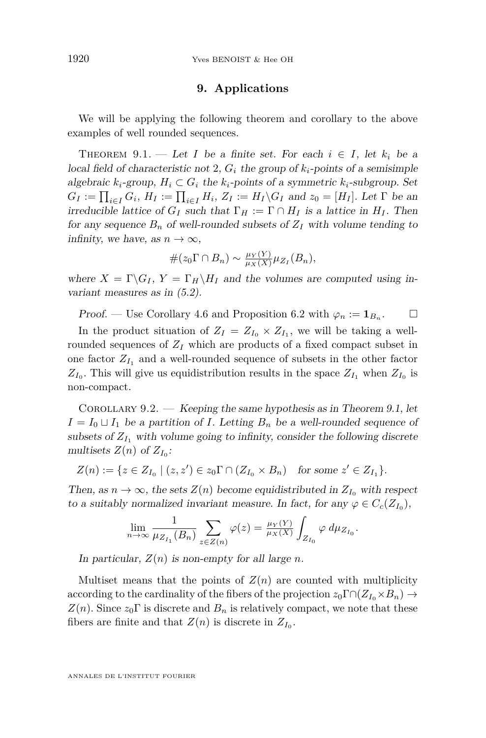## 9. Applications

We will be applying the following theorem and corollary to the above examples of well rounded sequences.

Theorem 9.1. — *Let $I$ be a finite set. For each $i \in I$, let $k_i$ be a local field of characteristic not 2, $G_i$ the group of $k_i$-points of a semisimple algebraic $k_i$-group, $H_i \subset G_i$ the $k_i$-points of a symmetric $k_i$-subgroup. Set $G_I := \prod_{i\in I} G_i$, $H_I := \prod_{i\in I} H_i$, $Z_I := H_I \backslash G_I$ and $z_0 = [H_I]$. Let $\Gamma$ be an irreducible lattice of $G_I$ such that $\Gamma_H := \Gamma \cap H_I$ is a lattice in $H_I$. Then for any sequence $B_n$ of well-rounded subsets of $Z_I$ with volume tending to infinity, we have, as $n \to \infty$,*

$$\#(z_0\Gamma \cap B_n) \sim \tfrac{\mu_Y(Y)}{\mu_X(X)} \mu_{Z_I}(B_n),$$

*where $X = \Gamma\backslash G_I$, $Y = \Gamma_H \backslash H_I$ and the volumes are computed using invariant measures as in (5.2).*

*Proof.* — Use Corollary 4.6 and Proposition 6.2 with $\varphi_n := \mathbf{1}_{B_n}$. □

In the product situation of $Z_I = Z_{I_0} \times Z_{I_1}$, we will be taking a well-rounded sequences of $Z_I$ which are products of a fixed compact subset in one factor $Z_{I_1}$ and a well-rounded sequence of subsets in the other factor $Z_{I_0}$. This will give us equidistribution results in the space $Z_{I_1}$ when $Z_{I_0}$ is non-compact.

Corollary 9.2. — *Keeping the same hypothesis as in Theorem 9.1, let $I = I_0 \sqcup I_1$ be a partition of $I$. Letting $B_n$ be a well-rounded sequence of subsets of $Z_{I_1}$ with volume going to infinity, consider the following discrete multisets $Z(n)$ of $Z_{I_0}$:*

$$Z(n) := \{z \in Z_{I_0} \mid (z, z') \in z_0\Gamma \cap (Z_{I_0} \times B_n) \quad \text{for some } z' \in Z_{I_1}\}.$$

*Then, as $n \to \infty$, the sets $Z(n)$ become equidistributed in $Z_{I_0}$ with respect to a suitably normalized invariant measure. In fact, for any $\varphi \in C_c(Z_{I_0})$,*

$$\lim_{n\to\infty} \frac{1}{\mu_{Z_{I_1}}(B_n)} \sum_{z\in Z(n)} \varphi(z) = \tfrac{\mu_Y(Y)}{\mu_X(X)} \int_{Z_{I_0}} \varphi \, d\mu_{Z_{I_0}}.$$

*In particular, $Z(n)$ is non-empty for all large $n$.*

Multiset means that the points of $Z(n)$ are counted with multiplicity according to the cardinality of the fibers of the projection $z_0\Gamma\cap(Z_{I_0}\times B_n) \to Z(n)$. Since $z_0\Gamma$ is discrete and $B_n$ is relatively compact, we note that these fibers are finite and that $Z(n)$ is discrete in $Z_{I_0}$.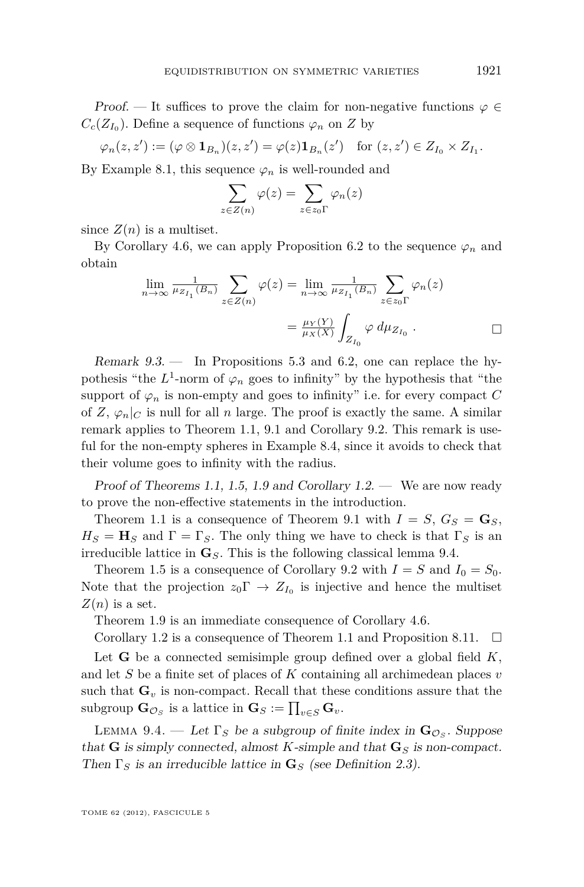*Proof.* — It suffices to prove the claim for non-negative functions $\varphi \in C_c(Z_{I_0})$. Define a sequence of functions $\varphi_n$ on $Z$ by

$$\varphi_n(z, z') := (\varphi \otimes \mathbf{1}_{B_n})(z, z') = \varphi(z)\mathbf{1}_{B_n}(z') \quad \text{for } (z, z') \in Z_{I_0} \times Z_{I_1}.$$

By Example 8.1, this sequence $\varphi_n$ is well-rounded and

$$\sum_{z \in Z(n)} \varphi(z) = \sum_{z \in z_0\Gamma} \varphi_n(z)$$

since $Z(n)$ is a multiset.

By Corollary 4.6, we can apply Proposition 6.2 to the sequence $\varphi_n$ and obtain

$$\lim_{n\to\infty} \tfrac{1}{\mu_{Z_{I_1}}(B_n)} \sum_{z \in Z(n)} \varphi(z) = \lim_{n\to\infty} \tfrac{1}{\mu_{Z_{I_1}}(B_n)} \sum_{z \in z_0\Gamma} \varphi_n(z)$$

$$= \tfrac{\mu_Y(Y)}{\mu_X(X)} \int_{Z_{I_0}} \varphi \, d\mu_{Z_{I_0}} . \qquad \square$$

*Remark 9.3.* — In Propositions 5.3 and 6.2, one can replace the hypothesis "the $L^1$-norm of $\varphi_n$ goes to infinity" by the hypothesis that "the support of $\varphi_n$ is non-empty and goes to infinity" i.e. for every compact $C$ of $Z$, $\varphi_n|_C$ is null for all $n$ large. The proof is exactly the same. A similar remark applies to Theorem 1.1, 9.1 and Corollary 9.2. This remark is useful for the non-empty spheres in Example 8.4, since it avoids to check that their volume goes to infinity with the radius.

*Proof of Theorems 1.1, 1.5, 1.9 and Corollary 1.2.* — We are now ready to prove the non-effective statements in the introduction.

Theorem 1.1 is a consequence of Theorem 9.1 with $I = S$, $G_S = \mathbf{G}_S$, $H_S = \mathbf{H}_S$ and $\Gamma = \Gamma_S$. The only thing we have to check is that $\Gamma_S$ is an irreducible lattice in $\mathbf{G}_S$. This is the following classical lemma 9.4.

Theorem 1.5 is a consequence of Corollary 9.2 with $I = S$ and $I_0 = S_0$. Note that the projection $z_0\Gamma \to Z_{I_0}$ is injective and hence the multiset $Z(n)$ is a set.

Theorem 1.9 is an immediate consequence of Corollary 4.6.

Corollary 1.2 is a consequence of Theorem 1.1 and Proposition 8.11. $\square$

Let $\mathbf{G}$ be a connected semisimple group defined over a global field $K$, and let $S$ be a finite set of places of $K$ containing all archimedean places $v$ such that $\mathbf{G}_v$ is non-compact. Recall that these conditions assure that the subgroup $\mathbf{G}_{\mathcal{O}_S}$ is a lattice in $\mathbf{G}_S := \prod_{v\in S} \mathbf{G}_v$.

LEMMA 9.4. — *Let $\Gamma_S$ be a subgroup of finite index in $\mathbf{G}_{\mathcal{O}_S}$. Suppose that $\mathbf{G}$ is simply connected, almost $K$-simple and that $\mathbf{G}_S$ is non-compact. Then $\Gamma_S$ is an irreducible lattice in $\mathbf{G}_S$ (see Definition 2.3).*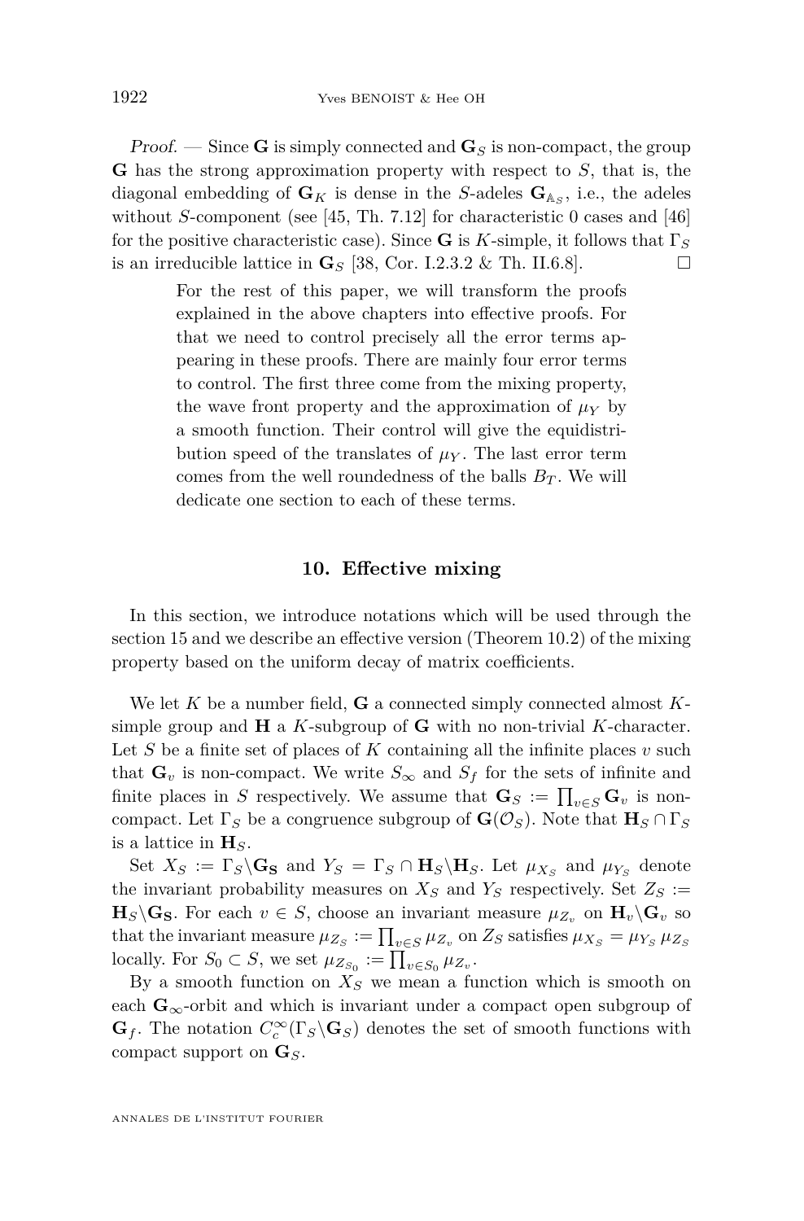*Proof.* — Since $\mathbf{G}$ is simply connected and $\mathbf{G}_S$ is non-compact, the group $\mathbf{G}$ has the strong approximation property with respect to $S$, that is, the diagonal embedding of $\mathbf{G}_K$ is dense in the $S$-adeles $\mathbf{G}_{\mathbb{A}_S}$, i.e., the adeles without $S$-component (see [45, Th. 7.12] for characteristic 0 cases and [46] for the positive characteristic case). Since $\mathbf{G}$ is $K$-simple, it follows that $\Gamma_S$ is an irreducible lattice in $\mathbf{G}_S$ [38, Cor. I.2.3.2 & Th. II.6.8]. □

For the rest of this paper, we will transform the proofs explained in the above chapters into effective proofs. For that we need to control precisely all the error terms appearing in these proofs. There are mainly four error terms to control. The first three come from the mixing property, the wave front property and the approximation of $\mu_Y$ by a smooth function. Their control will give the equidistribution speed of the translates of $\mu_Y$. The last error term comes from the well roundedness of the balls $B_T$. We will dedicate one section to each of these terms.

## 10. Effective mixing

In this section, we introduce notations which will be used through the section 15 and we describe an effective version (Theorem 10.2) of the mixing property based on the uniform decay of matrix coefficients.

We let $K$ be a number field, $\mathbf{G}$ a connected simply connected almost $K$-simple group and $\mathbf{H}$ a $K$-subgroup of $\mathbf{G}$ with no non-trivial $K$-character. Let $S$ be a finite set of places of $K$ containing all the infinite places $v$ such that $\mathbf{G}_v$ is non-compact. We write $S_\infty$ and $S_f$ for the sets of infinite and finite places in $S$ respectively. We assume that $\mathbf{G}_S := \prod_{v\in S}\mathbf{G}_v$ is non-compact. Let $\Gamma_S$ be a congruence subgroup of $\mathbf{G}(\mathcal{O}_S)$. Note that $\mathbf{H}_S \cap \Gamma_S$ is a lattice in $\mathbf{H}_S$.

Set $X_S := \Gamma_S\backslash\mathbf{G_S}$ and $Y_S = \Gamma_S \cap \mathbf{H}_S\backslash\mathbf{H}_S$. Let $\mu_{X_S}$ and $\mu_{Y_S}$ denote the invariant probability measures on $X_S$ and $Y_S$ respectively. Set $Z_S := \mathbf{H}_S\backslash\mathbf{G_S}$. For each $v \in S$, choose an invariant measure $\mu_{Z_v}$ on $\mathbf{H}_v\backslash\mathbf{G}_v$ so that the invariant measure $\mu_{Z_S} := \prod_{v\in S}\mu_{Z_v}$ on $Z_S$ satisfies $\mu_{X_S} = \mu_{Y_S}\,\mu_{Z_S}$ locally. For $S_0 \subset S$, we set $\mu_{Z_{S_0}} := \prod_{v\in S_0}\mu_{Z_v}$.

By a smooth function on $X_S$ we mean a function which is smooth on each $\mathbf{G}_\infty$-orbit and which is invariant under a compact open subgroup of $\mathbf{G}_f$. The notation $C_c^\infty(\Gamma_S\backslash\mathbf{G}_S)$ denotes the set of smooth functions with compact support on $\mathbf{G}_S$.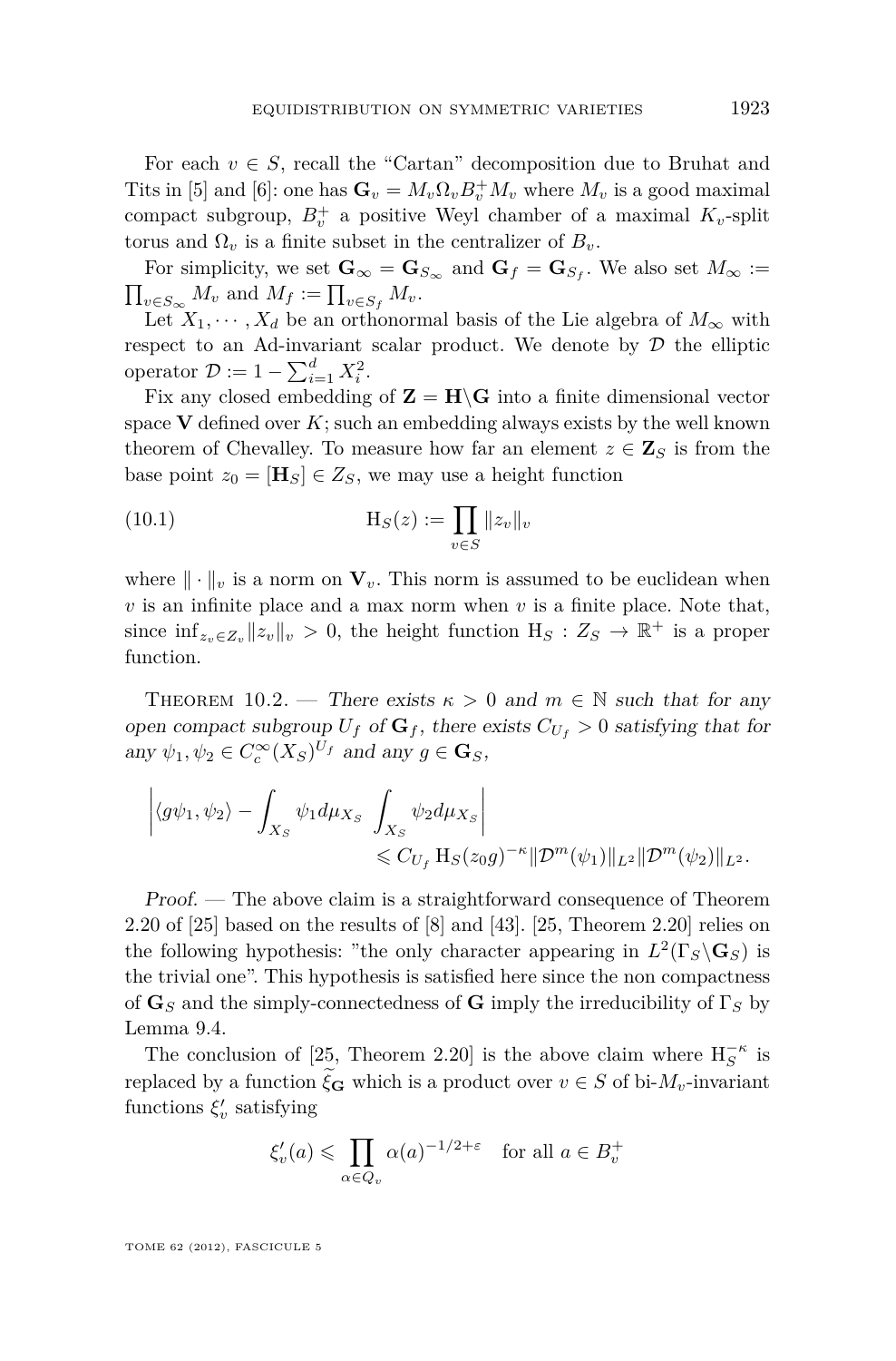For each $v \in S$, recall the "Cartan" decomposition due to Bruhat and Tits in [5] and [6]: one has $\mathbf{G}_v = M_v \Omega_v B_v^+ M_v$ where $M_v$ is a good maximal compact subgroup, $B_v^+$ a positive Weyl chamber of a maximal $K_v$-split torus and $\Omega_v$ is a finite subset in the centralizer of $B_v$.

For simplicity, we set $\mathbf{G}_\infty = \mathbf{G}_{S_\infty}$ and $\mathbf{G}_f = \mathbf{G}_{S_f}$. We also set $M_\infty := \prod_{v \in S_\infty} M_v$ and $M_f := \prod_{v \in S_f} M_v$.

Let $X_1, \cdots, X_d$ be an orthonormal basis of the Lie algebra of $M_\infty$ with respect to an Ad-invariant scalar product. We denote by $\mathcal{D}$ the elliptic operator $\mathcal{D} := 1 - \sum_{i=1}^d X_i^2$.

Fix any closed embedding of $\mathbf{Z} = \mathbf{H}\backslash\mathbf{G}$ into a finite dimensional vector space $\mathbf{V}$ defined over $K$; such an embedding always exists by the well known theorem of Chevalley. To measure how far an element $z \in \mathbf{Z}_S$ is from the base point $z_0 = [\mathbf{H}_S] \in Z_S$, we may use a height function

$$\mathrm{H}_S(z) := \prod_{v \in S} \|z_v\|_v \tag{10.1}$$

where $\|\cdot\|_v$ is a norm on $\mathbf{V}_v$. This norm is assumed to be euclidean when $v$ is an infinite place and a max norm when $v$ is a finite place. Note that, since $\inf_{z_v \in Z_v} \|z_v\|_v > 0$, the height function $\mathrm{H}_S : Z_S \to \mathbb{R}^+$ is a proper function.

Theorem 10.2. — *There exists $\kappa > 0$ and $m \in \mathbb{N}$ such that for any open compact subgroup $U_f$ of $\mathbf{G}_f$, there exists $C_{U_f} > 0$ satisfying that for any $\psi_1, \psi_2 \in C_c^\infty(X_S)^{U_f}$ and any $g \in \mathbf{G}_S$,*

$$\left| \langle g\psi_1, \psi_2 \rangle - \int_{X_S} \psi_1 d\mu_{X_S} \int_{X_S} \psi_2 d\mu_{X_S} \right| \leqslant C_{U_f} \mathrm{H}_S(z_0 g)^{-\kappa} \|\mathcal{D}^m(\psi_1)\|_{L^2} \|\mathcal{D}^m(\psi_2)\|_{L^2}.$$

*Proof.* — The above claim is a straightforward consequence of Theorem 2.20 of [25] based on the results of [8] and [43]. [25, Theorem 2.20] relies on the following hypothesis: "the only character appearing in $L^2(\Gamma_S\backslash\mathbf{G}_S)$ is the trivial one". This hypothesis is satisfied here since the non compactness of $\mathbf{G}_S$ and the simply-connectedness of $\mathbf{G}$ imply the irreducibility of $\Gamma_S$ by Lemma 9.4.

The conclusion of [25, Theorem 2.20] is the above claim where $\mathrm{H}_S^{-\kappa}$ is replaced by a function $\widetilde{\xi}_{\mathbf{G}}$ which is a product over $v \in S$ of bi-$M_v$-invariant functions $\xi'_v$ satisfying

$$\xi'_v(a) \leqslant \prod_{\alpha \in Q_v} \alpha(a)^{-1/2+\varepsilon} \quad \text{for all } a \in B_v^+$$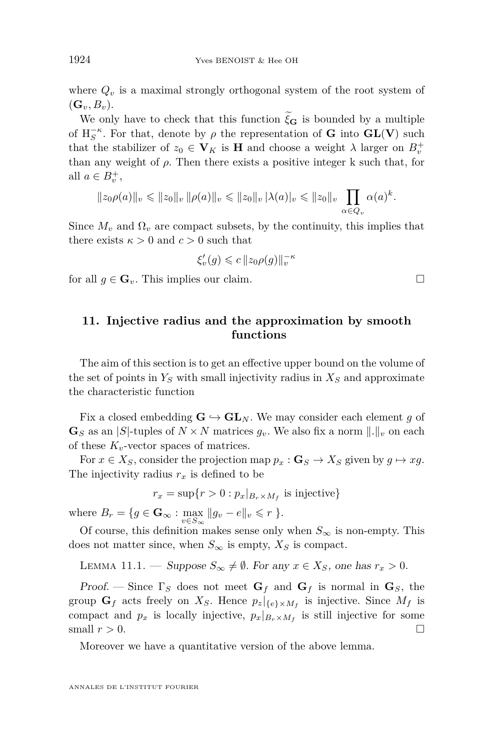where $Q_v$ is a maximal strongly orthogonal system of the root system of $(\mathbf{G}_v, B_v)$.

We only have to check that this function $\widetilde{\xi}_{\mathbf{G}}$ is bounded by a multiple of $\mathrm{H}_S^{-\kappa}$. For that, denote by $\rho$ the representation of $\mathbf{G}$ into $\mathbf{GL}(\mathbf{V})$ such that the stabilizer of $z_0 \in \mathbf{V}_K$ is $\mathbf{H}$ and choose a weight $\lambda$ larger on $B_v^+$ than any weight of $\rho$. Then there exists a positive integer k such that, for all $a \in B_v^+$,

$$\|z_0\rho(a)\|_v \leqslant \|z_0\|_v \, \|\rho(a)\|_v \leqslant \|z_0\|_v \, |\lambda(a)|_v \leqslant \|z_0\|_v \prod_{\alpha \in Q_v} \alpha(a)^k.$$

Since $M_v$ and $\Omega_v$ are compact subsets, by the continuity, this implies that there exists $\kappa > 0$ and $c > 0$ such that

$$\xi_v'(g) \leqslant c \, \|z_0\rho(g)\|_v^{-\kappa}$$

for all $g \in \mathbf{G}_v$. This implies our claim. □

## 11. Injective radius and the approximation by smooth functions

The aim of this section is to get an effective upper bound on the volume of the set of points in $Y_S$ with small injectivity radius in $X_S$ and approximate the characteristic function

Fix a closed embedding $\mathbf{G} \hookrightarrow \mathbf{GL}_N$. We may consider each element $g$ of $\mathbf{G}_S$ as an $|S|$-tuples of $N \times N$ matrices $g_v$. We also fix a norm $\|.\|_v$ on each of these $K_v$-vector spaces of matrices.

For $x \in X_S$, consider the projection map $p_x : \mathbf{G}_S \to X_S$ given by $g \mapsto xg$. The injectivity radius $r_x$ is defined to be

$$r_x = \sup\{r > 0 : p_x|_{B_r \times M_f} \text{ is injective}\}$$

where $B_r = \{g \in \mathbf{G}_\infty : \max_{v \in S_\infty} \|g_v - e\|_v \leqslant r \}$.

Of course, this definition makes sense only when $S_\infty$ is non-empty. This does not matter since, when $S_\infty$ is empty, $X_S$ is compact.

Lemma 11.1. — *Suppose $S_\infty \neq \emptyset$. For any $x \in X_S$, one has $r_x > 0$.*

*Proof.* — Since $\Gamma_S$ does not meet $\mathbf{G}_f$ and $\mathbf{G}_f$ is normal in $\mathbf{G}_S$, the group $\mathbf{G}_f$ acts freely on $X_S$. Hence $p_z|_{\{e\} \times M_f}$ is injective. Since $M_f$ is compact and $p_x$ is locally injective, $p_x|_{B_r \times M_f}$ is still injective for some small $r > 0$. □

Moreover we have a quantitative version of the above lemma.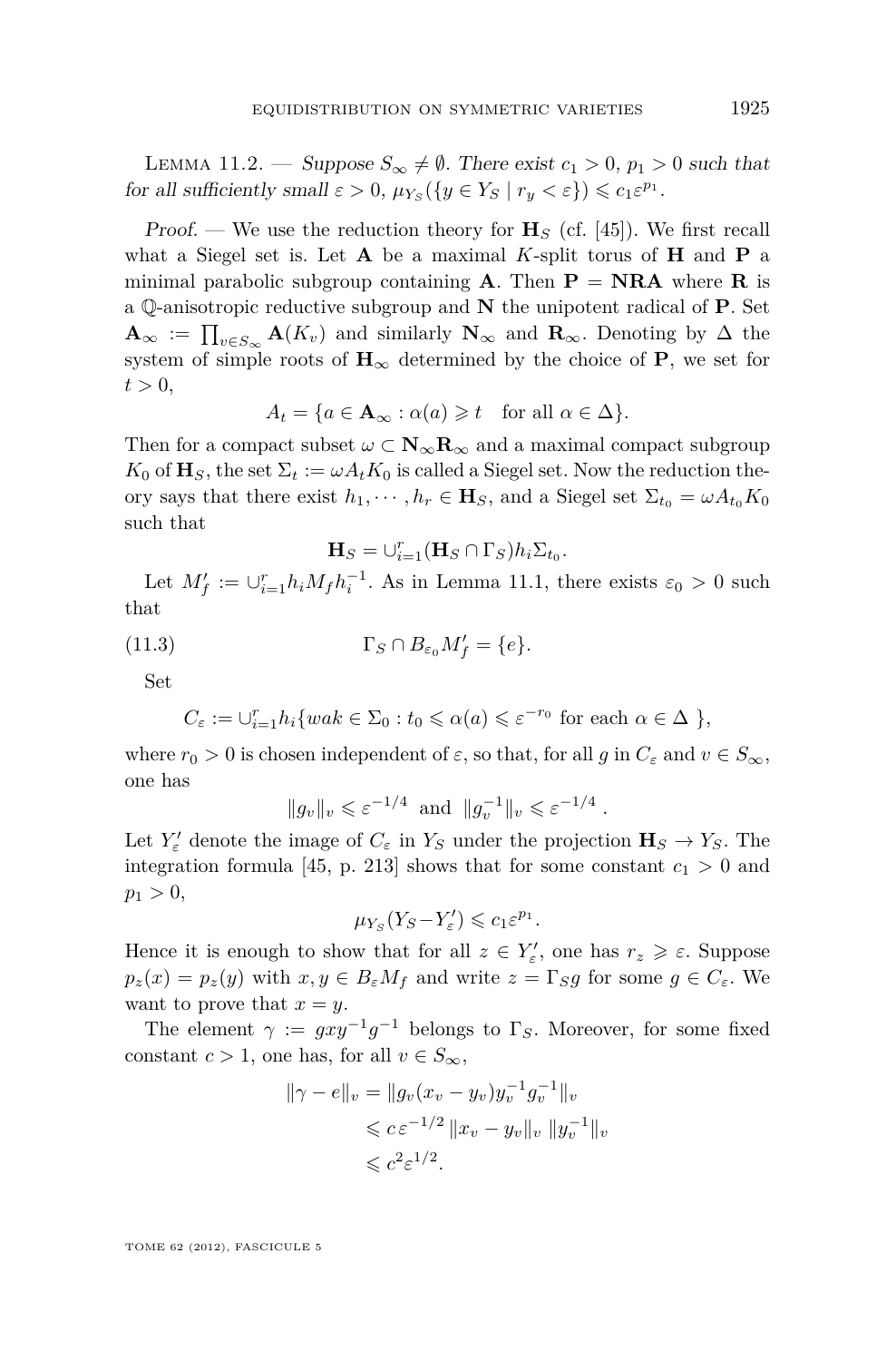Lemma 11.2. — *Suppose $S_\infty \neq \emptyset$. There exist $c_1 > 0$, $p_1 > 0$ such that for all sufficiently small $\varepsilon > 0$, $\mu_{Y_S}(\{y \in Y_S \mid r_y < \varepsilon\}) \leqslant c_1 \varepsilon^{p_1}$.*

*Proof.* — We use the reduction theory for $\mathbf{H}_S$ (cf. [45]). We first recall what a Siegel set is. Let $\mathbf{A}$ be a maximal $K$-split torus of $\mathbf{H}$ and $\mathbf{P}$ a minimal parabolic subgroup containing $\mathbf{A}$. Then $\mathbf{P} = \mathbf{NRA}$ where $\mathbf{R}$ is a $\mathbb{Q}$-anisotropic reductive subgroup and $\mathbf{N}$ the unipotent radical of $\mathbf{P}$. Set $\mathbf{A}_\infty := \prod_{v \in S_\infty} \mathbf{A}(K_v)$ and similarly $\mathbf{N}_\infty$ and $\mathbf{R}_\infty$. Denoting by $\Delta$ the system of simple roots of $\mathbf{H}_\infty$ determined by the choice of $\mathbf{P}$, we set for $t > 0$,

$$A_t = \{a \in \mathbf{A}_\infty : \alpha(a) \geqslant t \quad \text{for all } \alpha \in \Delta\}.$$

Then for a compact subset $\omega \subset \mathbf{N}_\infty \mathbf{R}_\infty$ and a maximal compact subgroup $K_0$ of $\mathbf{H}_S$, the set $\Sigma_t := \omega A_t K_0$ is called a Siegel set. Now the reduction theory says that there exist $h_1, \cdots, h_r \in \mathbf{H}_S$, and a Siegel set $\Sigma_{t_0} = \omega A_{t_0} K_0$ such that

$$\mathbf{H}_S = \cup_{i=1}^r (\mathbf{H}_S \cap \Gamma_S) h_i \Sigma_{t_0}.$$

Let $M_f' := \cup_{i=1}^r h_i M_f h_i^{-1}$. As in Lemma 11.1, there exists $\varepsilon_0 > 0$ such that

$$\Gamma_S \cap B_{\varepsilon_0} M_f' = \{e\}. \tag{11.3}$$

Set

$$C_\varepsilon := \cup_{i=1}^r h_i \{wak \in \Sigma_0 : t_0 \leqslant \alpha(a) \leqslant \varepsilon^{-r_0} \text{ for each } \alpha \in \Delta\ \},$$

where $r_0 > 0$ is chosen independent of $\varepsilon$, so that, for all $g$ in $C_\varepsilon$ and $v \in S_\infty$, one has

$$\|g_v\|_v \leqslant \varepsilon^{-1/4} \text{ and } \|g_v^{-1}\|_v \leqslant \varepsilon^{-1/4}\ .$$

Let $Y_\varepsilon'$ denote the image of $C_\varepsilon$ in $Y_S$ under the projection $\mathbf{H}_S \to Y_S$. The integration formula [45, p. 213] shows that for some constant $c_1 > 0$ and $p_1 > 0$,

$$\mu_{Y_S}(Y_S - Y_\varepsilon') \leqslant c_1 \varepsilon^{p_1}.$$

Hence it is enough to show that for all $z \in Y_\varepsilon'$, one has $r_z \geqslant \varepsilon$. Suppose $p_z(x) = p_z(y)$ with $x, y \in B_\varepsilon M_f$ and write $z = \Gamma_S g$ for some $g \in C_\varepsilon$. We want to prove that $x = y$.

The element $\gamma := gxy^{-1}g^{-1}$ belongs to $\Gamma_S$. Moreover, for some fixed constant $c > 1$, one has, for all $v \in S_\infty$,

$$\begin{aligned}
\|\gamma - e\|_v &= \|g_v(x_v - y_v) y_v^{-1} g_v^{-1}\|_v \\
&\leqslant c\,\varepsilon^{-1/2}\, \|x_v - y_v\|_v\, \|y_v^{-1}\|_v \\
&\leqslant c^2 \varepsilon^{1/2}.
\end{aligned}$$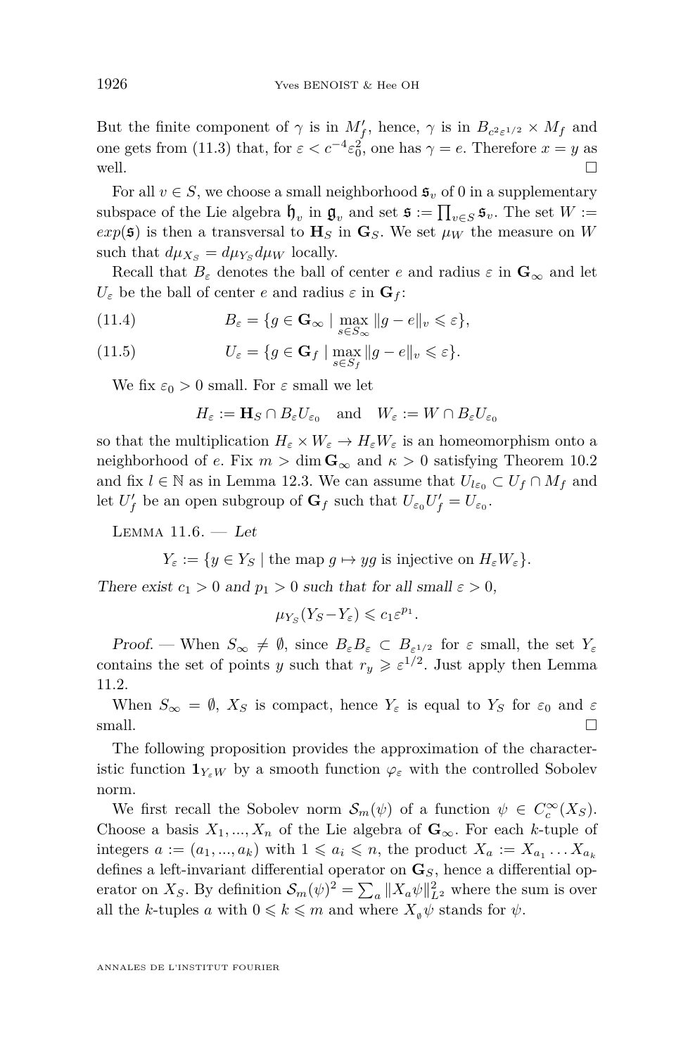But the finite component of $\gamma$ is in $M'_f$, hence, $\gamma$ is in $B_{c^2\varepsilon^{1/2}} \times M_f$ and one gets from (11.3) that, for $\varepsilon < c^{-4}\varepsilon_0^2$, one has $\gamma = e$. Therefore $x = y$ as well. □

For all $v \in S$, we choose a small neighborhood $\mathfrak{s}_v$ of 0 in a supplementary subspace of the Lie algebra $\mathfrak{h}_v$ in $\mathfrak{g}_v$ and set $\mathfrak{s} := \prod_{v\in S} \mathfrak{s}_v$. The set $W := exp(\mathfrak{s})$ is then a transversal to $\mathbf{H}_S$ in $\mathbf{G}_S$. We set $\mu_W$ the measure on $W$ such that $d\mu_{X_S} = d\mu_{Y_S} d\mu_W$ locally.

Recall that $B_\varepsilon$ denotes the ball of center $e$ and radius $\varepsilon$ in $\mathbf{G}_\infty$ and let $U_\varepsilon$ be the ball of center $e$ and radius $\varepsilon$ in $\mathbf{G}_f$:

$$B_\varepsilon = \{g \in \mathbf{G}_\infty \mid \max_{s\in S_\infty} \|g - e\|_v \leqslant \varepsilon\}, \tag{11.4}$$

$$U_\varepsilon = \{g \in \mathbf{G}_f \mid \max_{s\in S_f} \|g - e\|_v \leqslant \varepsilon\}. \tag{11.5}$$

We fix $\varepsilon_0 > 0$ small. For $\varepsilon$ small we let

$$H_\varepsilon := \mathbf{H}_S \cap B_\varepsilon U_{\varepsilon_0} \quad \text{and} \quad W_\varepsilon := W \cap B_\varepsilon U_{\varepsilon_0}$$

so that the multiplication $H_\varepsilon \times W_\varepsilon \to H_\varepsilon W_\varepsilon$ is an homeomorphism onto a neighborhood of $e$. Fix $m > \dim \mathbf{G}_\infty$ and $\kappa > 0$ satisfying Theorem 10.2 and fix $l \in \mathbb{N}$ as in Lemma 12.3. We can assume that $U_{l\varepsilon_0} \subset U_f \cap M_f$ and let $U'_f$ be an open subgroup of $\mathbf{G}_f$ such that $U_{\varepsilon_0} U'_f = U_{\varepsilon_0}$.

Lemma 11.6. — *Let*

$$Y_\varepsilon := \{y \in Y_S \mid \text{the map } g \mapsto yg \text{ is injective on } H_\varepsilon W_\varepsilon\}.$$

*There exist $c_1 > 0$ and $p_1 > 0$ such that for all small $\varepsilon > 0$,*

$$\mu_{Y_S}(Y_S - Y_\varepsilon) \leqslant c_1 \varepsilon^{p_1}.$$

*Proof.* — When $S_\infty \neq \emptyset$, since $B_\varepsilon B_\varepsilon \subset B_{\varepsilon^{1/2}}$ for $\varepsilon$ small, the set $Y_\varepsilon$ contains the set of points $y$ such that $r_y \geqslant \varepsilon^{1/2}$. Just apply then Lemma 11.2.

When $S_\infty = \emptyset$, $X_S$ is compact, hence $Y_\varepsilon$ is equal to $Y_S$ for $\varepsilon_0$ and $\varepsilon$ small. □

The following proposition provides the approximation of the characteristic function $\mathbf{1}_{Y_\varepsilon W}$ by a smooth function $\varphi_\varepsilon$ with the controlled Sobolev norm.

We first recall the Sobolev norm $\mathcal{S}_m(\psi)$ of a function $\psi \in C_c^\infty(X_S)$. Choose a basis $X_1, ..., X_n$ of the Lie algebra of $\mathbf{G}_\infty$. For each $k$-tuple of integers $a := (a_1, ..., a_k)$ with $1 \leqslant a_i \leqslant n$, the product $X_a := X_{a_1} \dots X_{a_k}$ defines a left-invariant differential operator on $\mathbf{G}_S$, hence a differential operator on $X_S$. By definition $\mathcal{S}_m(\psi)^2 = \sum_a \|X_a \psi\|^2_{L^2}$ where the sum is over all the $k$-tuples $a$ with $0 \leqslant k \leqslant m$ and where $X_\emptyset \psi$ stands for $\psi$.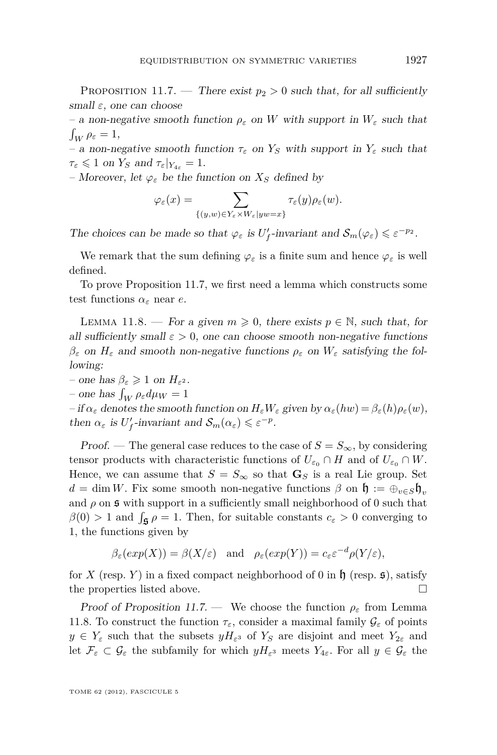Proposition 11.7. — *There exist $p_2 > 0$ such that, for all sufficiently small $\varepsilon$, one can choose*

*– a non-negative smooth function $\rho_\varepsilon$ on $W$ with support in $W_\varepsilon$ such that $\int_W \rho_\varepsilon = 1$,*

*– a non-negative smooth function $\tau_\varepsilon$ on $Y_S$ with support in $Y_\varepsilon$ such that $\tau_\varepsilon \leqslant 1$ on $Y_S$ and $\tau_\varepsilon|_{Y_{4\varepsilon}} = 1$.*

*– Moreover, let $\varphi_\varepsilon$ be the function on $X_S$ defined by*

$$\varphi_\varepsilon(x) = \sum_{\{(y,w)\in Y_\varepsilon \times W_\varepsilon \mid yw = x\}} \tau_\varepsilon(y)\rho_\varepsilon(w).$$

*The choices can be made so that $\varphi_\varepsilon$ is $U'_f$-invariant and $\mathcal{S}_m(\varphi_\varepsilon) \leqslant \varepsilon^{-p_2}$.*

We remark that the sum defining $\varphi_\varepsilon$ is a finite sum and hence $\varphi_\varepsilon$ is well defined.

To prove Proposition 11.7, we first need a lemma which constructs some test functions $\alpha_\varepsilon$ near $e$.

Lemma 11.8. — *For a given $m \geqslant 0$, there exists $p \in \mathbb{N}$, such that, for all sufficiently small $\varepsilon > 0$, one can choose smooth non-negative functions $\beta_\varepsilon$ on $H_\varepsilon$ and smooth non-negative functions $\rho_\varepsilon$ on $W_\varepsilon$ satisfying the following:*

*– one has $\beta_\varepsilon \geqslant 1$ on $H_{\varepsilon^2}$.*

*– one has $\int_W \rho_\varepsilon d\mu_W = 1$*

*– if $\alpha_\varepsilon$ denotes the smooth function on $H_\varepsilon W_\varepsilon$ given by $\alpha_\varepsilon(hw) = \beta_\varepsilon(h)\rho_\varepsilon(w)$, then $\alpha_\varepsilon$ is $U'_f$-invariant and $\mathcal{S}_m(\alpha_\varepsilon) \leqslant \varepsilon^{-p}$.*

*Proof.* — The general case reduces to the case of $S = S_\infty$, by considering tensor products with characteristic functions of $U_{\varepsilon_0} \cap H$ and of $U_{\varepsilon_0} \cap W$. Hence, we can assume that $S = S_\infty$ so that $\mathbf{G}_S$ is a real Lie group. Set $d = \dim W$. Fix some smooth non-negative functions $\beta$ on $\mathfrak{h} := \oplus_{v \in S} \mathfrak{h}_v$ and $\rho$ on $\mathfrak{s}$ with support in a sufficiently small neighborhood of 0 such that $\beta(0) > 1$ and $\int_{\mathfrak{s}} \rho = 1$. Then, for suitable constants $c_\varepsilon > 0$ converging to 1, the functions given by

$$\beta_\varepsilon(exp(X)) = \beta(X/\varepsilon) \quad \text{and} \quad \rho_\varepsilon(exp(Y)) = c_\varepsilon \varepsilon^{-d} \rho(Y/\varepsilon),$$

for $X$ (resp. $Y$) in a fixed compact neighborhood of 0 in $\mathfrak{h}$ (resp. $\mathfrak{s}$), satisfy the properties listed above. $\square$

*Proof of Proposition 11.7.* — We choose the function $\rho_\varepsilon$ from Lemma 11.8. To construct the function $\tau_\varepsilon$, consider a maximal family $\mathcal{G}_\varepsilon$ of points $y \in Y_\varepsilon$ such that the subsets $yH_{\varepsilon^3}$ of $Y_S$ are disjoint and meet $Y_{2\varepsilon}$ and let $\mathcal{F}_\varepsilon \subset \mathcal{G}_\varepsilon$ the subfamily for which $yH_{\varepsilon^3}$ meets $Y_{4\varepsilon}$. For all $y \in \mathcal{G}_\varepsilon$ the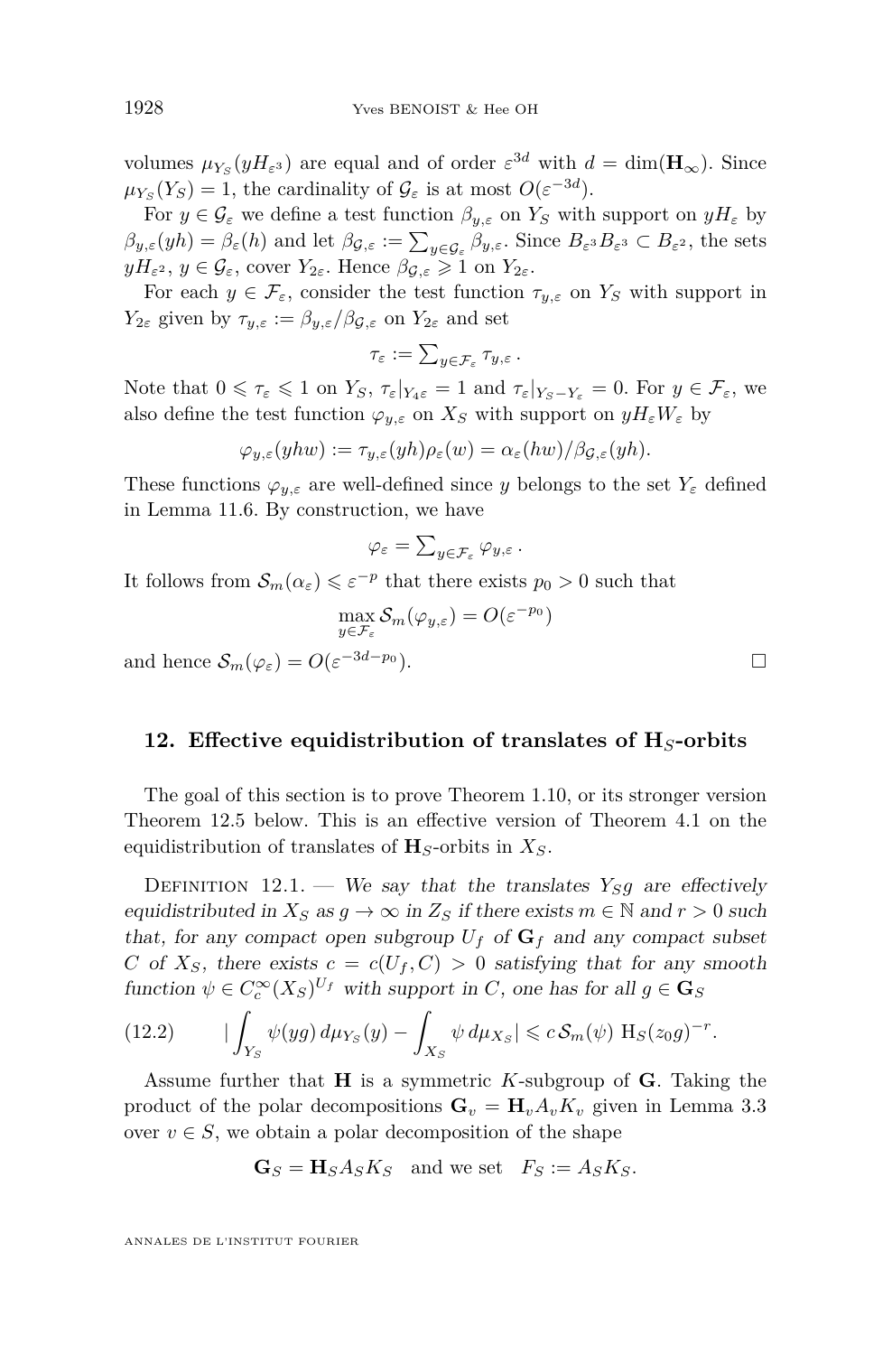volumes $\mu_{Y_S}(yH_{\varepsilon^3})$ are equal and of order $\varepsilon^{3d}$ with $d = \dim(\mathbf{H}_\infty)$. Since $\mu_{Y_S}(Y_S) = 1$, the cardinality of $\mathcal{G}_\varepsilon$ is at most $O(\varepsilon^{-3d})$.

For $y \in \mathcal{G}_\varepsilon$ we define a test function $\beta_{y,\varepsilon}$ on $Y_S$ with support on $yH_\varepsilon$ by $\beta_{y,\varepsilon}(yh) = \beta_\varepsilon(h)$ and let $\beta_{\mathcal{G},\varepsilon} := \sum_{y\in\mathcal{G}_\varepsilon} \beta_{y,\varepsilon}$. Since $B_{\varepsilon^3}B_{\varepsilon^3} \subset B_{\varepsilon^2}$, the sets $yH_{\varepsilon^2}$, $y \in \mathcal{G}_\varepsilon$, cover $Y_{2\varepsilon}$. Hence $\beta_{\mathcal{G},\varepsilon} \geqslant 1$ on $Y_{2\varepsilon}$.

For each $y \in \mathcal{F}_\varepsilon$, consider the test function $\tau_{y,\varepsilon}$ on $Y_S$ with support in $Y_{2\varepsilon}$ given by $\tau_{y,\varepsilon} := \beta_{y,\varepsilon}/\beta_{\mathcal{G},\varepsilon}$ on $Y_{2\varepsilon}$ and set

$$\tau_\varepsilon := \textstyle\sum_{y\in\mathcal{F}_\varepsilon} \tau_{y,\varepsilon}\,.$$

Note that $0 \leqslant \tau_\varepsilon \leqslant 1$ on $Y_S$, $\tau_\varepsilon|_{Y_{4\varepsilon}} = 1$ and $\tau_\varepsilon|_{Y_S - Y_\varepsilon} = 0$. For $y \in \mathcal{F}_\varepsilon$, we also define the test function $\varphi_{y,\varepsilon}$ on $X_S$ with support on $yH_\varepsilon W_\varepsilon$ by

$$\varphi_{y,\varepsilon}(yhw) := \tau_{y,\varepsilon}(yh)\rho_\varepsilon(w) = \alpha_\varepsilon(hw)/\beta_{\mathcal{G},\varepsilon}(yh).$$

These functions $\varphi_{y,\varepsilon}$ are well-defined since $y$ belongs to the set $Y_\varepsilon$ defined in Lemma 11.6. By construction, we have

$$\varphi_\varepsilon = \textstyle\sum_{y\in\mathcal{F}_\varepsilon} \varphi_{y,\varepsilon}\,.$$

It follows from $\mathcal{S}_m(\alpha_\varepsilon) \leqslant \varepsilon^{-p}$ that there exists $p_0 > 0$ such that

$$\max_{y\in\mathcal{F}_\varepsilon} \mathcal{S}_m(\varphi_{y,\varepsilon}) = O(\varepsilon^{-p_0})$$

and hence $\mathcal{S}_m(\varphi_\varepsilon) = O(\varepsilon^{-3d-p_0})$. □

## 12. Effective equidistribution of translates of $\mathbf{H}_S$-orbits

The goal of this section is to prove Theorem 1.10, or its stronger version Theorem 12.5 below. This is an effective version of Theorem 4.1 on the equidistribution of translates of $\mathbf{H}_S$-orbits in $X_S$.

Definition 12.1. — *We say that the translates $Y_S g$ are effectively equidistributed in $X_S$ as $g \to \infty$ in $Z_S$ if there exists $m \in \mathbb{N}$ and $r > 0$ such that, for any compact open subgroup $U_f$ of $\mathbf{G}_f$ and any compact subset $C$ of $X_S$, there exists $c = c(U_f, C) > 0$ satisfying that for any smooth function $\psi \in C_c^\infty(X_S)^{U_f}$ with support in $C$, one has for all $g \in \mathbf{G}_S$*

$$(12.2)\qquad \left|\int_{Y_S} \psi(yg)\, d\mu_{Y_S}(y) - \int_{X_S} \psi\, d\mu_{X_S}\right| \leqslant c\, \mathcal{S}_m(\psi)\ \mathrm{H}_S(z_0 g)^{-r}.$$

Assume further that $\mathbf{H}$ is a symmetric $K$-subgroup of $\mathbf{G}$. Taking the product of the polar decompositions $\mathbf{G}_v = \mathbf{H}_v A_v K_v$ given in Lemma 3.3 over $v \in S$, we obtain a polar decomposition of the shape

$$\mathbf{G}_S = \mathbf{H}_S A_S K_S \quad \text{and we set} \quad F_S := A_S K_S.$$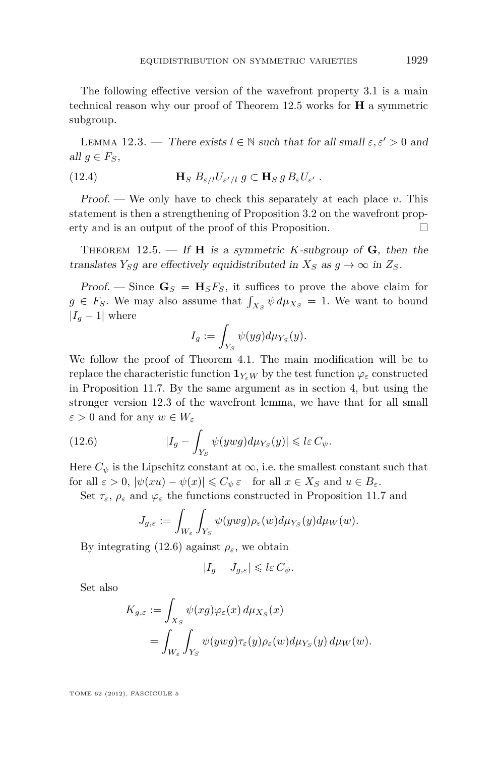The following effective version of the wavefront property 3.1 is a main technical reason why our proof of Theorem 12.5 works for $\mathbf{H}$ a symmetric subgroup.

Lemma 12.3. — *There exists $l \in \mathbb{N}$ such that for all small $\varepsilon, \varepsilon' > 0$ and all $g \in F_S$,*

$$\mathbf{H}_S\, B_{\varepsilon/l} U_{\varepsilon'/l}\, g \subset \mathbf{H}_S\, g\, B_\varepsilon U_{\varepsilon'}\ . \tag{12.4}$$

*Proof.* — We only have to check this separately at each place $v$. This statement is then a strengthening of Proposition 3.2 on the wavefront property and is an output of the proof of this Proposition. □

Theorem 12.5. — *If $\mathbf{H}$ is a symmetric $K$-subgroup of $\mathbf{G}$, then the translates $Y_S g$ are effectively equidistributed in $X_S$ as $g \to \infty$ in $Z_S$.*

*Proof.* — Since $\mathbf{G}_S = \mathbf{H}_S F_S$, it suffices to prove the above claim for $g \in F_S$. We may also assume that $\int_{X_S} \psi \, d\mu_{X_S} = 1$. We want to bound $|I_g - 1|$ where

$$I_g := \int_{Y_S} \psi(yg) d\mu_{Y_S}(y).$$

We follow the proof of Theorem 4.1. The main modification will be to replace the characteristic function $\mathbf{1}_{Y_\varepsilon W}$ by the test function $\varphi_\varepsilon$ constructed in Proposition 11.7. By the same argument as in section 4, but using the stronger version 12.3 of the wavefront lemma, we have that for all small $\varepsilon > 0$ and for any $w \in W_\varepsilon$

$$|I_g - \int_{Y_S} \psi(ywg) d\mu_{Y_S}(y)| \leqslant l\varepsilon\, C_\psi. \tag{12.6}$$

Here $C_\psi$ is the Lipschitz constant at $\infty$, i.e. the smallest constant such that for all $\varepsilon > 0$, $|\psi(xu) - \psi(x)| \leqslant C_\psi\, \varepsilon$ for all $x \in X_S$ and $u \in B_\varepsilon$.

Set $\tau_\varepsilon$, $\rho_\varepsilon$ and $\varphi_\varepsilon$ the functions constructed in Proposition 11.7 and

$$J_{g,\varepsilon} := \int_{W_\varepsilon} \int_{Y_S} \psi(ywg) \rho_\varepsilon(w) d\mu_{Y_S}(y) d\mu_W(w).$$

By integrating (12.6) against $\rho_\varepsilon$, we obtain

$$|I_g - J_{g,\varepsilon}| \leqslant l\varepsilon\, C_\psi.$$

Set also

$$\begin{aligned} K_{g,\varepsilon} &:= \int_{X_S} \psi(xg)\varphi_\varepsilon(x)\, d\mu_{X_S}(x) \\ &= \int_{W_\varepsilon} \int_{Y_S} \psi(ywg) \tau_\varepsilon(y) \rho_\varepsilon(w) d\mu_{Y_S}(y)\, d\mu_W(w). \end{aligned}$$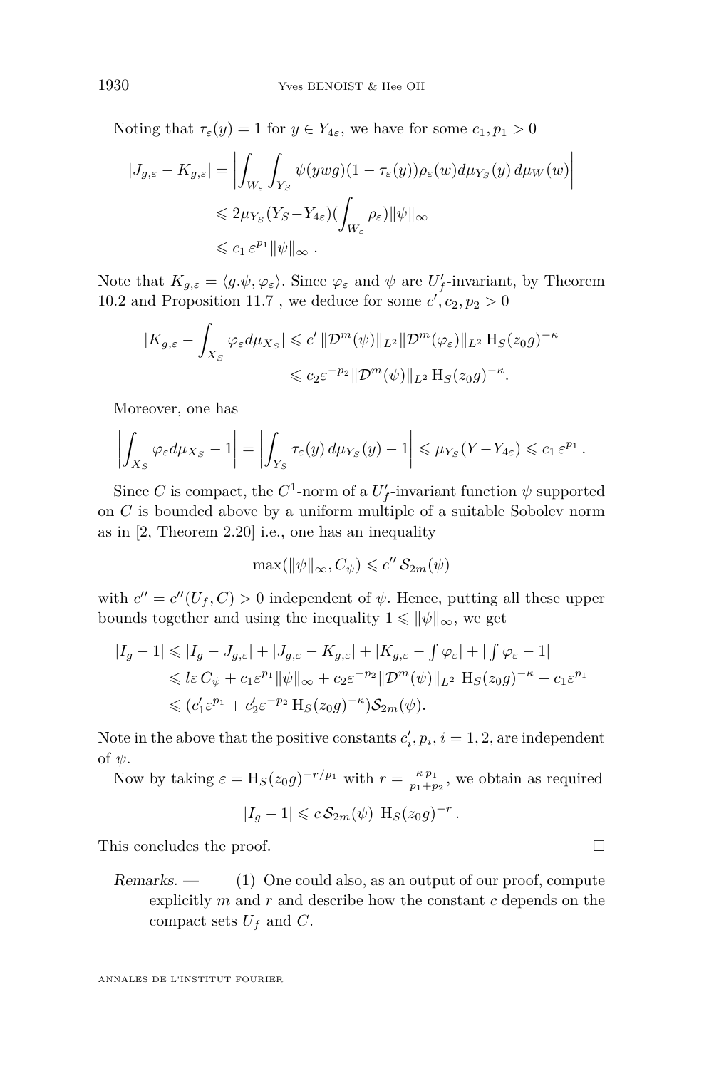Noting that $\tau_\varepsilon(y) = 1$ for $y \in Y_{4\varepsilon}$, we have for some $c_1, p_1 > 0$

$$\begin{aligned}
|J_{g,\varepsilon} - K_{g,\varepsilon}| &= \left| \int_{W_\varepsilon} \int_{Y_S} \psi(ywg)(1-\tau_\varepsilon(y))\rho_\varepsilon(w) d\mu_{Y_S}(y)\, d\mu_W(w) \right| \\
&\leqslant 2\mu_{Y_S}(Y_S - Y_{4\varepsilon})\Big(\int_{W_\varepsilon} \rho_\varepsilon\Big)\|\psi\|_\infty \\
&\leqslant c_1\, \varepsilon^{p_1} \|\psi\|_\infty\,.
\end{aligned}$$

Note that $K_{g,\varepsilon} = \langle g.\psi, \varphi_\varepsilon\rangle$. Since $\varphi_\varepsilon$ and $\psi$ are $U_f'$-invariant, by Theorem 10.2 and Proposition 11.7 , we deduce for some $c', c_2, p_2 > 0$

$$\begin{aligned}
|K_{g,\varepsilon} - \int_{X_S} \varphi_\varepsilon d\mu_{X_S}| &\leqslant c'\, \|\mathcal{D}^m(\psi)\|_{L^2} \|\mathcal{D}^m(\varphi_\varepsilon)\|_{L^2}\, \mathrm{H}_S(z_0 g)^{-\kappa} \\
&\leqslant c_2 \varepsilon^{-p_2} \|\mathcal{D}^m(\psi)\|_{L^2}\, \mathrm{H}_S(z_0 g)^{-\kappa}.
\end{aligned}$$

Moreover, one has

$$\left| \int_{X_S} \varphi_\varepsilon d\mu_{X_S} - 1 \right| = \left| \int_{Y_S} \tau_\varepsilon(y)\, d\mu_{Y_S}(y) - 1 \right| \leqslant \mu_{Y_S}(Y - Y_{4\varepsilon}) \leqslant c_1\, \varepsilon^{p_1}\,.$$

Since $C$ is compact, the $C^1$-norm of a $U_f'$-invariant function $\psi$ supported on $C$ is bounded above by a uniform multiple of a suitable Sobolev norm as in [2, Theorem 2.20] i.e., one has an inequality

$$\max(\|\psi\|_\infty, C_\psi) \leqslant c''\, \mathcal{S}_{2m}(\psi)$$

with $c'' = c''(U_f, C) > 0$ independent of $\psi$. Hence, putting all these upper bounds together and using the inequality $1 \leqslant \|\psi\|_\infty$, we get

$$\begin{aligned}
|I_g - 1| &\leqslant |I_g - J_{g,\varepsilon}| + |J_{g,\varepsilon} - K_{g,\varepsilon}| + |K_{g,\varepsilon} - \textstyle\int \varphi_\varepsilon| + |\textstyle\int \varphi_\varepsilon - 1| \\
&\leqslant l\varepsilon\, C_\psi + c_1 \varepsilon^{p_1} \|\psi\|_\infty + c_2 \varepsilon^{-p_2} \|\mathcal{D}^m(\psi)\|_{L^2}\ \mathrm{H}_S(z_0 g)^{-\kappa} + c_1 \varepsilon^{p_1} \\
&\leqslant (c_1' \varepsilon^{p_1} + c_2' \varepsilon^{-p_2}\, \mathrm{H}_S(z_0 g)^{-\kappa}) \mathcal{S}_{2m}(\psi).
\end{aligned}$$

Note in the above that the positive constants $c_i', p_i$, $i = 1, 2$, are independent of $\psi$.

Now by taking $\varepsilon = \mathrm{H}_S(z_0 g)^{-r/p_1}$ with $r = \frac{\kappa\, p_1}{p_1 + p_2}$, we obtain as required

$$|I_g - 1| \leqslant c\, \mathcal{S}_{2m}(\psi)\ \mathrm{H}_S(z_0 g)^{-r}\,.$$

This concludes the proof. $\square$

*Remarks.* — (1) One could also, as an output of our proof, compute explicitly $m$ and $r$ and describe how the constant $c$ depends on the compact sets $U_f$ and $C$.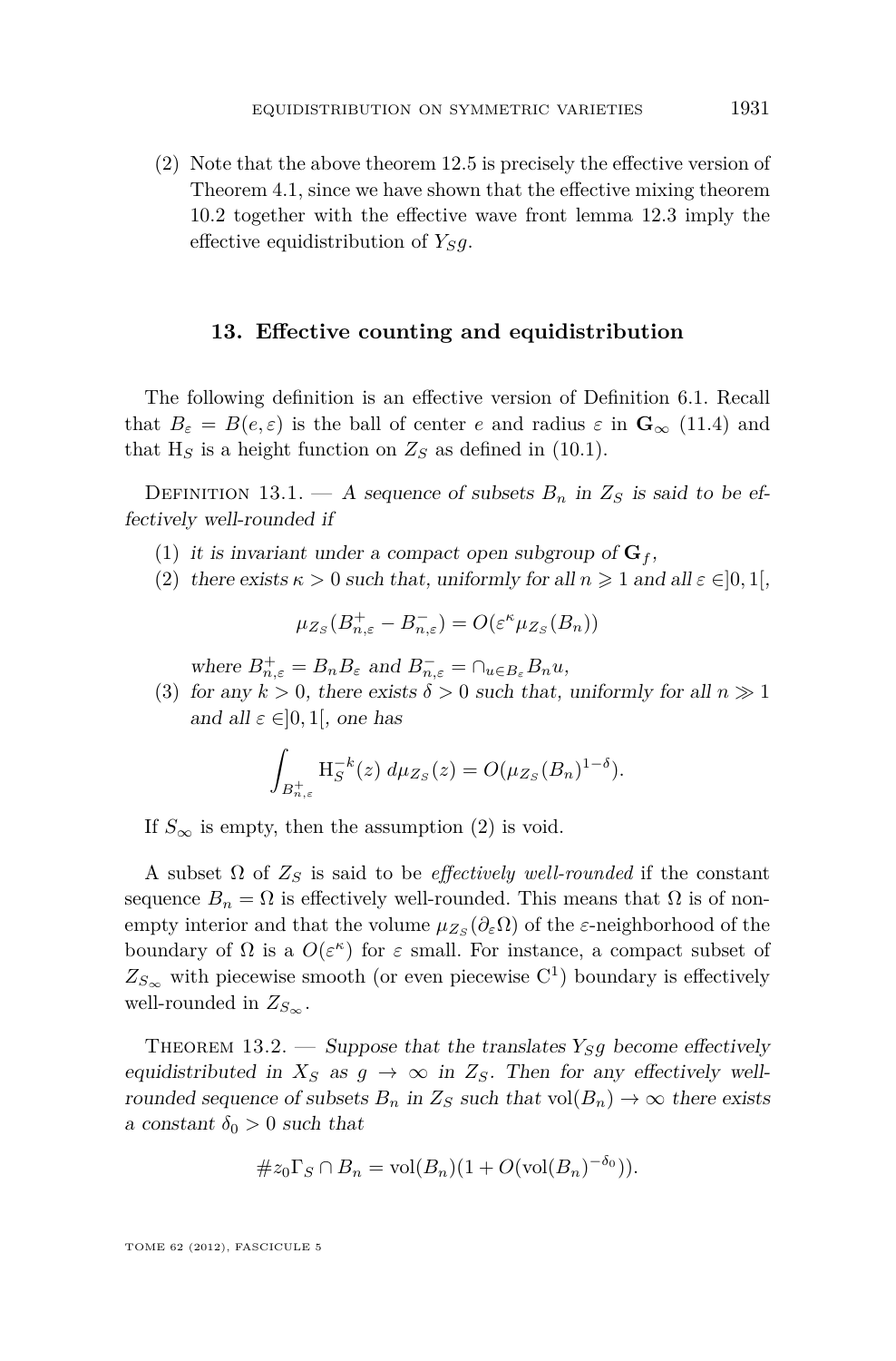(2) Note that the above theorem 12.5 is precisely the effective version of Theorem 4.1, since we have shown that the effective mixing theorem 10.2 together with the effective wave front lemma 12.3 imply the effective equidistribution of $Y_S g$.

## 13. Effective counting and equidistribution

The following definition is an effective version of Definition 6.1. Recall that $B_\varepsilon = B(e, \varepsilon)$ is the ball of center $e$ and radius $\varepsilon$ in $\mathbf{G}_\infty$ (11.4) and that $\mathrm{H}_S$ is a height function on $Z_S$ as defined in (10.1).

Definition 13.1. — *A sequence of subsets $B_n$ in $Z_S$ is said to be effectively well-rounded if*

(1) *it is invariant under a compact open subgroup of $\mathbf{G}_f$,*
(2) *there exists $\kappa > 0$ such that, uniformly for all $n \geqslant 1$ and all $\varepsilon \in ]0,1[$,*

$$\mu_{Z_S}(B^+_{n,\varepsilon} - B^-_{n,\varepsilon}) = O(\varepsilon^\kappa \mu_{Z_S}(B_n))$$

*where $B^+_{n,\varepsilon} = B_n B_\varepsilon$ and $B^-_{n,\varepsilon} = \cap_{u \in B_\varepsilon} B_n u$,*

(3) *for any $k > 0$, there exists $\delta > 0$ such that, uniformly for all $n \gg 1$ and all $\varepsilon \in ]0,1[$, one has*

$$\int_{B^+_{n,\varepsilon}} \mathrm{H}_S^{-k}(z)\, d\mu_{Z_S}(z) = O(\mu_{Z_S}(B_n)^{1-\delta}).$$

If $S_\infty$ is empty, then the assumption (2) is void.

A subset $\Omega$ of $Z_S$ is said to be *effectively well-rounded* if the constant sequence $B_n = \Omega$ is effectively well-rounded. This means that $\Omega$ is of non-empty interior and that the volume $\mu_{Z_S}(\partial_\varepsilon \Omega)$ of the $\varepsilon$-neighborhood of the boundary of $\Omega$ is a $O(\varepsilon^\kappa)$ for $\varepsilon$ small. For instance, a compact subset of $Z_{S_\infty}$ with piecewise smooth (or even piecewise $\mathrm{C}^1$) boundary is effectively well-rounded in $Z_{S_\infty}$.

Theorem 13.2. — *Suppose that the translates $Y_S g$ become effectively equidistributed in $X_S$ as $g \to \infty$ in $Z_S$. Then for any effectively well-rounded sequence of subsets $B_n$ in $Z_S$ such that $\mathrm{vol}(B_n) \to \infty$ there exists a constant $\delta_0 > 0$ such that*

$$\# z_0 \Gamma_S \cap B_n = \mathrm{vol}(B_n)(1 + O(\mathrm{vol}(B_n)^{-\delta_0})).$$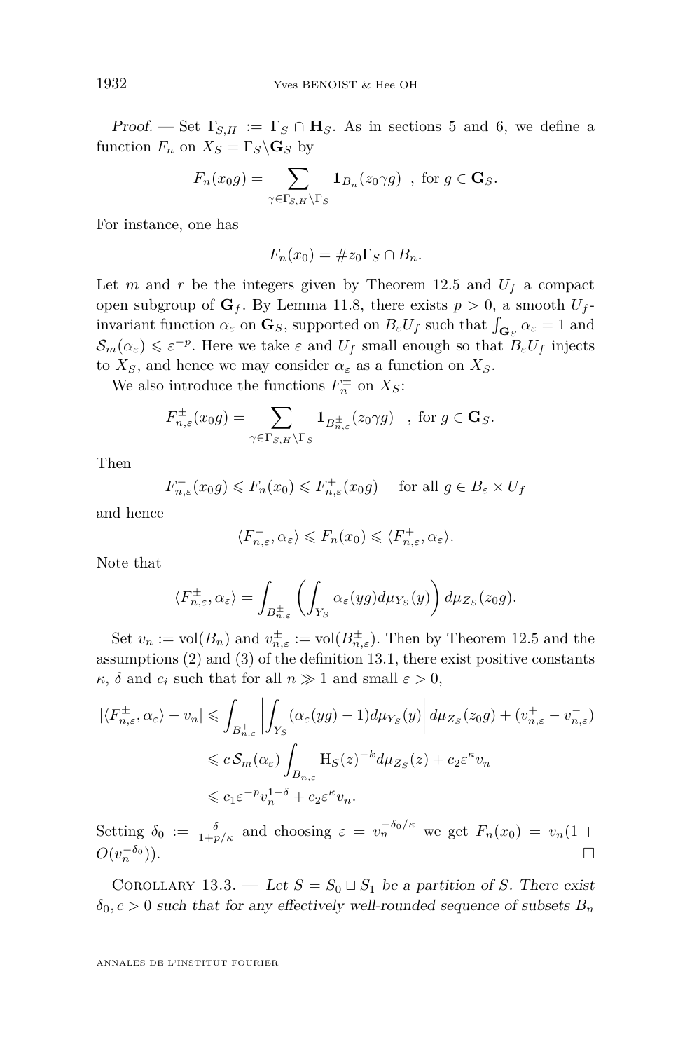*Proof.* — Set $\Gamma_{S,H} := \Gamma_S \cap \mathbf{H}_S$. As in sections 5 and 6, we define a function $F_n$ on $X_S = \Gamma_S \backslash \mathbf{G}_S$ by

$$F_n(x_0 g) = \sum_{\gamma \in \Gamma_{S,H} \backslash \Gamma_S} \mathbf{1}_{B_n}(z_0 \gamma g) \ \ , \text{ for } g \in \mathbf{G}_S.$$

For instance, one has

$$F_n(x_0) = \# z_0 \Gamma_S \cap B_n.$$

Let $m$ and $r$ be the integers given by Theorem 12.5 and $U_f$ a compact open subgroup of $\mathbf{G}_f$. By Lemma 11.8, there exists $p > 0$, a smooth $U_f$-invariant function $\alpha_\varepsilon$ on $\mathbf{G}_S$, supported on $B_\varepsilon U_f$ such that $\int_{\mathbf{G}_S} \alpha_\varepsilon = 1$ and $\mathcal{S}_m(\alpha_\varepsilon) \leqslant \varepsilon^{-p}$. Here we take $\varepsilon$ and $U_f$ small enough so that $B_\varepsilon U_f$ injects to $X_S$, and hence we may consider $\alpha_\varepsilon$ as a function on $X_S$.

We also introduce the functions $F_n^{\pm}$ on $X_S$:

$$F_{n,\varepsilon}^{\pm}(x_0 g) = \sum_{\gamma \in \Gamma_{S,H} \backslash \Gamma_S} \mathbf{1}_{B_{n,\varepsilon}^{\pm}}(z_0 \gamma g) \quad , \text{ for } g \in \mathbf{G}_S.$$

Then

$$F_{n,\varepsilon}^{-}(x_0 g) \leqslant F_n(x_0) \leqslant F_{n,\varepsilon}^{+}(x_0 g) \quad \text{ for all } g \in B_\varepsilon \times U_f$$

and hence

$$\langle F_{n,\varepsilon}^{-}, \alpha_\varepsilon \rangle \leqslant F_n(x_0) \leqslant \langle F_{n,\varepsilon}^{+}, \alpha_\varepsilon \rangle.$$

Note that

$$\langle F_{n,\varepsilon}^{\pm}, \alpha_\varepsilon \rangle = \int_{B_{n,\varepsilon}^{\pm}} \left( \int_{Y_S} \alpha_\varepsilon(yg) d\mu_{Y_S}(y) \right) d\mu_{Z_S}(z_0 g).$$

Set $v_n := \mathrm{vol}(B_n)$ and $v_{n,\varepsilon}^{\pm} := \mathrm{vol}(B_{n,\varepsilon}^{\pm})$. Then by Theorem 12.5 and the assumptions (2) and (3) of the definition 13.1, there exist positive constants $\kappa$, $\delta$ and $c_i$ such that for all $n \gg 1$ and small $\varepsilon > 0$,

$$\begin{aligned}
|\langle F_{n,\varepsilon}^{\pm}, \alpha_\varepsilon \rangle - v_n| &\leqslant \int_{B_{n,\varepsilon}^{+}} \left| \int_{Y_S} (\alpha_\varepsilon(yg) - 1) d\mu_{Y_S}(y) \right| d\mu_{Z_S}(z_0 g) + (v_{n,\varepsilon}^{+} - v_{n,\varepsilon}^{-}) \\
&\leqslant c\, \mathcal{S}_m(\alpha_\varepsilon) \int_{B_{n,\varepsilon}^{+}} \mathrm{H}_S(z)^{-k} d\mu_{Z_S}(z) + c_2 \varepsilon^{\kappa} v_n \\
&\leqslant c_1 \varepsilon^{-p} v_n^{1-\delta} + c_2 \varepsilon^{\kappa} v_n.
\end{aligned}$$

Setting $\delta_0 := \frac{\delta}{1 + p/\kappa}$ and choosing $\varepsilon = v_n^{-\delta_0/\kappa}$ we get $F_n(x_0) = v_n(1 + O(v_n^{-\delta_0}))$. $\square$

Corollary 13.3. — *Let $S = S_0 \sqcup S_1$ be a partition of $S$. There exist $\delta_0, c > 0$ such that for any effectively well-rounded sequence of subsets $B_n$*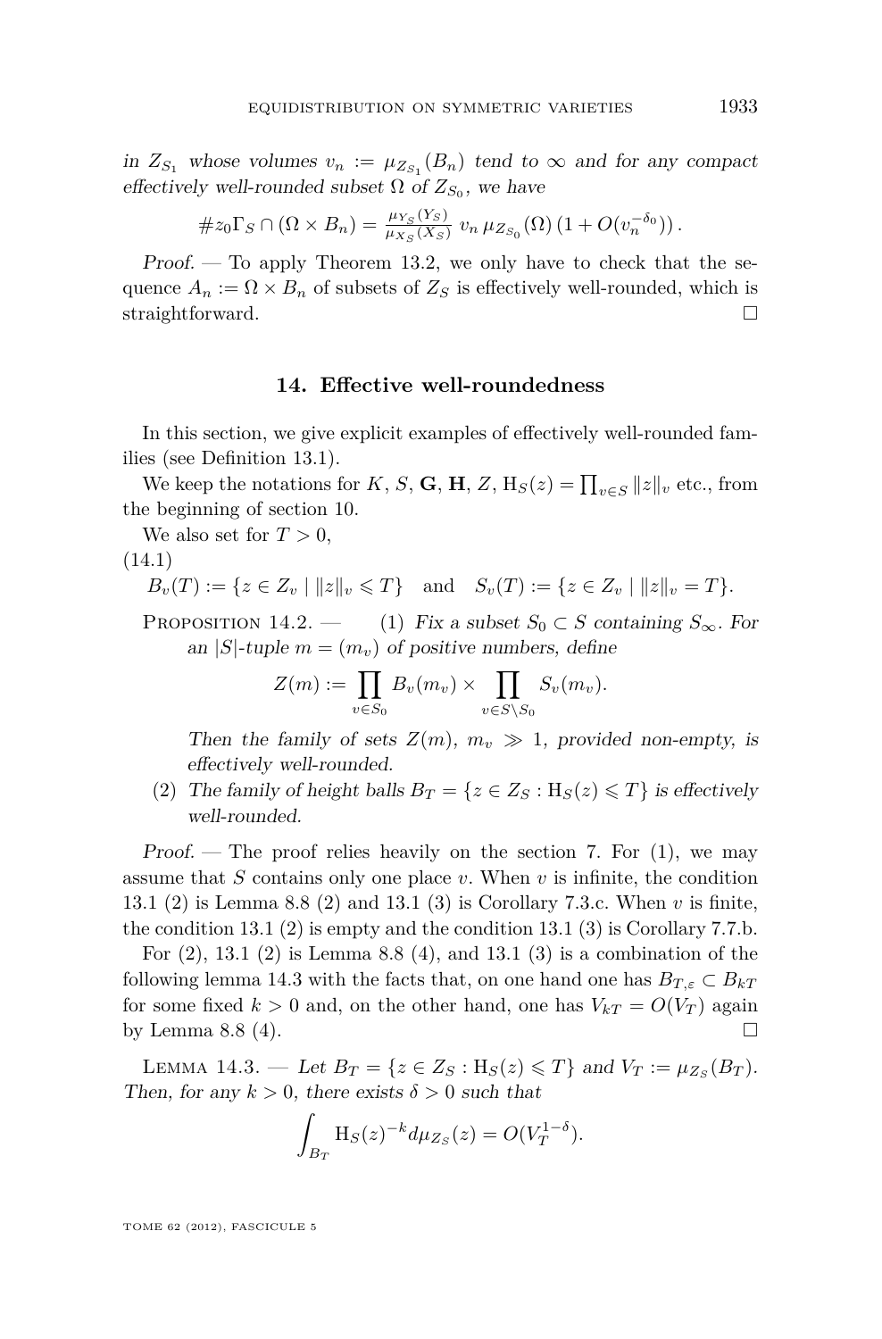*in $Z_{S_1}$ whose volumes $v_n := \mu_{Z_{S_1}}(B_n)$ tend to $\infty$ and for any compact effectively well-rounded subset $\Omega$ of $Z_{S_0}$, we have*

$$\# z_0 \Gamma_S \cap (\Omega \times B_n) = \tfrac{\mu_{Y_S}(Y_S)}{\mu_{X_S}(X_S)}\, v_n\, \mu_{Z_{S_0}}(\Omega)\, (1 + O(v_n^{-\delta_0}))\,.$$

*Proof.* — To apply Theorem 13.2, we only have to check that the sequence $A_n := \Omega \times B_n$ of subsets of $Z_S$ is effectively well-rounded, which is straightforward. $\square$

## 14. Effective well-roundedness

In this section, we give explicit examples of effectively well-rounded families (see Definition 13.1).

We keep the notations for $K$, $S$, $\mathbf{G}$, $\mathbf{H}$, $Z$, $\mathrm{H}_S(z) = \prod_{v \in S} \|z\|_v$ etc., from the beginning of section 10.

We also set for $T > 0$,

(14.1)

$$B_v(T) := \{z \in Z_v \mid \|z\|_v \leqslant T\} \quad \text{and} \quad S_v(T) := \{z \in Z_v \mid \|z\|_v = T\}.$$

Proposition 14.2. — 

1. *Fix a subset $S_0 \subset S$ containing $S_\infty$. For an $|S|$-tuple $m = (m_v)$ of positive numbers, define*

$$Z(m) := \prod_{v \in S_0} B_v(m_v) \times \prod_{v \in S \setminus S_0} S_v(m_v).$$

*Then the family of sets $Z(m)$, $m_v \gg 1$, provided non-empty, is effectively well-rounded.*

2. *The family of height balls $B_T = \{z \in Z_S : \mathrm{H}_S(z) \leqslant T\}$ is effectively well-rounded.*

*Proof.* — The proof relies heavily on the section 7. For (1), we may assume that $S$ contains only one place $v$. When $v$ is infinite, the condition 13.1 (2) is Lemma 8.8 (2) and 13.1 (3) is Corollary 7.3.c. When $v$ is finite, the condition 13.1 (2) is empty and the condition 13.1 (3) is Corollary 7.7.b.

For (2), 13.1 (2) is Lemma 8.8 (4), and 13.1 (3) is a combination of the following lemma 14.3 with the facts that, on one hand one has $B_{T,\varepsilon} \subset B_{kT}$ for some fixed $k > 0$ and, on the other hand, one has $V_{kT} = O(V_T)$ again by Lemma 8.8 (4). $\square$

Lemma 14.3. — *Let $B_T = \{z \in Z_S : \mathrm{H}_S(z) \leqslant T\}$ and $V_T := \mu_{Z_S}(B_T)$. Then, for any $k > 0$, there exists $\delta > 0$ such that*

$$\int_{B_T} \mathrm{H}_S(z)^{-k} d\mu_{Z_S}(z) = O(V_T^{1-\delta}).$$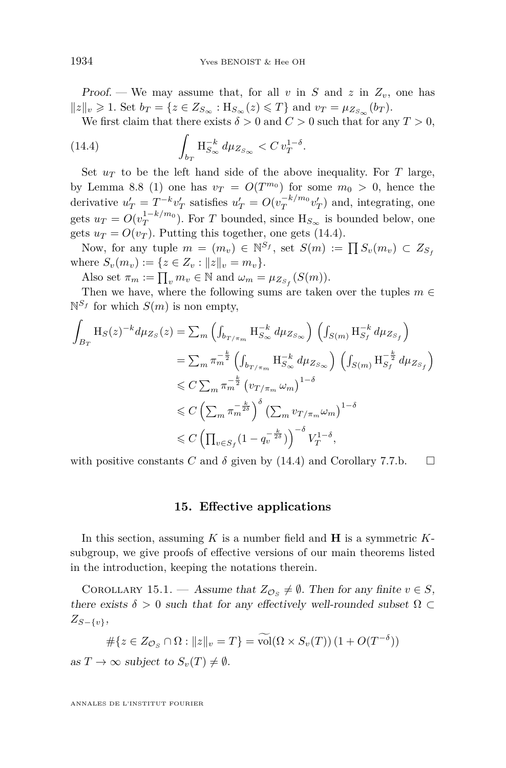*Proof.* — We may assume that, for all $v$ in $S$ and $z$ in $Z_v$, one has $\|z\|_v \geqslant 1$. Set $b_T = \{z \in Z_{S_\infty} : \mathrm{H}_{S_\infty}(z) \leqslant T\}$ and $v_T = \mu_{Z_{S_\infty}}(b_T)$.

We first claim that there exists $\delta > 0$ and $C > 0$ such that for any $T > 0$,

$$\int_{b_T} \mathrm{H}_{S_\infty}^{-k}\, d\mu_{Z_{S_\infty}} < C\, v_T^{1-\delta}. \tag{14.4}$$

Set $u_T$ to be the left hand side of the above inequality. For $T$ large, by Lemma 8.8 (1) one has $v_T = O(T^{m_0})$ for some $m_0 > 0$, hence the derivative $u'_T = T^{-k} v'_T$ satisfies $u'_T = O(v_T^{-k/m_0} v'_T)$ and, integrating, one gets $u_T = O(v_T^{1-k/m_0})$. For $T$ bounded, since $\mathrm{H}_{S_\infty}$ is bounded below, one gets $u_T = O(v_T)$. Putting this together, one gets (14.4).

Now, for any tuple $m = (m_v) \in \mathbb{N}^{S_f}$, set $S(m) := \prod S_v(m_v) \subset Z_{S_f}$ where $S_v(m_v) := \{z \in Z_v : \|z\|_v = m_v\}$.

Also set $\pi_m := \prod_v m_v \in \mathbb{N}$ and $\omega_m = \mu_{Z_{S_f}}(S(m))$.

Then we have, where the following sums are taken over the tuples $m \in \mathbb{N}^{S_f}$ for which $S(m)$ is non empty,

$$\begin{aligned}
\int_{B_T} \mathrm{H}_S(z)^{-k} d\mu_{Z_S}(z) &= \textstyle\sum_m \left(\int_{b_{T/\pi_m}} \mathrm{H}_{S_\infty}^{-k}\, d\mu_{Z_{S_\infty}}\right) \left(\int_{S(m)} \mathrm{H}_{S_f}^{-k}\, d\mu_{Z_{S_f}}\right) \\
&= \textstyle\sum_m \pi_m^{-\frac{k}{2}} \left(\int_{b_{T/\pi_m}} \mathrm{H}_{S_\infty}^{-k}\, d\mu_{Z_{S_\infty}}\right) \left(\int_{S(m)} \mathrm{H}_{S_f}^{-\frac{k}{2}}\, d\mu_{Z_{S_f}}\right) \\
&\leqslant C \textstyle\sum_m \pi_m^{-\frac{k}{2}} \left(v_{T/\pi_m}\, \omega_m\right)^{1-\delta} \\
&\leqslant C \left(\textstyle\sum_m \pi_m^{-\frac{k}{2\delta}}\right)^{\delta} \left(\textstyle\sum_m v_{T/\pi_m} \omega_m\right)^{1-\delta} \\
&\leqslant C \left(\textstyle\prod_{v \in S_f} (1 - q_v^{-\frac{k}{2\delta}})\right)^{-\delta} V_T^{1-\delta},
\end{aligned}$$

with positive constants $C$ and $\delta$ given by (14.4) and Corollary 7.7.b. $\square$

## 15. Effective applications

In this section, assuming $K$ is a number field and $\mathbf{H}$ is a symmetric $K$-subgroup, we give proofs of effective versions of our main theorems listed in the introduction, keeping the notations therein.

Corollary 15.1. — *Assume that $Z_{\mathcal{O}_S} \neq \emptyset$. Then for any finite $v \in S$, there exists $\delta > 0$ such that for any effectively well-rounded subset $\Omega \subset Z_{S-\{v\}}$,*

$$\#\{z \in Z_{\mathcal{O}_S} \cap \Omega : \|z\|_v = T\} = \widetilde{\mathrm{vol}}(\Omega \times S_v(T))\,(1 + O(T^{-\delta}))$$

*as $T \to \infty$ subject to $S_v(T) \neq \emptyset$.*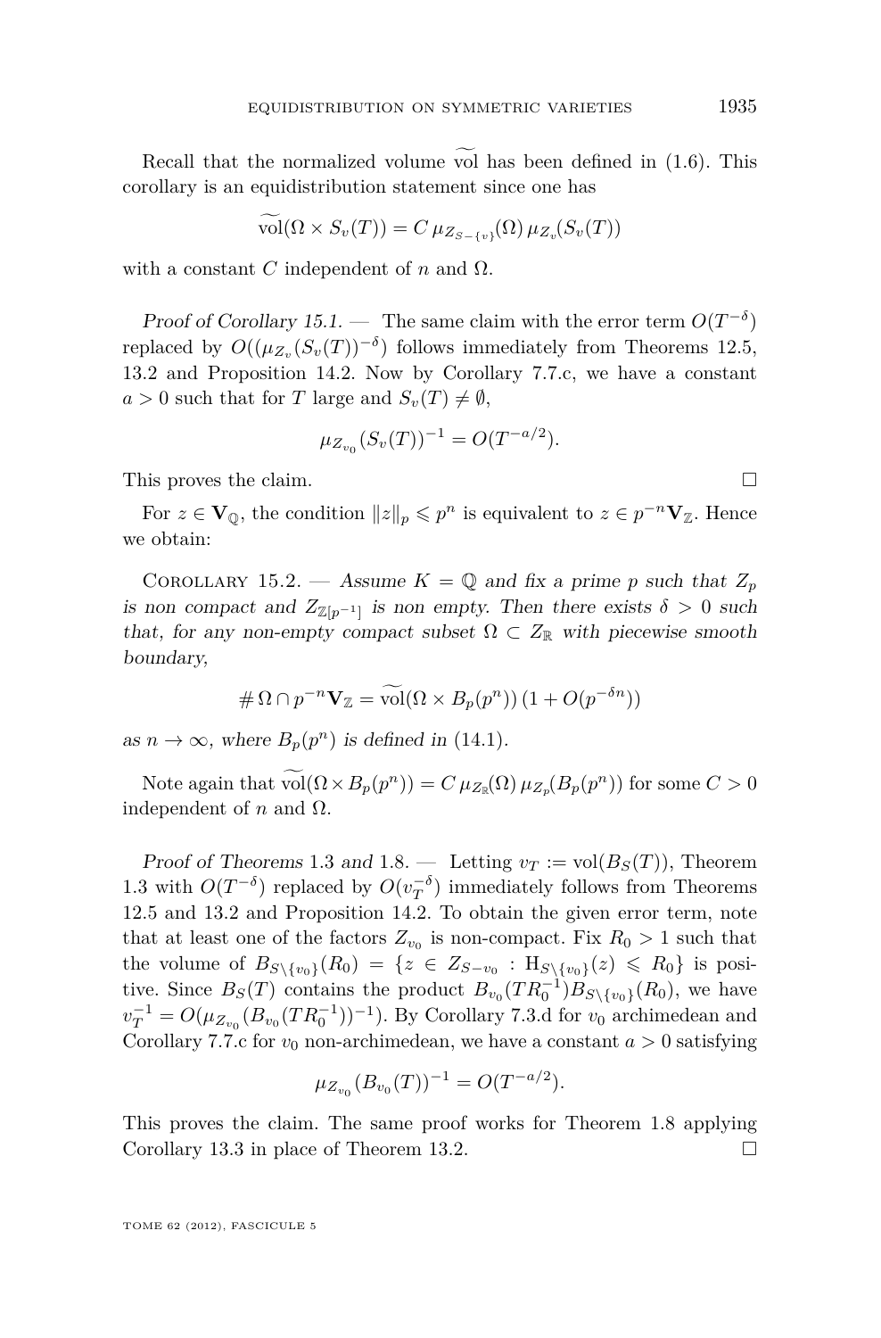Recall that the normalized volume $\widetilde{\mathrm{vol}}$ has been defined in (1.6). This corollary is an equidistribution statement since one has

$$\widetilde{\mathrm{vol}}(\Omega \times S_v(T)) = C\, \mu_{Z_{S-\{v\}}}(\Omega)\, \mu_{Z_v}(S_v(T))$$

with a constant $C$ independent of $n$ and $\Omega$.

*Proof of Corollary 15.1.* — The same claim with the error term $O(T^{-\delta})$ replaced by $O((\mu_{Z_v}(S_v(T))^{-\delta})$ follows immediately from Theorems 12.5, 13.2 and Proposition 14.2. Now by Corollary 7.7.c, we have a constant $a > 0$ such that for $T$ large and $S_v(T) \neq \emptyset$,

$$\mu_{Z_{v_0}}(S_v(T))^{-1} = O(T^{-a/2}).$$

This proves the claim. $\square$

For $z \in \mathbf{V}_{\mathbb{Q}}$, the condition $\|z\|_p \leqslant p^n$ is equivalent to $z \in p^{-n}\mathbf{V}_{\mathbb{Z}}$. Hence we obtain:

Corollary 15.2. — *Assume $K = \mathbb{Q}$ and fix a prime $p$ such that $Z_p$ is non compact and $Z_{\mathbb{Z}[p^{-1}]}$ is non empty. Then there exists $\delta > 0$ such that, for any non-empty compact subset $\Omega \subset Z_{\mathbb{R}}$ with piecewise smooth boundary,*

$$\#\, \Omega \cap p^{-n}\mathbf{V}_{\mathbb{Z}} = \widetilde{\mathrm{vol}}(\Omega \times B_p(p^n))\,(1 + O(p^{-\delta n}))$$

*as $n \to \infty$, where $B_p(p^n)$ is defined in* (14.1).

Note again that $\widetilde{\mathrm{vol}}(\Omega \times B_p(p^n)) = C\, \mu_{Z_{\mathbb{R}}}(\Omega)\, \mu_{Z_p}(B_p(p^n))$ for some $C > 0$ independent of $n$ and $\Omega$.

*Proof of Theorems 1.3 and 1.8.* — Letting $v_T := \mathrm{vol}(B_S(T))$, Theorem 1.3 with $O(T^{-\delta})$ replaced by $O(v_T^{-\delta})$ immediately follows from Theorems 12.5 and 13.2 and Proposition 14.2. To obtain the given error term, note that at least one of the factors $Z_{v_0}$ is non-compact. Fix $R_0 > 1$ such that the volume of $B_{S\setminus\{v_0\}}(R_0) = \{z \in Z_{S-v_0} : \mathrm{H}_{S\setminus\{v_0\}}(z) \leqslant R_0\}$ is positive. Since $B_S(T)$ contains the product $B_{v_0}(TR_0^{-1})B_{S\setminus\{v_0\}}(R_0)$, we have $v_T^{-1} = O(\mu_{Z_{v_0}}(B_{v_0}(TR_0^{-1}))^{-1})$. By Corollary 7.3.d for $v_0$ archimedean and Corollary 7.7.c for $v_0$ non-archimedean, we have a constant $a > 0$ satisfying

$$\mu_{Z_{v_0}}(B_{v_0}(T))^{-1} = O(T^{-a/2}).$$

This proves the claim. The same proof works for Theorem 1.8 applying Corollary 13.3 in place of Theorem 13.2. $\square$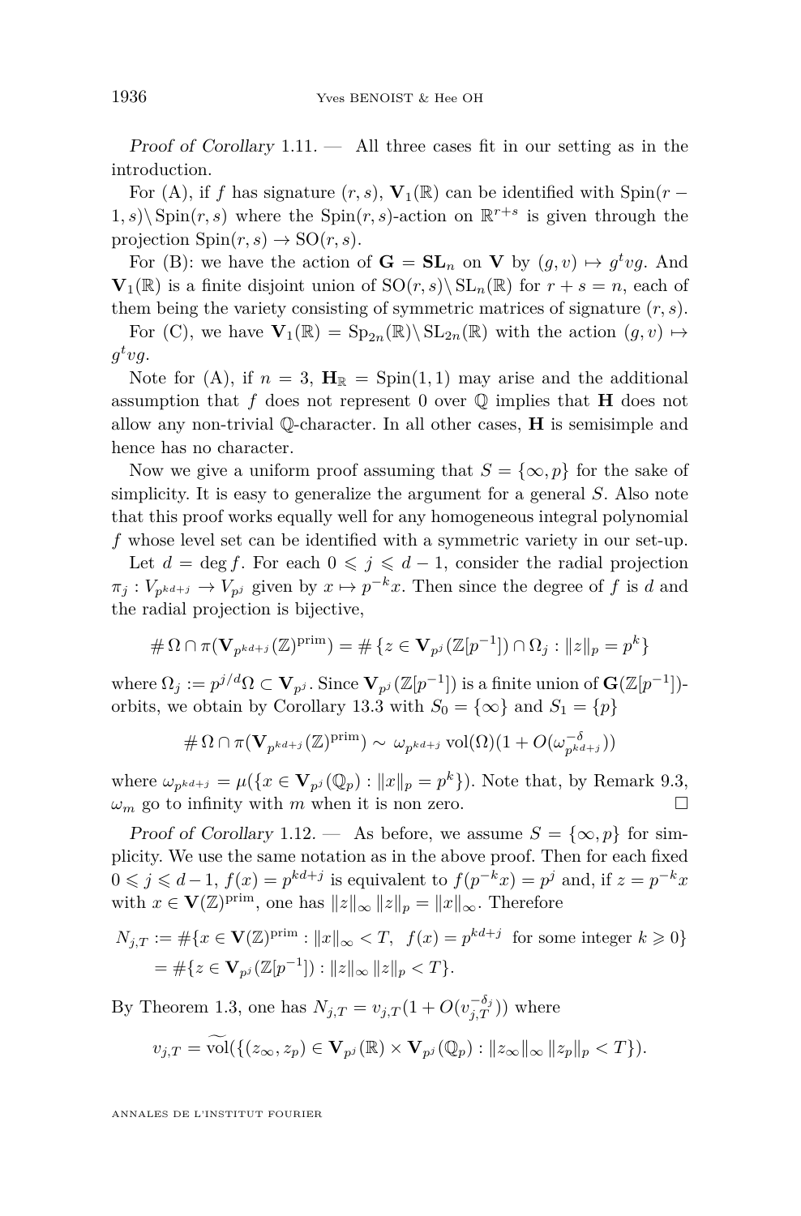*Proof of Corollary* 1.11. — All three cases fit in our setting as in the introduction.

For (A), if $f$ has signature $(r,s)$, $\mathbf{V}_1(\mathbb{R})$ can be identified with $\mathrm{Spin}(r-1,s)\backslash \mathrm{Spin}(r,s)$ where the $\mathrm{Spin}(r,s)$-action on $\mathbb{R}^{r+s}$ is given through the projection $\mathrm{Spin}(r,s) \to \mathrm{SO}(r,s)$.

For (B): we have the action of $\mathbf{G} = \mathbf{SL}_n$ on $\mathbf{V}$ by $(g,v) \mapsto g^t v g$. And $\mathbf{V}_1(\mathbb{R})$ is a finite disjoint union of $\mathrm{SO}(r,s)\backslash \mathrm{SL}_n(\mathbb{R})$ for $r+s=n$, each of them being the variety consisting of symmetric matrices of signature $(r,s)$.

For (C), we have $\mathbf{V}_1(\mathbb{R}) = \mathrm{Sp}_{2n}(\mathbb{R})\backslash \mathrm{SL}_{2n}(\mathbb{R})$ with the action $(g,v) \mapsto g^t v g$.

Note for (A), if $n=3$, $\mathbf{H}_\mathbb{R} = \mathrm{Spin}(1,1)$ may arise and the additional assumption that $f$ does not represent 0 over $\mathbb{Q}$ implies that $\mathbf{H}$ does not allow any non-trivial $\mathbb{Q}$-character. In all other cases, $\mathbf{H}$ is semisimple and hence has no character.

Now we give a uniform proof assuming that $S = \{\infty, p\}$ for the sake of simplicity. It is easy to generalize the argument for a general $S$. Also note that this proof works equally well for any homogeneous integral polynomial $f$ whose level set can be identified with a symmetric variety in our set-up.

Let $d = \deg f$. For each $0 \leqslant j \leqslant d-1$, consider the radial projection $\pi_j : V_{p^{kd+j}} \to V_{p^j}$ given by $x \mapsto p^{-k}x$. Then since the degree of $f$ is $d$ and the radial projection is bijective,

$$\#\,\Omega \cap \pi(\mathbf{V}_{p^{kd+j}}(\mathbb{Z})^{\mathrm{prim}}) = \#\,\{z \in \mathbf{V}_{p^j}(\mathbb{Z}[p^{-1}]) \cap \Omega_j : \|z\|_p = p^k\}$$

where $\Omega_j := p^{j/d}\Omega \subset \mathbf{V}_{p^j}$. Since $\mathbf{V}_{p^j}(\mathbb{Z}[p^{-1}])$ is a finite union of $\mathbf{G}(\mathbb{Z}[p^{-1}])$-orbits, we obtain by Corollary 13.3 with $S_0 = \{\infty\}$ and $S_1 = \{p\}$

$$\#\,\Omega \cap \pi(\mathbf{V}_{p^{kd+j}}(\mathbb{Z})^{\mathrm{prim}}) \sim \omega_{p^{kd+j}} \operatorname{vol}(\Omega)(1 + O(\omega_{p^{kd+j}}^{-\delta}))$$

where $\omega_{p^{kd+j}} = \mu(\{x \in \mathbf{V}_{p^j}(\mathbb{Q}_p) : \|x\|_p = p^k\})$. Note that, by Remark 9.3, $\omega_m$ go to infinity with $m$ when it is non zero. $\square$

*Proof of Corollary* 1.12. — As before, we assume $S = \{\infty, p\}$ for simplicity. We use the same notation as in the above proof. Then for each fixed $0 \leqslant j \leqslant d-1$, $f(x) = p^{kd+j}$ is equivalent to $f(p^{-k}x) = p^j$ and, if $z = p^{-k}x$ with $x \in \mathbf{V}(\mathbb{Z})^{\mathrm{prim}}$, one has $\|z\|_\infty \|z\|_p = \|x\|_\infty$. Therefore

$$\begin{aligned} N_{j,T} &:= \#\{x \in \mathbf{V}(\mathbb{Z})^{\mathrm{prim}} : \|x\|_\infty < T,\ \ f(x) = p^{kd+j} \text{ for some integer } k \geqslant 0\} \\ &= \#\{z \in \mathbf{V}_{p^j}(\mathbb{Z}[p^{-1}]) : \|z\|_\infty \|z\|_p < T\}. \end{aligned}$$

By Theorem 1.3, one has $N_{j,T} = v_{j,T}(1 + O(v_{j,T}^{-\delta_j}))$ where

$$v_{j,T} = \widetilde{\operatorname{vol}}(\{(z_\infty, z_p) \in \mathbf{V}_{p^j}(\mathbb{R}) \times \mathbf{V}_{p^j}(\mathbb{Q}_p) : \|z_\infty\|_\infty \|z_p\|_p < T\}).$$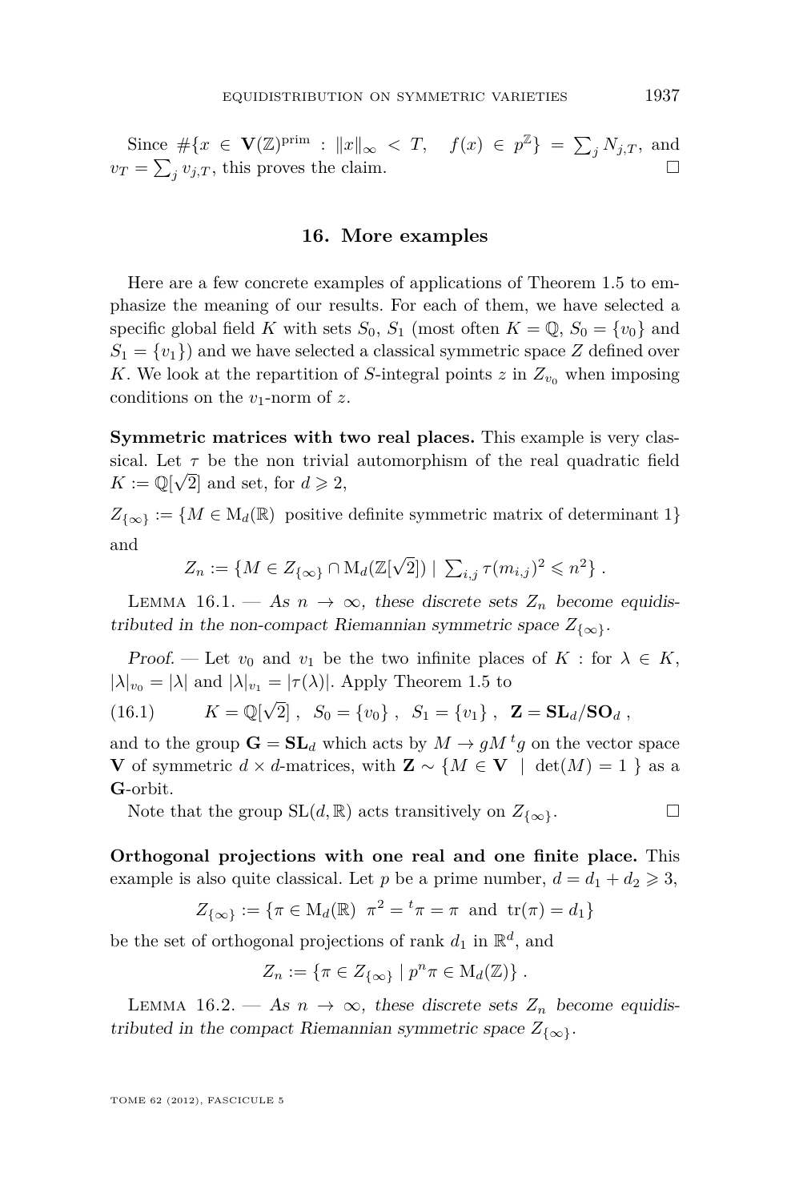Since $\#\{x \in \mathbf{V}(\mathbb{Z})^{\mathrm{prim}} : \|x\|_\infty < T, \quad f(x) \in p^{\mathbb{Z}}\} = \sum_j N_{j,T}$, and $v_T = \sum_j v_{j,T}$, this proves the claim. □

## 16. More examples

Here are a few concrete examples of applications of Theorem 1.5 to emphasize the meaning of our results. For each of them, we have selected a specific global field $K$ with sets $S_0$, $S_1$ (most often $K = \mathbb{Q}$, $S_0 = \{v_0\}$ and $S_1 = \{v_1\}$) and we have selected a classical symmetric space $Z$ defined over $K$. We look at the repartition of $S$-integral points $z$ in $Z_{v_0}$ when imposing conditions on the $v_1$-norm of $z$.

**Symmetric matrices with two real places.** This example is very classical. Let $\tau$ be the non trivial automorphism of the real quadratic field $K := \mathbb{Q}[\sqrt{2}]$ and set, for $d \geqslant 2$,

$$Z_{\{\infty\}} := \{M \in \mathrm{M}_d(\mathbb{R}) \text{ positive definite symmetric matrix of determinant } 1\}$$

and

$$Z_n := \{M \in Z_{\{\infty\}} \cap \mathrm{M}_d(\mathbb{Z}[\sqrt{2}]) \mid \textstyle\sum_{i,j} \tau(m_{i,j})^2 \leqslant n^2\} .$$

Lemma 16.1. — *As $n \to \infty$, these discrete sets $Z_n$ become equidistributed in the non-compact Riemannian symmetric space $Z_{\{\infty\}}$.*

*Proof.* — Let $v_0$ and $v_1$ be the two infinite places of $K$ : for $\lambda \in K$, $|\lambda|_{v_0} = |\lambda|$ and $|\lambda|_{v_1} = |\tau(\lambda)|$. Apply Theorem 1.5 to

$$K = \mathbb{Q}[\sqrt{2}] \ , \ \ S_0 = \{v_0\} \ , \ \ S_1 = \{v_1\} \ , \ \ \mathbf{Z} = \mathbf{SL}_d/\mathbf{SO}_d \ , \tag{16.1}$$

and to the group $\mathbf{G} = \mathbf{SL}_d$ which acts by $M \to gM\,{}^tg$ on the vector space $\mathbf{V}$ of symmetric $d \times d$-matrices, with $\mathbf{Z} \sim \{M \in \mathbf{V} \mid \det(M) = 1\}$ as a $\mathbf{G}$-orbit.

Note that the group $\mathrm{SL}(d, \mathbb{R})$ acts transitively on $Z_{\{\infty\}}$. □

**Orthogonal projections with one real and one finite place.** This example is also quite classical. Let $p$ be a prime number, $d = d_1 + d_2 \geqslant 3$,

$$Z_{\{\infty\}} := \{\pi \in \mathrm{M}_d(\mathbb{R}) \ \ \pi^2 = {}^t\pi = \pi \ \text{ and } \ \mathrm{tr}(\pi) = d_1\}$$

be the set of orthogonal projections of rank $d_1$ in $\mathbb{R}^d$, and

$$Z_n := \{\pi \in Z_{\{\infty\}} \mid p^n \pi \in \mathrm{M}_d(\mathbb{Z})\} .$$

Lemma 16.2. — *As $n \to \infty$, these discrete sets $Z_n$ become equidistributed in the compact Riemannian symmetric space $Z_{\{\infty\}}$.*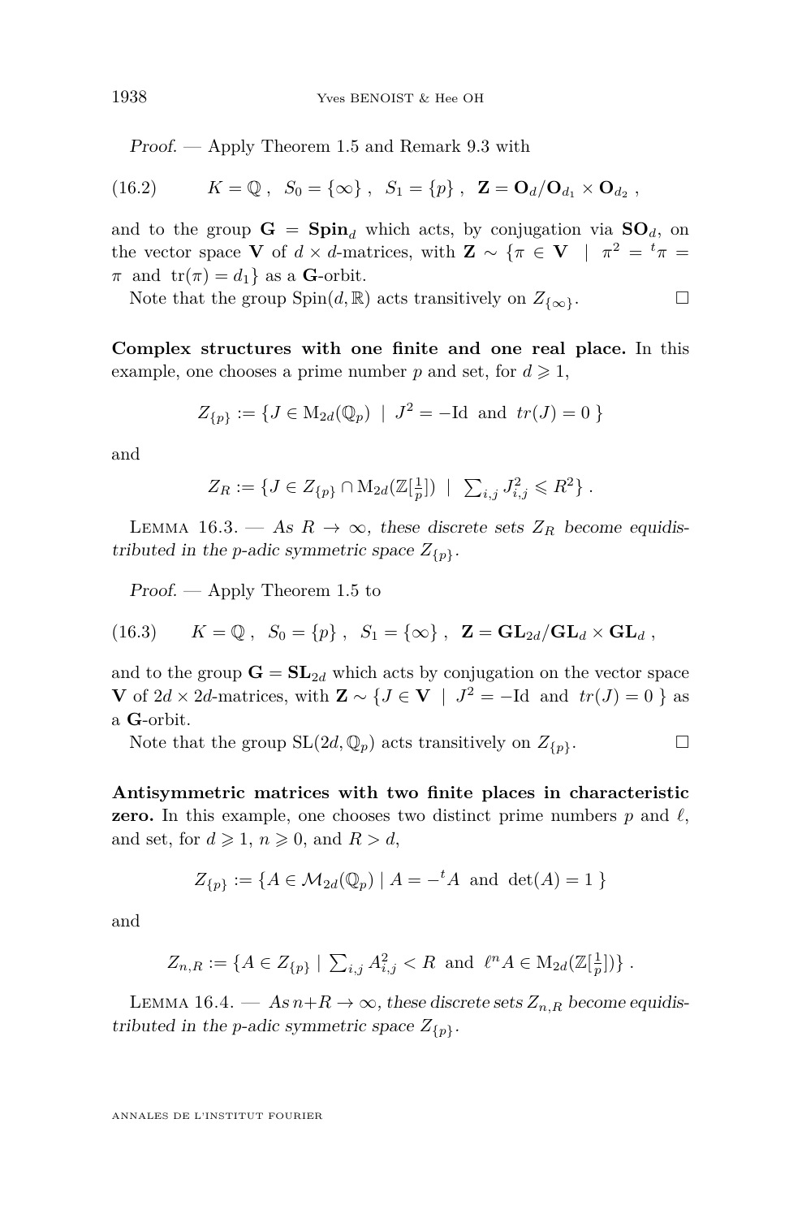*Proof.* — Apply Theorem 1.5 and Remark 9.3 with

$$(16.2) \qquad K = \mathbb{Q}\ , \quad S_0 = \{\infty\}\ , \quad S_1 = \{p\}\ , \quad \mathbf{Z} = \mathbf{O}_d/\mathbf{O}_{d_1} \times \mathbf{O}_{d_2}\ ,$$

and to the group $\mathbf{G} = \mathbf{Spin}_d$ which acts, by conjugation via $\mathbf{SO}_d$, on the vector space $\mathbf{V}$ of $d \times d$-matrices, with $\mathbf{Z} \sim \{\pi \in \mathbf{V} \mid \pi^2 = {}^t\pi = \pi \text{ and } \mathrm{tr}(\pi) = d_1\}$ as a $\mathbf{G}$-orbit.

Note that the group $\mathrm{Spin}(d, \mathbb{R})$ acts transitively on $Z_{\{\infty\}}$. □

**Complex structures with one finite and one real place.** In this example, one chooses a prime number $p$ and set, for $d \geqslant 1$,

$$Z_{\{p\}} := \{ J \in \mathrm{M}_{2d}(\mathbb{Q}_p) \mid J^2 = -\mathrm{Id} \text{ and } tr(J) = 0 \}$$

and

$$Z_R := \{ J \in Z_{\{p\}} \cap \mathrm{M}_{2d}(\mathbb{Z}[\tfrac{1}{p}]) \mid \textstyle\sum_{i,j} J_{i,j}^2 \leqslant R^2 \}\ .$$

Lemma 16.3. — *As $R \to \infty$, these discrete sets $Z_R$ become equidistributed in the $p$-adic symmetric space $Z_{\{p\}}$.*

*Proof.* — Apply Theorem 1.5 to

$$(16.3) \qquad K = \mathbb{Q}\ , \quad S_0 = \{p\}\ , \quad S_1 = \{\infty\}\ , \quad \mathbf{Z} = \mathbf{GL}_{2d}/\mathbf{GL}_d \times \mathbf{GL}_d\ ,$$

and to the group $\mathbf{G} = \mathbf{SL}_{2d}$ which acts by conjugation on the vector space $\mathbf{V}$ of $2d \times 2d$-matrices, with $\mathbf{Z} \sim \{ J \in \mathbf{V} \mid J^2 = -\mathrm{Id} \text{ and } tr(J) = 0 \}$ as a $\mathbf{G}$-orbit.

Note that the group $\mathrm{SL}(2d, \mathbb{Q}_p)$ acts transitively on $Z_{\{p\}}$. □

**Antisymmetric matrices with two finite places in characteristic zero.** In this example, one chooses two distinct prime numbers $p$ and $\ell$, and set, for $d \geqslant 1$, $n \geqslant 0$, and $R > d$,

$$Z_{\{p\}} := \{ A \in \mathcal{M}_{2d}(\mathbb{Q}_p) \mid A = -{}^t A \text{ and } \det(A) = 1 \}$$

and

$$Z_{n,R} := \{ A \in Z_{\{p\}} \mid \textstyle\sum_{i,j} A_{i,j}^2 < R \text{ and } \ell^n A \in \mathrm{M}_{2d}(\mathbb{Z}[\tfrac{1}{p}]) \}\ .$$

Lemma 16.4. — *As $n+R \to \infty$, these discrete sets $Z_{n,R}$ become equidistributed in the $p$-adic symmetric space $Z_{\{p\}}$.*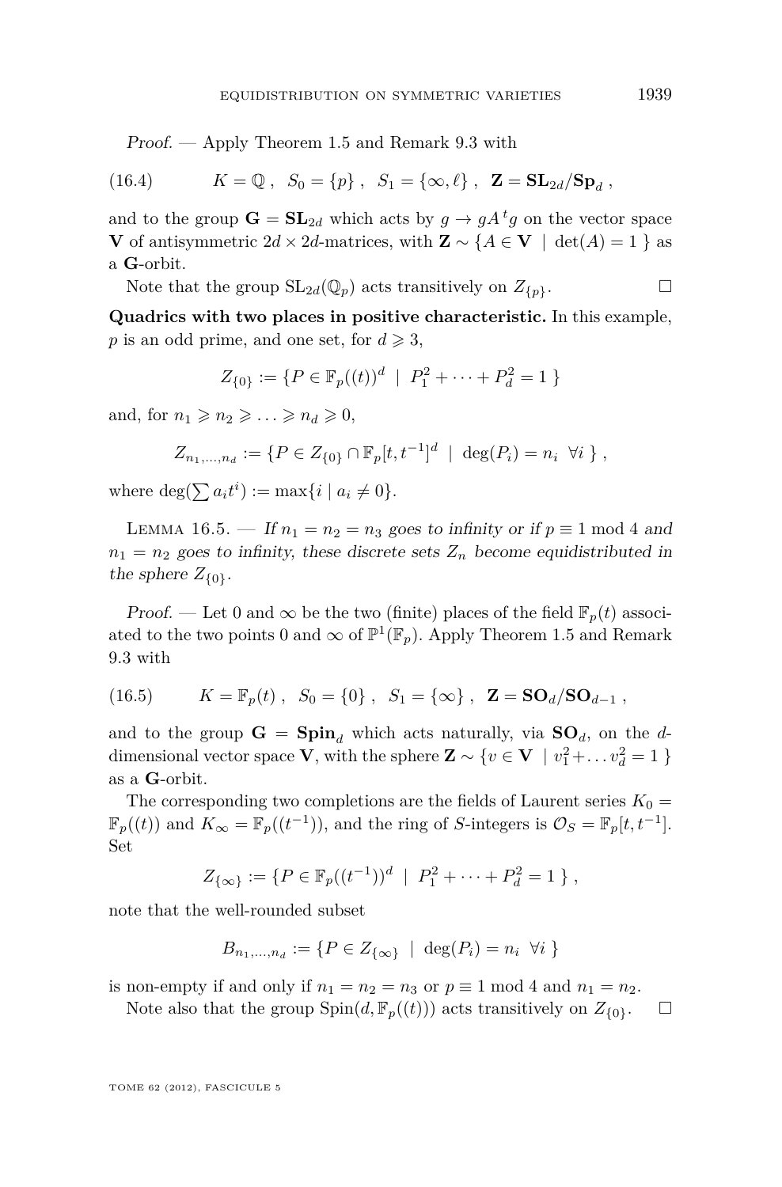*Proof.* — Apply Theorem 1.5 and Remark 9.3 with

$$K = \mathbb{Q}\ ,\ \ S_0 = \{p\}\ ,\ \ S_1 = \{\infty, \ell\}\ ,\ \ \mathbf{Z} = \mathbf{SL}_{2d}/\mathbf{Sp}_d\ , \tag{16.4}$$

and to the group $\mathbf{G} = \mathbf{SL}_{2d}$ which acts by $g \to gA\,{}^t g$ on the vector space $\mathbf{V}$ of antisymmetric $2d \times 2d$-matrices, with $\mathbf{Z} \sim \{A \in \mathbf{V} \mid \det(A) = 1\}$ as a $\mathbf{G}$-orbit.

Note that the group $\mathrm{SL}_{2d}(\mathbb{Q}_p)$ acts transitively on $Z_{\{p\}}$. □

**Quadrics with two places in positive characteristic.** In this example, $p$ is an odd prime, and one set, for $d \geqslant 3$,

$$Z_{\{0\}} := \{P \in \mathbb{F}_p((t))^d \mid P_1^2 + \cdots + P_d^2 = 1\}$$

and, for $n_1 \geqslant n_2 \geqslant \ldots \geqslant n_d \geqslant 0$,

$$Z_{n_1,\ldots,n_d} := \{P \in Z_{\{0\}} \cap \mathbb{F}_p[t, t^{-1}]^d \mid \deg(P_i) = n_i \ \ \forall i\}\ ,$$

where $\deg(\sum a_i t^i) := \max\{i \mid a_i \neq 0\}$.

Lemma 16.5. — *If $n_1 = n_2 = n_3$ goes to infinity or if $p \equiv 1 \bmod 4$ and $n_1 = n_2$ goes to infinity, these discrete sets $Z_n$ become equidistributed in the sphere $Z_{\{0\}}$.*

*Proof.* — Let $0$ and $\infty$ be the two (finite) places of the field $\mathbb{F}_p(t)$ associated to the two points $0$ and $\infty$ of $\mathbb{P}^1(\mathbb{F}_p)$. Apply Theorem 1.5 and Remark 9.3 with

$$K = \mathbb{F}_p(t)\ ,\ \ S_0 = \{0\}\ ,\ \ S_1 = \{\infty\}\ ,\ \ \mathbf{Z} = \mathbf{SO}_d/\mathbf{SO}_{d-1}\ , \tag{16.5}$$

and to the group $\mathbf{G} = \mathbf{Spin}_d$ which acts naturally, via $\mathbf{SO}_d$, on the $d$-dimensional vector space $\mathbf{V}$, with the sphere $\mathbf{Z} \sim \{v \in \mathbf{V} \mid v_1^2 + \ldots v_d^2 = 1\}$ as a $\mathbf{G}$-orbit.

The corresponding two completions are the fields of Laurent series $K_0 = \mathbb{F}_p((t))$ and $K_\infty = \mathbb{F}_p((t^{-1}))$, and the ring of $S$-integers is $\mathcal{O}_S = \mathbb{F}_p[t, t^{-1}]$. Set

$$Z_{\{\infty\}} := \{P \in \mathbb{F}_p((t^{-1}))^d \mid P_1^2 + \cdots + P_d^2 = 1\}\ ,$$

note that the well-rounded subset

$$B_{n_1,\ldots,n_d} := \{P \in Z_{\{\infty\}} \mid \deg(P_i) = n_i \ \ \forall i\}$$

is non-empty if and only if $n_1 = n_2 = n_3$ or $p \equiv 1 \bmod 4$ and $n_1 = n_2$.

Note also that the group $\mathrm{Spin}(d, \mathbb{F}_p((t)))$ acts transitively on $Z_{\{0\}}$. □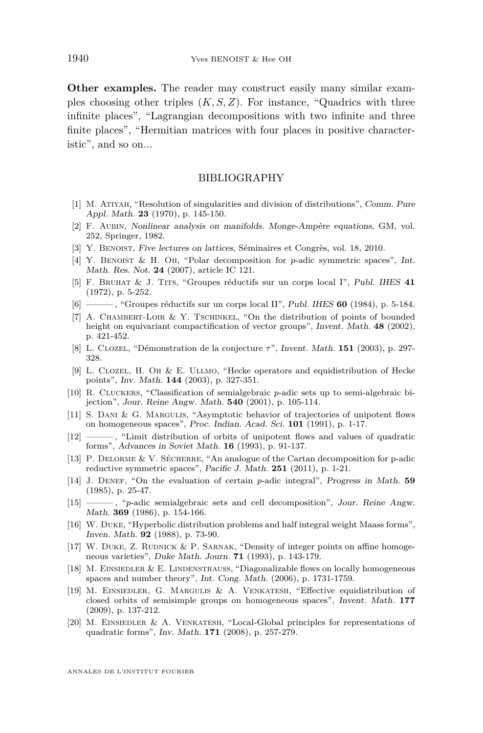**Other examples.** The reader may construct easily many similar examples choosing other triples $(K, S, Z)$. For instance, "Quadrics with three infinite places", "Lagrangian decompositions with two infinite and three finite places", "Hermitian matrices with four places in positive characteristic", and so on...

## BIBLIOGRAPHY

[1] M. Atiyah, "Resolution of singularities and division of distributions", *Comm. Pure Appl. Math.* **23** (1970), p. 145-150.

[2] F. Aubin, *Nonlinear analysis on manifolds. Monge-Ampère equations*, GM, vol. 252, Springer, 1982.

[3] Y. Benoist, *Five lectures on lattices*, Séminaires et Congrès, vol. 18, 2010.

[4] Y. Benoist & H. Oh, "Polar decomposition for $p$-adic symmetric spaces", *Int. Math. Res. Not.* **24** (2007), article IC 121.

[5] F. Bruhat & J. Tits, "Groupes réductifs sur un corps local I", *Publ. IHES* **41** (1972), p. 5-252.

[6] ———, "Groupes réductifs sur un corps local II", *Publ. IHES* **60** (1984), p. 5-184.

[7] A. Chambert-Loir & Y. Tschinkel, "On the distribution of points of bounded height on equivariant compactification of vector groups", *Invent. Math.* **48** (2002), p. 421-452.

[8] L. Clozel, "Démonstration de la conjecture $\tau$", *Invent. Math.* **151** (2003), p. 297-328.

[9] L. Clozel, H. Oh & E. Ullmo, "Hecke operators and equidistribution of Hecke points", *Inv. Math.* **144** (2003), p. 327-351.

[10] R. Cluckers, "Classification of semialgebraic $p$-adic sets up to semi-algebraic bijection", *Jour. Reine Angw. Math.* **540** (2001), p. 105-114.

[11] S. Dani & G. Margulis, "Asymptotic behavior of trajectories of unipotent flows on homogeneous spaces", *Proc. Indian. Acad. Sci.* **101** (1991), p. 1-17.

[12] ———, "Limit distribution of orbits of unipotent flows and values of quadratic forms", *Advances in Soviet Math.* **16** (1993), p. 91-137.

[13] P. Delorme & V. Sécherre, "An analogue of the Cartan decomposition for p-adic reductive symmetric spaces", *Pacific J. Math.* **251** (2011), p. 1-21.

[14] J. Denef, "On the evaluation of certain $p$-adic integral", *Progress in Math.* **59** (1985), p. 25-47.

[15] ———, "$p$-adic semialgebraic sets and cell decomposition", *Jour. Reine Angw. Math.* **369** (1986), p. 154-166.

[16] W. Duke, "Hyperbolic distribution problems and half integral weight Maass forms", *Inven. Math.* **92** (1988), p. 73-90.

[17] W. Duke, Z. Rudnick & P. Sarnak, "Density of integer points on affine homogeneous varieties", *Duke Math. Journ.* **71** (1993), p. 143-179.

[18] M. Einsiedler & E. Lindenstrauss, "Diagonalizable flows on locally homogeneous spaces and number theory", *Int. Cong. Math.* (2006), p. 1731-1759.

[19] M. Einsiedler, G. Margulis & A. Venkatesh, "Effective equidistribution of closed orbits of semisimple groups on homogeneous spaces", *Invent. Math.* **177** (2009), p. 137-212.

[20] M. Einsiedler & A. Venkatesh, "Local-Global principles for representations of quadratic forms", *Inv. Math.* **171** (2008), p. 257-279.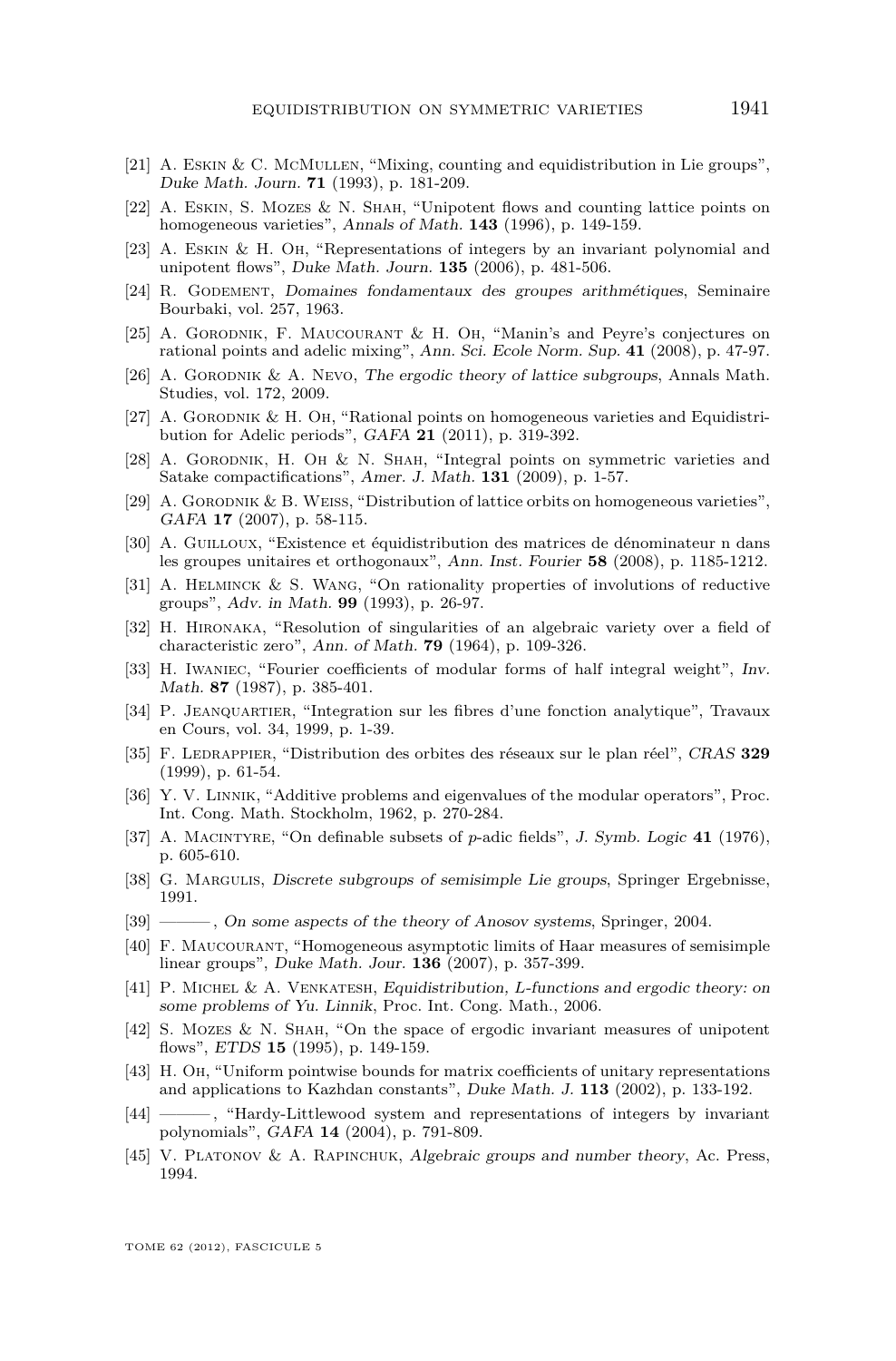[21] A. Eskin & C. McMullen, “Mixing, counting and equidistribution in Lie groups”, *Duke Math. Journ.* **71** (1993), p. 181-209.

[22] A. Eskin, S. Mozes & N. Shah, “Unipotent flows and counting lattice points on homogeneous varieties”, *Annals of Math.* **143** (1996), p. 149-159.

[23] A. Eskin & H. Oh, “Representations of integers by an invariant polynomial and unipotent flows”, *Duke Math. Journ.* **135** (2006), p. 481-506.

[24] R. Godement, *Domaines fondamentaux des groupes arithmétiques*, Seminaire Bourbaki, vol. 257, 1963.

[25] A. Gorodnik, F. Maucourant & H. Oh, “Manin’s and Peyre’s conjectures on rational points and adelic mixing”, *Ann. Sci. Ecole Norm. Sup.* **41** (2008), p. 47-97.

[26] A. Gorodnik & A. Nevo, *The ergodic theory of lattice subgroups*, Annals Math. Studies, vol. 172, 2009.

[27] A. Gorodnik & H. Oh, “Rational points on homogeneous varieties and Equidistribution for Adelic periods”, *GAFA* **21** (2011), p. 319-392.

[28] A. Gorodnik, H. Oh & N. Shah, “Integral points on symmetric varieties and Satake compactifications”, *Amer. J. Math.* **131** (2009), p. 1-57.

[29] A. Gorodnik & B. Weiss, “Distribution of lattice orbits on homogeneous varieties”, *GAFA* **17** (2007), p. 58-115.

[30] A. Guilloux, “Existence et équidistribution des matrices de dénominateur n dans les groupes unitaires et orthogonaux”, *Ann. Inst. Fourier* **58** (2008), p. 1185-1212.

[31] A. Helminck & S. Wang, “On rationality properties of involutions of reductive groups”, *Adv. in Math.* **99** (1993), p. 26-97.

[32] H. Hironaka, “Resolution of singularities of an algebraic variety over a field of characteristic zero”, *Ann. of Math.* **79** (1964), p. 109-326.

[33] H. Iwaniec, “Fourier coefficients of modular forms of half integral weight”, *Inv. Math.* **87** (1987), p. 385-401.

[34] P. Jeanquartier, “Integration sur les fibres d’une fonction analytique”, Travaux en Cours, vol. 34, 1999, p. 1-39.

[35] F. Ledrappier, “Distribution des orbites des réseaux sur le plan réel”, *CRAS* **329** (1999), p. 61-54.

[36] Y. V. Linnik, “Additive problems and eigenvalues of the modular operators”, Proc. Int. Cong. Math. Stockholm, 1962, p. 270-284.

[37] A. Macintyre, “On definable subsets of *p*-adic fields”, *J. Symb. Logic* **41** (1976), p. 605-610.

[38] G. Margulis, *Discrete subgroups of semisimple Lie groups*, Springer Ergebnisse, 1991.

[39] ———, *On some aspects of the theory of Anosov systems*, Springer, 2004.

[40] F. Maucourant, “Homogeneous asymptotic limits of Haar measures of semisimple linear groups”, *Duke Math. Jour.* **136** (2007), p. 357-399.

[41] P. Michel & A. Venkatesh, *Equidistribution, L-functions and ergodic theory: on some problems of Yu. Linnik*, Proc. Int. Cong. Math., 2006.

[42] S. Mozes & N. Shah, “On the space of ergodic invariant measures of unipotent flows”, *ETDS* **15** (1995), p. 149-159.

[43] H. Oh, “Uniform pointwise bounds for matrix coefficients of unitary representations and applications to Kazhdan constants”, *Duke Math. J.* **113** (2002), p. 133-192.

[44] ———, “Hardy-Littlewood system and representations of integers by invariant polynomials”, *GAFA* **14** (2004), p. 791-809.

[45] V. Platonov & A. Rapinchuk, *Algebraic groups and number theory*, Ac. Press, 1994.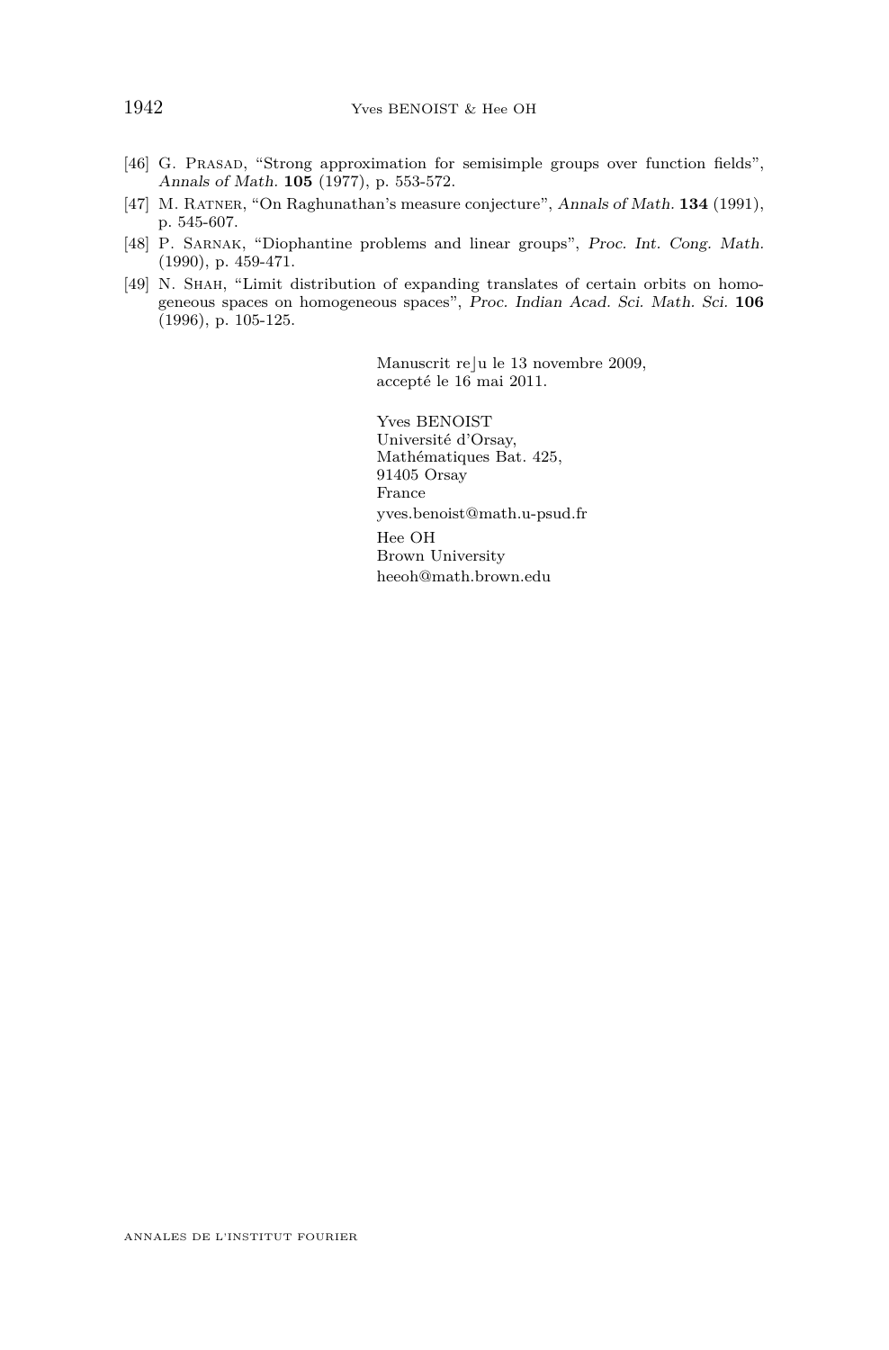[46] G. Prasad, "Strong approximation for semisimple groups over function fields", *Annals of Math.* **105** (1977), p. 553-572.

[47] M. Ratner, "On Raghunathan's measure conjecture", *Annals of Math.* **134** (1991), p. 545-607.

[48] P. Sarnak, "Diophantine problems and linear groups", *Proc. Int. Cong. Math.* (1990), p. 459-471.

[49] N. Shah, "Limit distribution of expanding translates of certain orbits on homogeneous spaces on homogeneous spaces", *Proc. Indian Acad. Sci. Math. Sci.* **106** (1996), p. 105-125.

Manuscrit reçu le 13 novembre 2009,
accepté le 16 mai 2011.

Yves BENOIST
Université d'Orsay,
Mathématiques Bat. 425,
91405 Orsay
France
yves.benoist@math.u-psud.fr

Hee OH
Brown University
heeoh@math.brown.edu